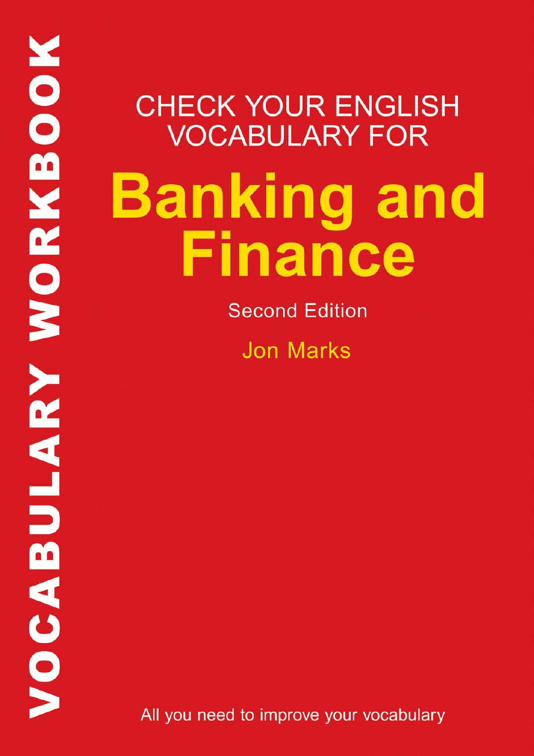VOCABULARY WORKBOOK

CHECK YOUR ENGLISH VOCABULARY FOR

# Banking and Finance

Second Edition

Jon Marks

All you need to improve your vocabulary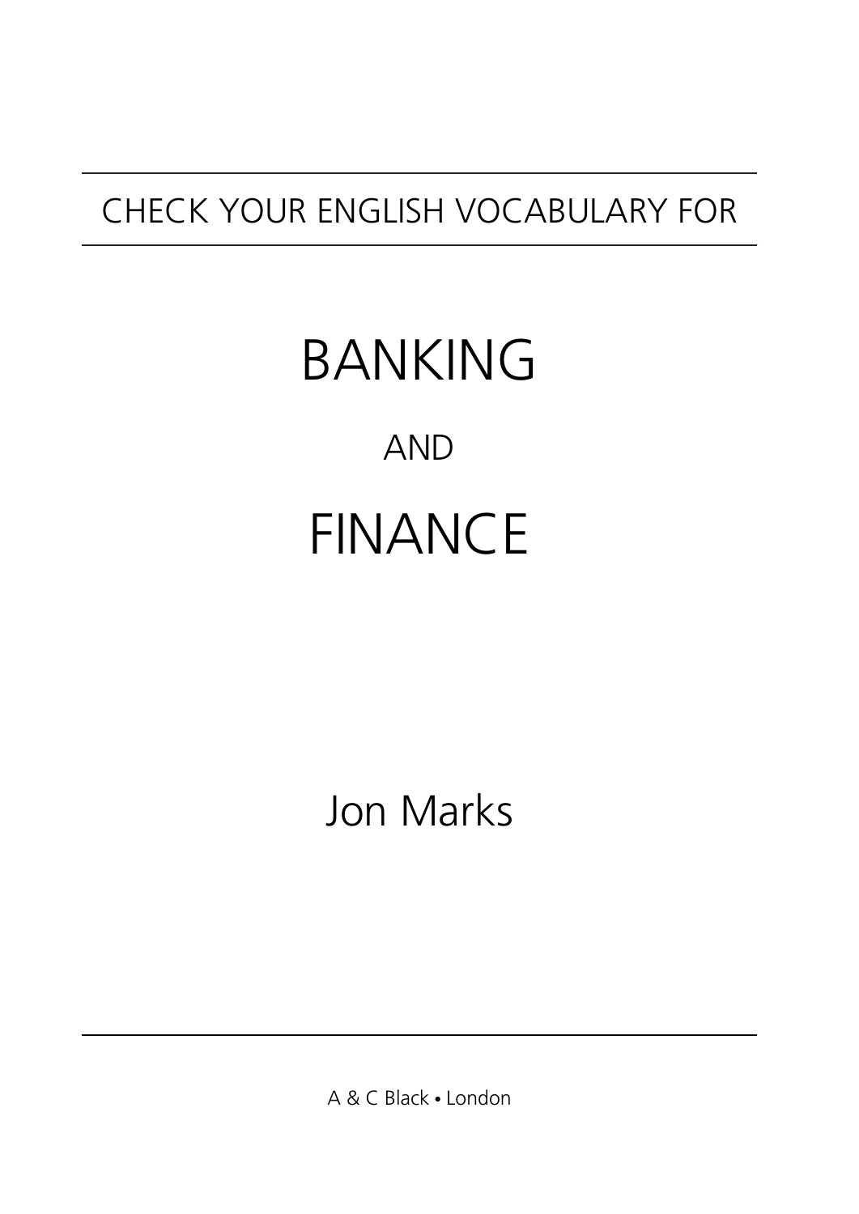CHECK YOUR ENGLISH VOCABULARY FOR

# BANKING

AND

# FINANCE

Jon Marks

A & C Black • London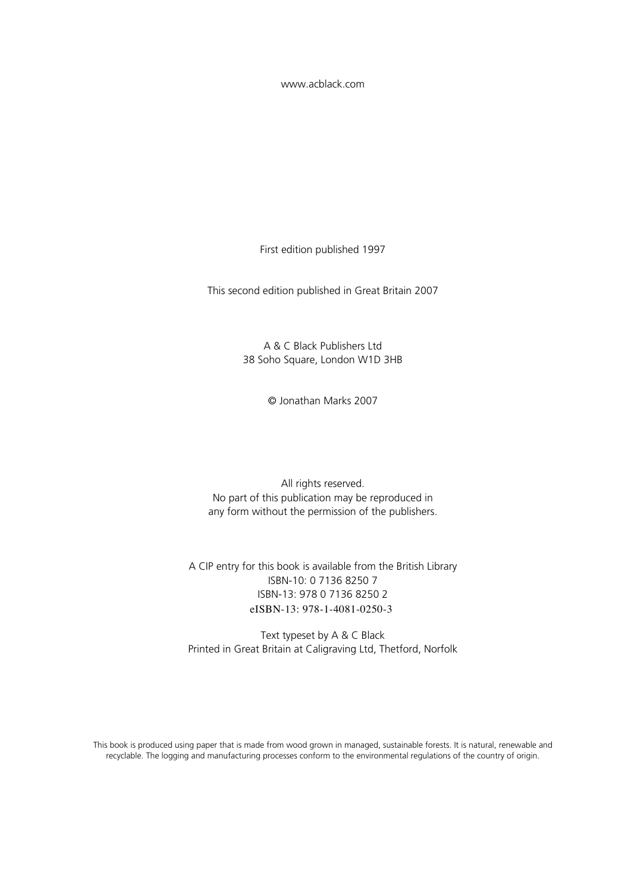www.acblack.com

First edition published 1997

This second edition published in Great Britain 2007

A & C Black Publishers Ltd  
38 Soho Square, London W1D 3HB

© Jonathan Marks 2007

All rights reserved.  
No part of this publication may be reproduced in  
any form without the permission of the publishers.

A CIP entry for this book is available from the British Library  
ISBN-10: 0 7136 8250 7  
ISBN-13: 978 0 7136 8250 2  
eISBN-13: 978-1-4081-0250-3

Text typeset by A & C Black  
Printed in Great Britain at Caligraving Ltd, Thetford, Norfolk

This book is produced using paper that is made from wood grown in managed, sustainable forests. It is natural, renewable and recyclable. The logging and manufacturing processes conform to the environmental regulations of the country of origin.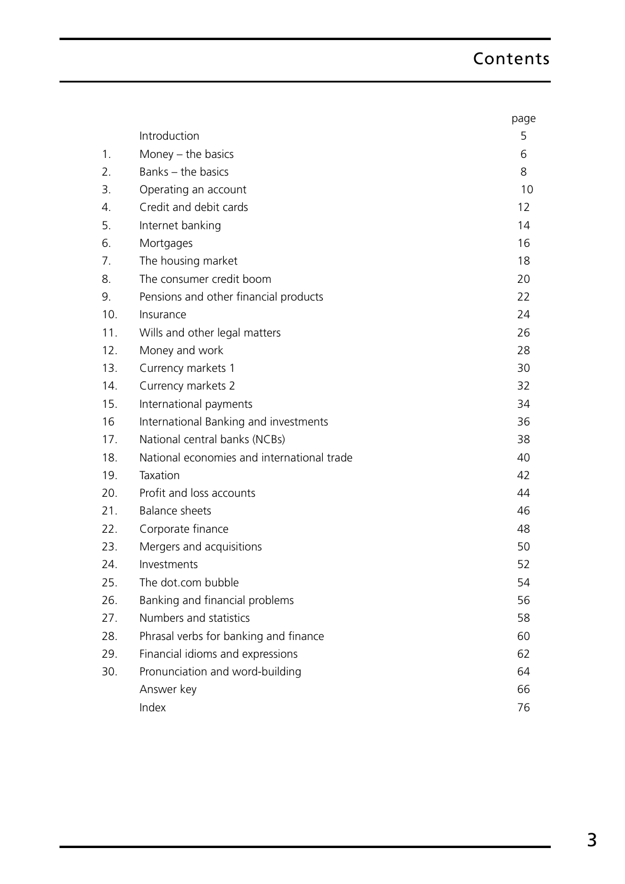# Contents

| | | page |
|---|---|---|
| | Introduction | 5 |
| 1. | Money – the basics | 6 |
| 2. | Banks – the basics | 8 |
| 3. | Operating an account | 10 |
| 4. | Credit and debit cards | 12 |
| 5. | Internet banking | 14 |
| 6. | Mortgages | 16 |
| 7. | The housing market | 18 |
| 8. | The consumer credit boom | 20 |
| 9. | Pensions and other financial products | 22 |
| 10. | Insurance | 24 |
| 11. | Wills and other legal matters | 26 |
| 12. | Money and work | 28 |
| 13. | Currency markets 1 | 30 |
| 14. | Currency markets 2 | 32 |
| 15. | International payments | 34 |
| 16 | International Banking and investments | 36 |
| 17. | National central banks (NCBs) | 38 |
| 18. | National economies and international trade | 40 |
| 19. | Taxation | 42 |
| 20. | Profit and loss accounts | 44 |
| 21. | Balance sheets | 46 |
| 22. | Corporate finance | 48 |
| 23. | Mergers and acquisitions | 50 |
| 24. | Investments | 52 |
| 25. | The dot.com bubble | 54 |
| 26. | Banking and financial problems | 56 |
| 27. | Numbers and statistics | 58 |
| 28. | Phrasal verbs for banking and finance | 60 |
| 29. | Financial idioms and expressions | 62 |
| 30. | Pronunciation and word-building | 64 |
| | Answer key | 66 |
| | Index | 76 |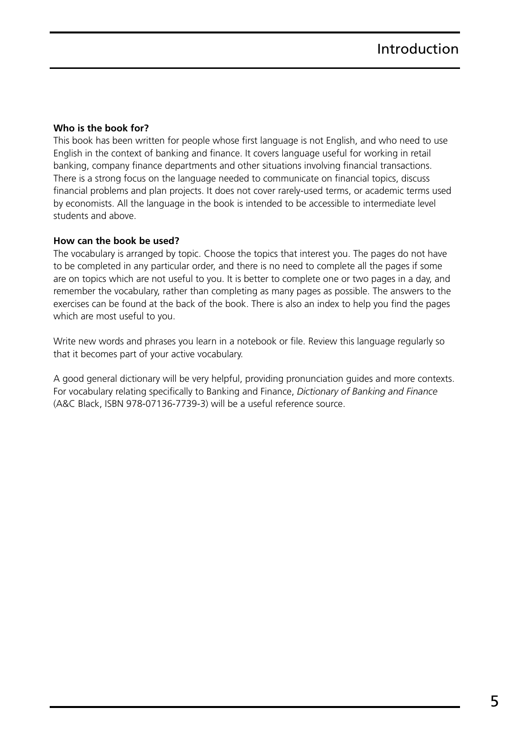# Introduction

**Who is the book for?**

This book has been written for people whose first language is not English, and who need to use English in the context of banking and finance. It covers language useful for working in retail banking, company finance departments and other situations involving financial transactions. There is a strong focus on the language needed to communicate on financial topics, discuss financial problems and plan projects. It does not cover rarely-used terms, or academic terms used by economists. All the language in the book is intended to be accessible to intermediate level students and above.

**How can the book be used?**

The vocabulary is arranged by topic. Choose the topics that interest you. The pages do not have to be completed in any particular order, and there is no need to complete all the pages if some are on topics which are not useful to you. It is better to complete one or two pages in a day, and remember the vocabulary, rather than completing as many pages as possible. The answers to the exercises can be found at the back of the book. There is also an index to help you find the pages which are most useful to you.

Write new words and phrases you learn in a notebook or file. Review this language regularly so that it becomes part of your active vocabulary.

A good general dictionary will be very helpful, providing pronunciation guides and more contexts. For vocabulary relating specifically to Banking and Finance, *Dictionary of Banking and Finance* (A&C Black, ISBN 978-07136-7739-3) will be a useful reference source.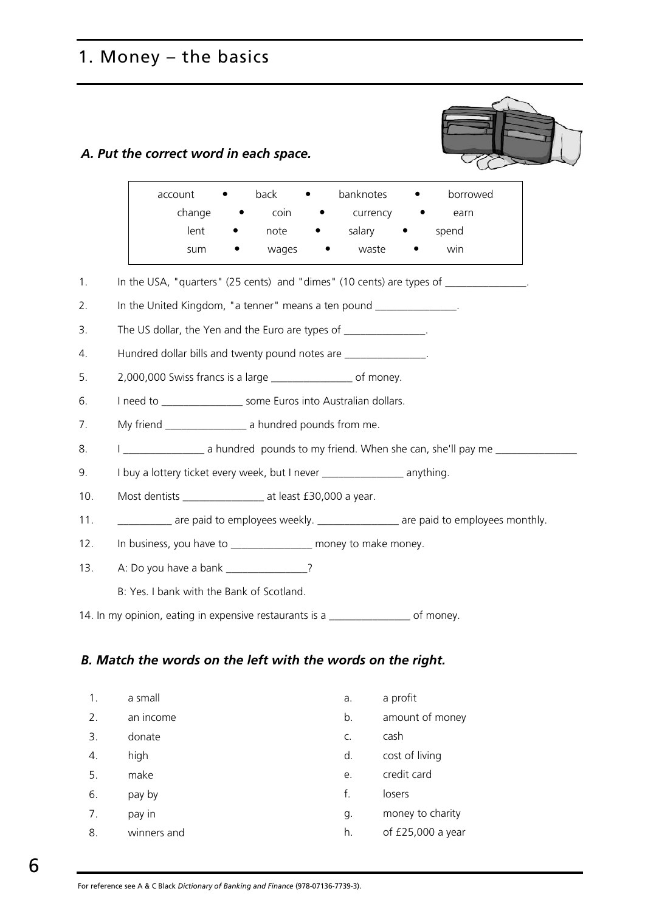# 1. Money – the basics

***A. Put the correct word in each space.***

| | | | |
|---|---|---|---|
| account | back | banknotes | borrowed |
| change | coin | currency | earn |
| lent | note | salary | spend |
| sum | wages | waste | win |

1. In the USA, "quarters" (25 cents) and "dimes" (10 cents) are types of _______________.
2. In the United Kingdom, "a tenner" means a ten pound _______________.
3. The US dollar, the Yen and the Euro are types of _______________.
4. Hundred dollar bills and twenty pound notes are _______________.
5. 2,000,000 Swiss francs is a large _______________ of money.
6. I need to _______________ some Euros into Australian dollars.
7. My friend _______________ a hundred pounds from me.
8. I _______________ a hundred pounds to my friend. When she can, she'll pay me _______________
9. I buy a lottery ticket every week, but I never _______________ anything.
10. Most dentists _______________ at least £30,000 a year.
11. __________ are paid to employees weekly. _______________ are paid to employees monthly.
12. In business, you have to _______________ money to make money.
13. A: Do you have a bank _______________?

    B: Yes. I bank with the Bank of Scotland.
14. In my opinion, eating in expensive restaurants is a _______________ of money.

***B. Match the words on the left with the words on the right.***

| | | | |
|---|---|---|---|
| 1. | a small | a. | a profit |
| 2. | an income | b. | amount of money |
| 3. | donate | c. | cash |
| 4. | high | d. | cost of living |
| 5. | make | e. | credit card |
| 6. | pay by | f. | losers |
| 7. | pay in | g. | money to charity |
| 8. | winners and | h. | of £25,000 a year |

For reference see A & C Black *Dictionary of Banking and Finance* (978-07136-7739-3).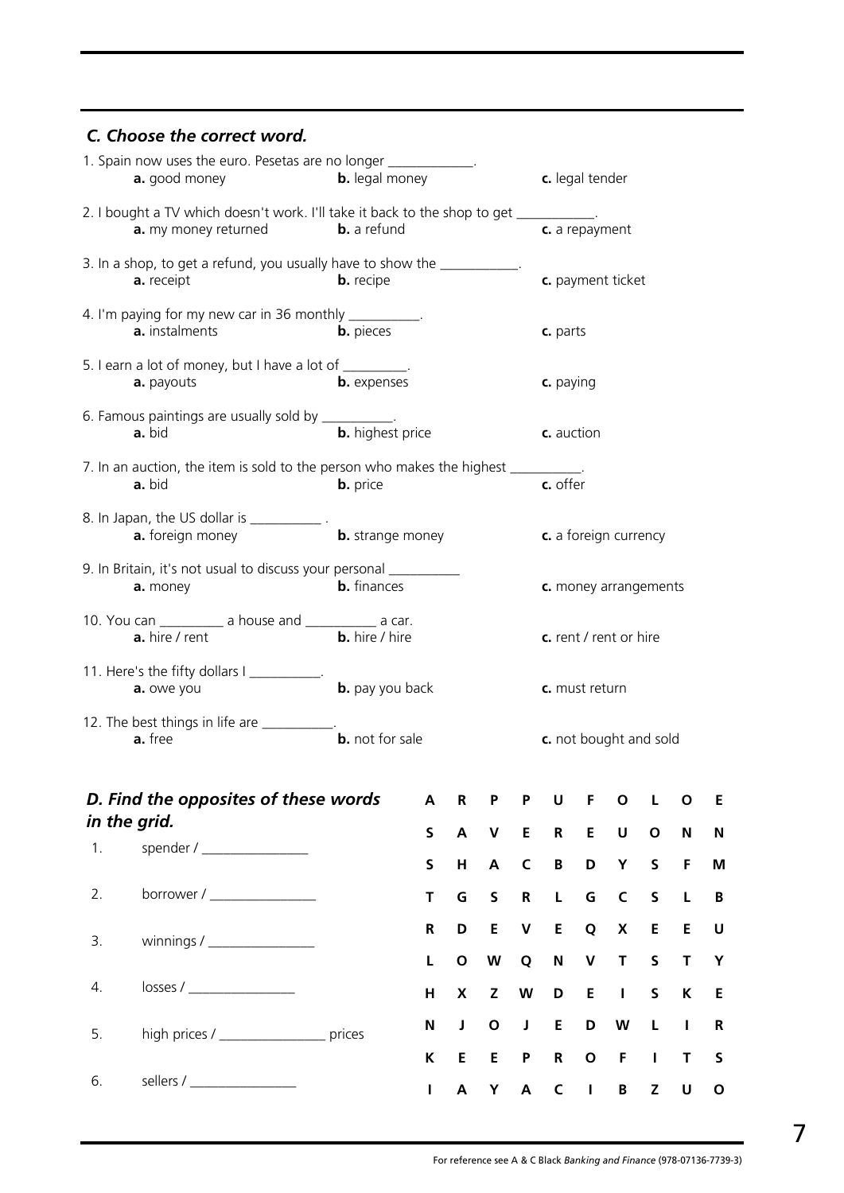## *C. Choose the correct word.*

1. Spain now uses the euro. Pesetas are no longer ____________.
   **a.** good money **b.** legal money **c.** legal tender

2. I bought a TV which doesn't work. I'll take it back to the shop to get ___________.
   **a.** my money returned **b.** a refund **c.** a repayment

3. In a shop, to get a refund, you usually have to show the ___________.
   **a.** receipt **b.** recipe **c.** payment ticket

4. I'm paying for my new car in 36 monthly __________.
   **a.** instalments **b.** pieces **c.** parts

5. I earn a lot of money, but I have a lot of _________.
   **a.** payouts **b.** expenses **c.** paying

6. Famous paintings are usually sold by __________.
   **a.** bid **b.** highest price **c.** auction

7. In an auction, the item is sold to the person who makes the highest __________.
   **a.** bid **b.** price **c.** offer

8. In Japan, the US dollar is __________ .
   **a.** foreign money **b.** strange money **c.** a foreign currency

9. In Britain, it's not usual to discuss your personal __________
   **a.** money **b.** finances **c.** money arrangements

10. You can _________ a house and __________ a car.
    **a.** hire / rent **b.** hire / hire **c.** rent / rent or hire

11. Here's the fifty dollars I __________.
    **a.** owe you **b.** pay you back **c.** must return

12. The best things in life are __________.
    **a.** free **b.** not for sale **c.** not bought and sold

## *D. Find the opposites of these words in the grid.*

1. spender / _______________
2. borrower / _______________
3. winnings / _______________
4. losses / _______________
5. high prices / _______________ prices
6. sellers / _______________

| | | | | | | | | | |
|---|---|---|---|---|---|---|---|---|---|
| A | R | P | P | U | F | O | L | O | E |
| S | A | V | E | R | E | U | O | N | N |
| S | H | A | C | B | D | Y | S | F | M |
| T | G | S | R | L | G | C | S | L | B |
| R | D | E | V | E | Q | X | E | E | U |
| L | O | W | Q | N | V | T | S | T | Y |
| H | X | Z | W | D | E | I | S | K | E |
| N | J | O | J | E | D | W | L | I | R |
| K | E | E | P | R | O | F | I | T | S |
| I | A | Y | A | C | I | B | Z | U | O |

For reference see A & C Black *Banking and Finance* (978-07136-7739-3)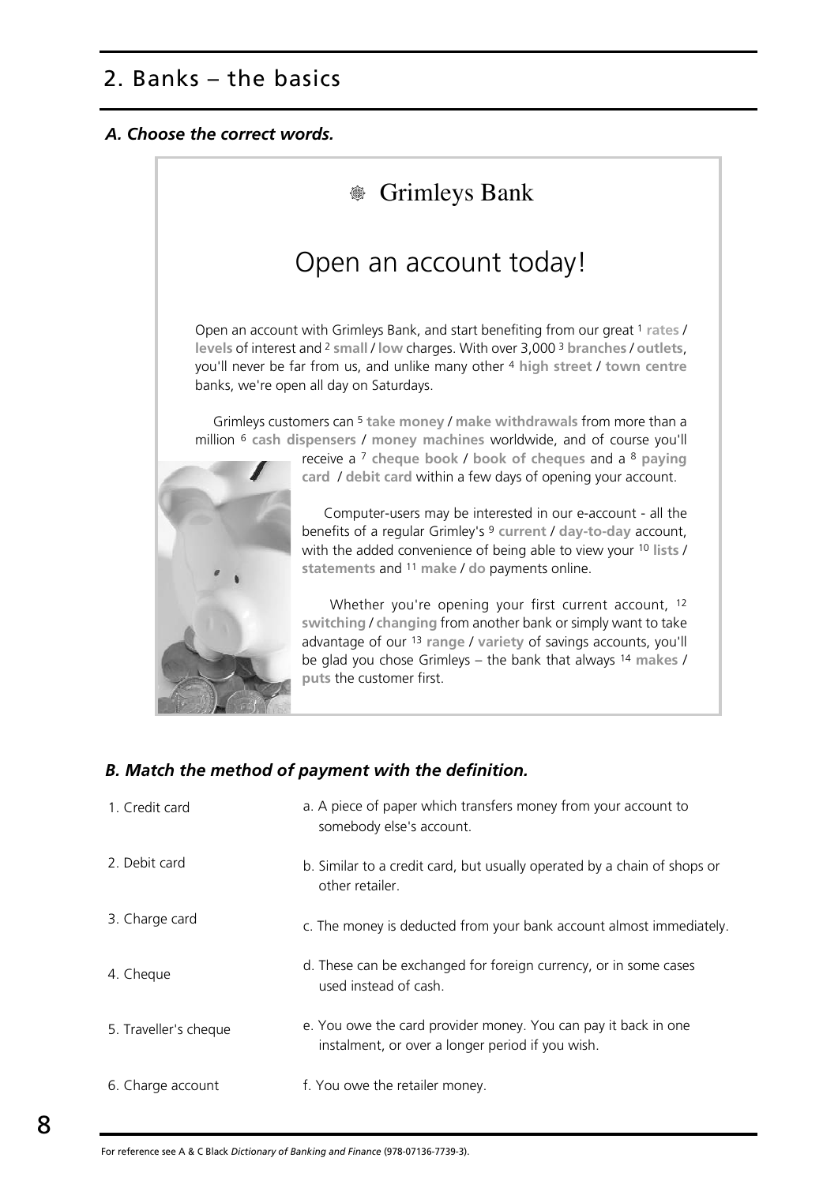## 2. Banks – the basics

***A. Choose the correct words.***

### Grimleys Bank

# Open an account today!

Open an account with Grimleys Bank, and start benefiting from our great [1] **rates** / **levels** of interest and [2] **small** / **low** charges. With over 3,000 [3] **branches** / **outlets**, you'll never be far from us, and unlike many other [4] **high street** / **town centre** banks, we're open all day on Saturdays.

Grimleys customers can [5] **take money** / **make withdrawals** from more than a million [6] **cash dispensers** / **money machines** worldwide, and of course you'll receive a [7] **cheque book** / **book of cheques** and a [8] **paying card** / **debit card** within a few days of opening your account.

Computer-users may be interested in our e-account - all the benefits of a regular Grimley's [9] **current** / **day-to-day** account, with the added convenience of being able to view your [10] **lists** / **statements** and [11] **make** / **do** payments online.

Whether you're opening your first current account, [12] **switching** / **changing** from another bank or simply want to take advantage of our [13] **range** / **variety** of savings accounts, you'll be glad you chose Grimleys – the bank that always [14] **makes** / **puts** the customer first.

***B. Match the method of payment with the definition.***

1. Credit card
2. Debit card
3. Charge card
4. Cheque
5. Traveller's cheque
6. Charge account

a. A piece of paper which transfers money from your account to somebody else's account.

b. Similar to a credit card, but usually operated by a chain of shops or other retailer.

c. The money is deducted from your bank account almost immediately.

d. These can be exchanged for foreign currency, or in some cases used instead of cash.

e. You owe the card provider money. You can pay it back in one instalment, or over a longer period if you wish.

f. You owe the retailer money.

For reference see A & C Black *Dictionary of Banking and Finance* (978-07136-7739-3).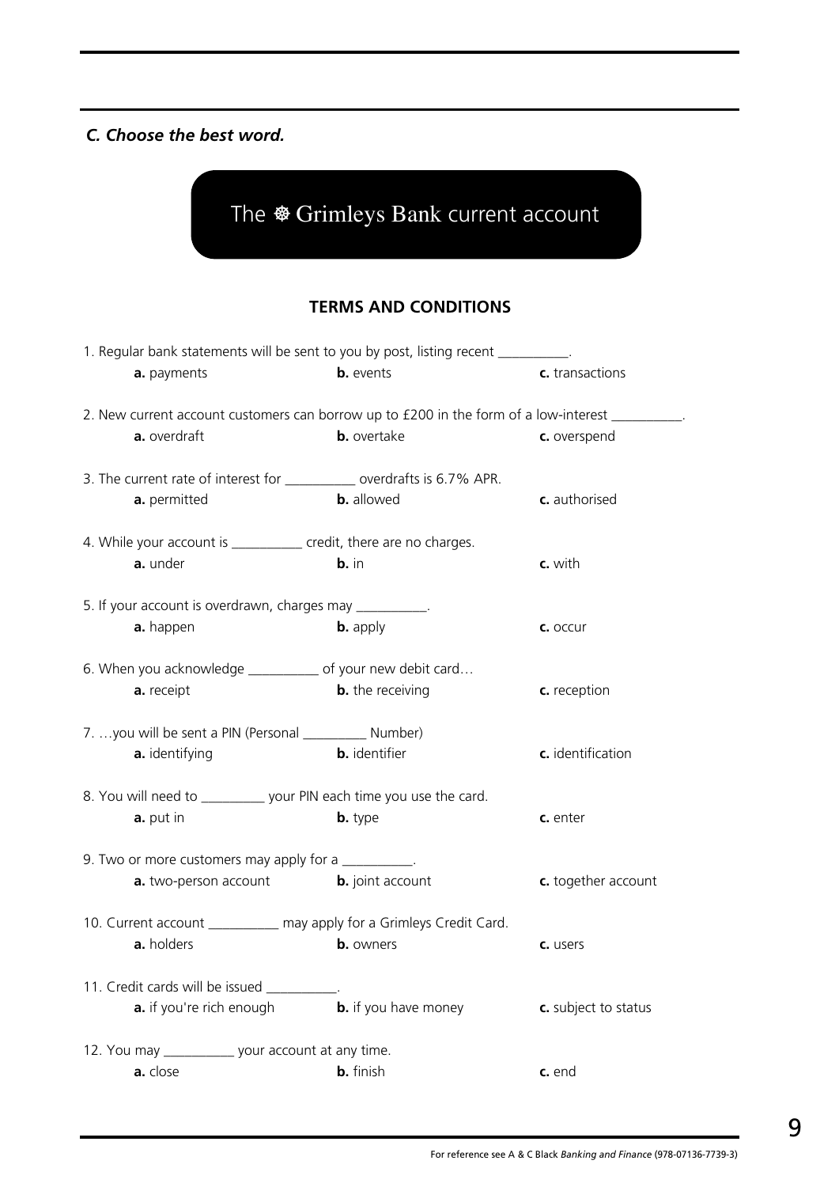*C. Choose the best word.*

## The ☸ Grimleys Bank current account

### TERMS AND CONDITIONS

1. Regular bank statements will be sent to you by post, listing recent __________.
   **a.** payments **b.** events **c.** transactions

2. New current account customers can borrow up to £200 in the form of a low-interest __________.
   **a.** overdraft **b.** overtake **c.** overspend

3. The current rate of interest for __________ overdrafts is 6.7% APR.
   **a.** permitted **b.** allowed **c.** authorised

4. While your account is __________ credit, there are no charges.
   **a.** under **b.** in **c.** with

5. If your account is overdrawn, charges may __________.
   **a.** happen **b.** apply **c.** occur

6. When you acknowledge __________ of your new debit card…
   **a.** receipt **b.** the receiving **c.** reception

7. …you will be sent a PIN (Personal _________ Number)
   **a.** identifying **b.** identifier **c.** identification

8. You will need to _________ your PIN each time you use the card.
   **a.** put in **b.** type **c.** enter

9. Two or more customers may apply for a __________.
   **a.** two-person account **b.** joint account **c.** together account

10. Current account __________ may apply for a Grimleys Credit Card.
    **a.** holders **b.** owners **c.** users

11. Credit cards will be issued __________.
    **a.** if you're rich enough **b.** if you have money **c.** subject to status

12. You may __________ your account at any time.
    **a.** close **b.** finish **c.** end

For reference see A & C Black *Banking and Finance* (978-07136-7739-3)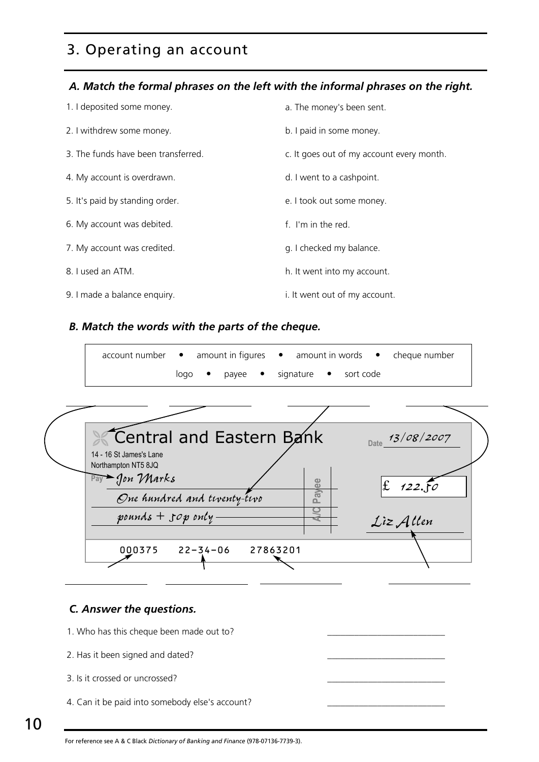## 3. Operating an account

### *A. Match the formal phrases on the left with the informal phrases on the right.*

| | |
|---|---|
| 1. I deposited some money. | a. The money's been sent. |
| 2. I withdrew some money. | b. I paid in some money. |
| 3. The funds have been transferred. | c. It goes out of my account every month. |
| 4. My account is overdrawn. | d. I went to a cashpoint. |
| 5. It's paid by standing order. | e. I took out some money. |
| 6. My account was debited. | f. I'm in the red. |
| 7. My account was credited. | g. I checked my balance. |
| 8. I used an ATM. | h. It went into my account. |
| 9. I made a balance enquiry. | i. It went out of my account. |

### *B. Match the words with the parts of the cheque.*

account number • amount in figures • amount in words • cheque number

logo • payee • signature • sort code

______________ ______________ ______________ ______________

Central and Eastern Bank
14 - 16 St James's Lane
Northampton NT5 8JQ

Date 13/08/2007

Pay Jon Marks

One hundred and twenty-two pounds + 50p only

A/C Payee

£ 122.50

Liz Allen

000375 22-34-06 27863201

______________ ______________ ______________ ______________

### *C. Answer the questions.*

1. Who has this cheque been made out to? ______________________
2. Has it been signed and dated? ______________________
3. Is it crossed or uncrossed? ______________________
4. Can it be paid into somebody else's account? ______________________

For reference see A & C Black *Dictionary of Banking and Finance* (978-07136-7739-3).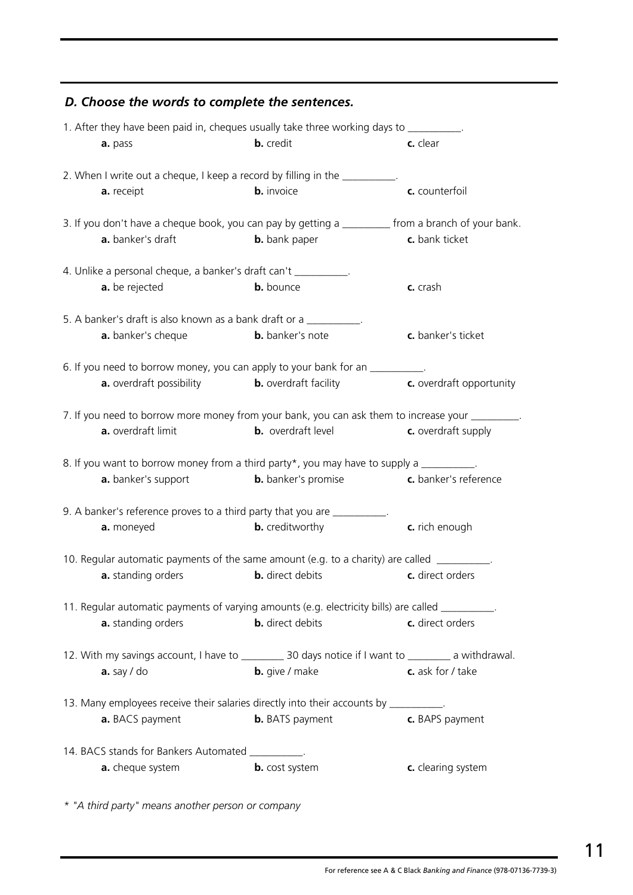### *D. Choose the words to complete the sentences.*

1. After they have been paid in, cheques usually take three working days to __________.
   **a.** pass **b.** credit **c.** clear

2. When I write out a cheque, I keep a record by filling in the __________.
   **a.** receipt **b.** invoice **c.** counterfoil

3. If you don't have a cheque book, you can pay by getting a _________ from a branch of your bank.
   **a.** banker's draft **b.** bank paper **c.** bank ticket

4. Unlike a personal cheque, a banker's draft can't __________.
   **a.** be rejected **b.** bounce **c.** crash

5. A banker's draft is also known as a bank draft or a __________.
   **a.** banker's cheque **b.** banker's note **c.** banker's ticket

6. If you need to borrow money, you can apply to your bank for an __________.
   **a.** overdraft possibility **b.** overdraft facility **c.** overdraft opportunity

7. If you need to borrow more money from your bank, you can ask them to increase your _________.
   **a.** overdraft limit **b.** overdraft level **c.** overdraft supply

8. If you want to borrow money from a third party*, you may have to supply a __________.
   **a.** banker's support **b.** banker's promise **c.** banker's reference

9. A banker's reference proves to a third party that you are __________.
   **a.** moneyed **b.** creditworthy **c.** rich enough

10. Regular automatic payments of the same amount (e.g. to a charity) are called __________.
    **a.** standing orders **b.** direct debits **c.** direct orders

11. Regular automatic payments of varying amounts (e.g. electricity bills) are called __________.
    **a.** standing orders **b.** direct debits **c.** direct orders

12. With my savings account, I have to ________ 30 days notice if I want to ________ a withdrawal.
    **a.** say / do **b.** give / make **c.** ask for / take

13. Many employees receive their salaries directly into their accounts by __________.
    **a.** BACS payment **b.** BATS payment **c.** BAPS payment

14. BACS stands for Bankers Automated __________.
    **a.** cheque system **b.** cost system **c.** clearing system

*\* "A third party" means another person or company*

For reference see A & C Black *Banking and Finance* (978-07136-7739-3)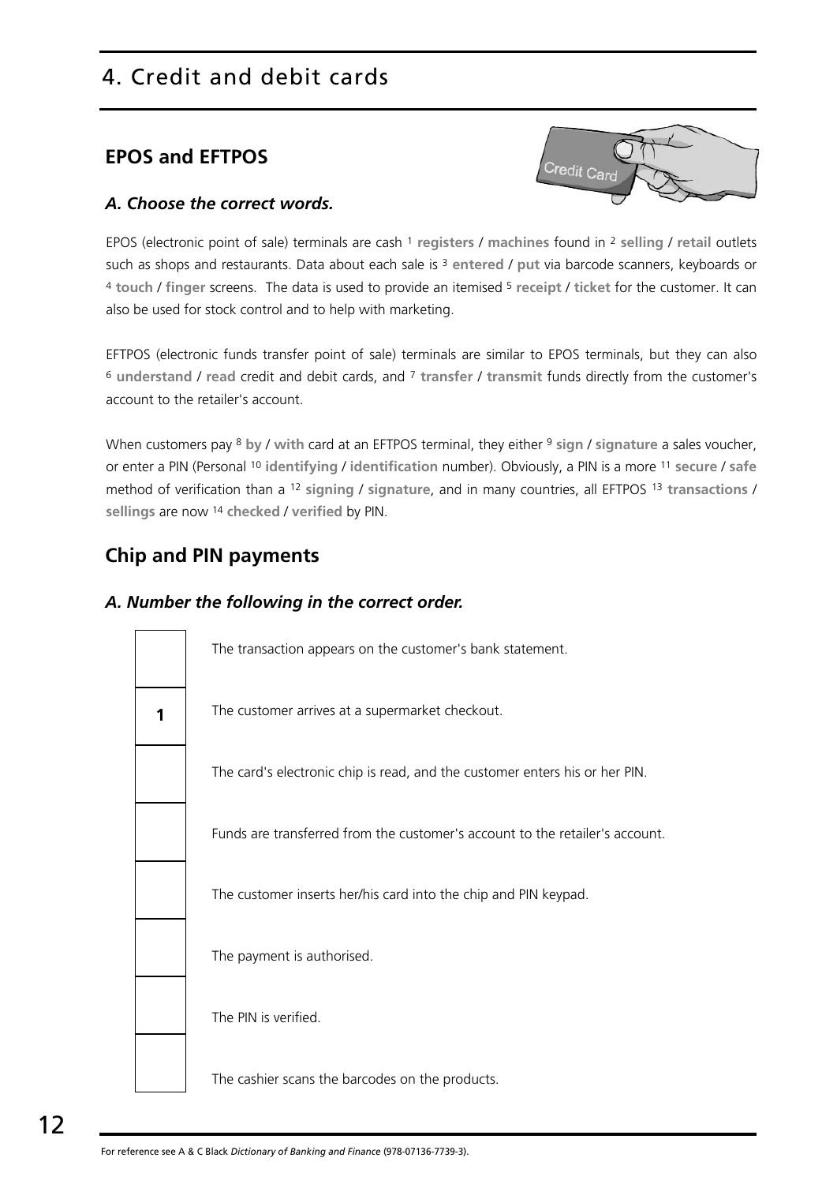# 4. Credit and debit cards

## EPOS and EFTPOS

### *A. Choose the correct words.*

EPOS (electronic point of sale) terminals are cash [1] **registers** / **machines** found in [2] **selling** / **retail** outlets such as shops and restaurants. Data about each sale is [3] **entered** / **put** via barcode scanners, keyboards or [4] **touch** / **finger** screens. The data is used to provide an itemised [5] **receipt** / **ticket** for the customer. It can also be used for stock control and to help with marketing.

EFTPOS (electronic funds transfer point of sale) terminals are similar to EPOS terminals, but they can also [6] **understand** / **read** credit and debit cards, and [7] **transfer** / **transmit** funds directly from the customer's account to the retailer's account.

When customers pay [8] **by** / **with** card at an EFTPOS terminal, they either [9] **sign** / **signature** a sales voucher, or enter a PIN (Personal [10] **identifying** / **identification** number). Obviously, a PIN is a more [11] **secure** / **safe** method of verification than a [12] **signing** / **signature**, and in many countries, all EFTPOS [13] **transactions** / **sellings** are now [14] **checked** / **verified** by PIN.

## Chip and PIN payments

### *A. Number the following in the correct order.*

| | |
|---|---|
| | The transaction appears on the customer's bank statement. |
| **1** | The customer arrives at a supermarket checkout. |
| | The card's electronic chip is read, and the customer enters his or her PIN. |
| | Funds are transferred from the customer's account to the retailer's account. |
| | The customer inserts her/his card into the chip and PIN keypad. |
| | The payment is authorised. |
| | The PIN is verified. |
| | The cashier scans the barcodes on the products. |

For reference see A & C Black *Dictionary of Banking and Finance* (978-07136-7739-3).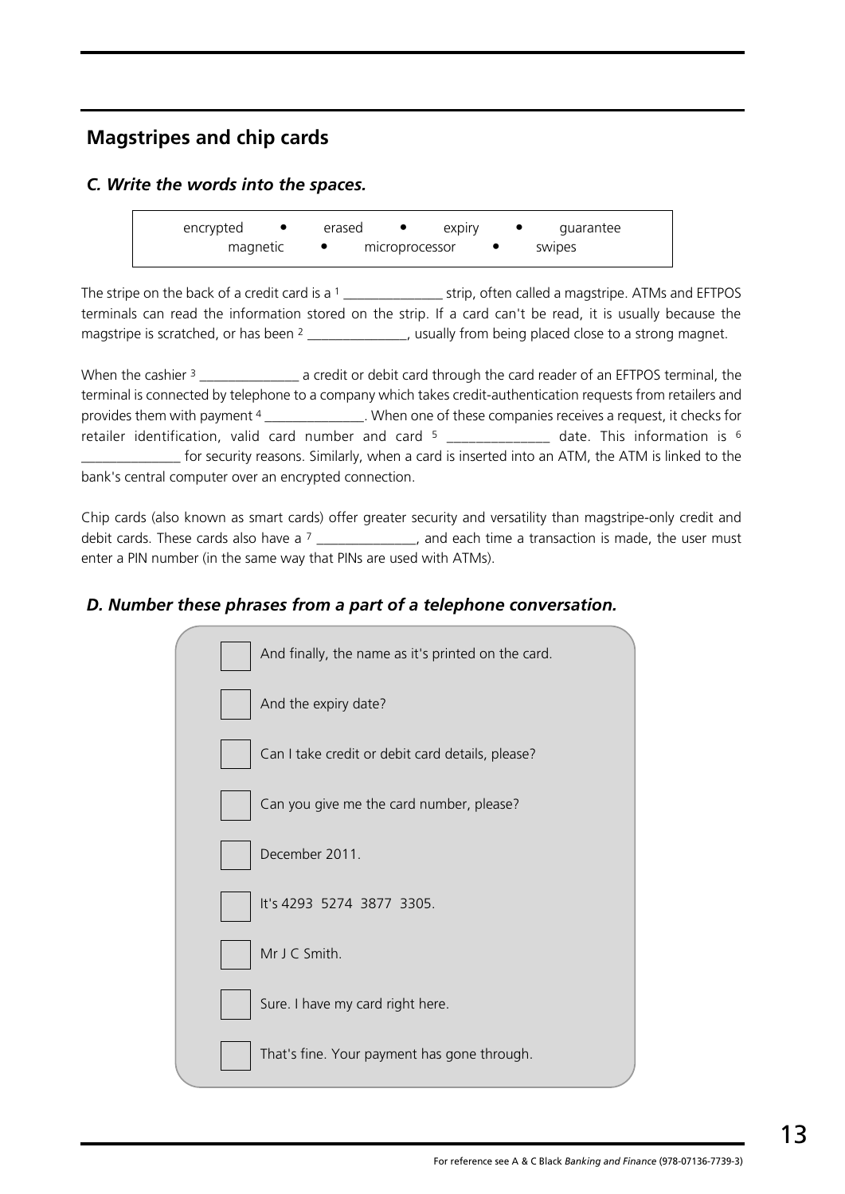## Magstripes and chip cards

### *C. Write the words into the spaces.*

encrypted • erased • expiry • guarantee
magnetic • microprocessor • swipes

The stripe on the back of a credit card is a [1] ______________ strip, often called a magstripe. ATMs and EFTPOS terminals can read the information stored on the strip. If a card can't be read, it is usually because the magstripe is scratched, or has been [2] ______________, usually from being placed close to a strong magnet.

When the cashier [3] ______________ a credit or debit card through the card reader of an EFTPOS terminal, the terminal is connected by telephone to a company which takes credit-authentication requests from retailers and provides them with payment [4] ______________. When one of these companies receives a request, it checks for retailer identification, valid card number and card [5] ______________ date. This information is [6] ______________ for security reasons. Similarly, when a card is inserted into an ATM, the ATM is linked to the bank's central computer over an encrypted connection.

Chip cards (also known as smart cards) offer greater security and versatility than magstripe-only credit and debit cards. These cards also have a [7] ______________, and each time a transaction is made, the user must enter a PIN number (in the same way that PINs are used with ATMs).

### *D. Number these phrases from a part of a telephone conversation.*

- [ ] And finally, the name as it's printed on the card.
- [ ] And the expiry date?
- [ ] Can I take credit or debit card details, please?
- [ ] Can you give me the card number, please?
- [ ] December 2011.
- [ ] It's 4293 5274 3877 3305.
- [ ] Mr J C Smith.
- [ ] Sure. I have my card right here.
- [ ] That's fine. Your payment has gone through.

For reference see A & C Black *Banking and Finance* (978-07136-7739-3)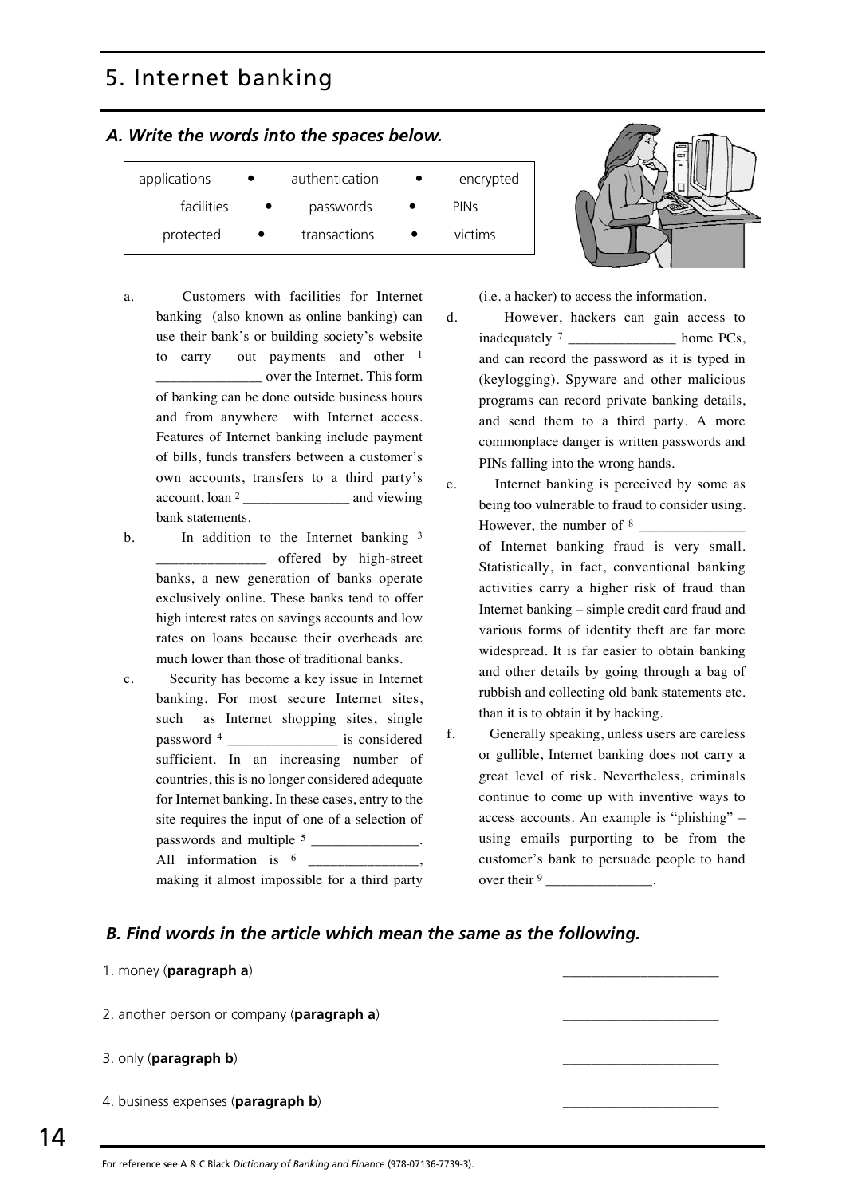# 5. Internet banking

### *A. Write the words into the spaces below.*

| | | |
|---|---|---|
| applications | authentication | encrypted |
| facilities | passwords | PINs |
| protected | transactions | victims |

a. Customers with facilities for Internet banking (also known as online banking) can use their bank's or building society's website to carry out payments and other [1] _______________ over the Internet. This form of banking can be done outside business hours and from anywhere with Internet access. Features of Internet banking include payment of bills, funds transfers between a customer's own accounts, transfers to a third party's account, loan [2] _______________ and viewing bank statements.

b. In addition to the Internet banking [3] _______________ offered by high-street banks, a new generation of banks operate exclusively online. These banks tend to offer high interest rates on savings accounts and low rates on loans because their overheads are much lower than those of traditional banks.

c. Security has become a key issue in Internet banking. For most secure Internet sites, such as Internet shopping sites, single password [4] _______________ is considered sufficient. In an increasing number of countries, this is no longer considered adequate for Internet banking. In these cases, entry to the site requires the input of one of a selection of passwords and multiple [5] _______________. All information is [6] _______________, making it almost impossible for a third party (i.e. a hacker) to access the information.

d. However, hackers can gain access to inadequately [7] _______________ home PCs, and can record the password as it is typed in (keylogging). Spyware and other malicious programs can record private banking details, and send them to a third party. A more commonplace danger is written passwords and PINs falling into the wrong hands.

e. Internet banking is perceived by some as being too vulnerable to fraud to consider using. However, the number of [8] _______________ of Internet banking fraud is very small. Statistically, in fact, conventional banking activities carry a higher risk of fraud than Internet banking – simple credit card fraud and various forms of identity theft are far more widespread. It is far easier to obtain banking and other details by going through a bag of rubbish and collecting old bank statements etc. than it is to obtain it by hacking.

f. Generally speaking, unless users are careless or gullible, Internet banking does not carry a great level of risk. Nevertheless, criminals continue to come up with inventive ways to access accounts. An example is "phishing" – using emails purporting to be from the customer's bank to persuade people to hand over their [9] _______________.

### *B. Find words in the article which mean the same as the following.*

1. money (**paragraph a**) _______________

2. another person or company (**paragraph a**) _______________

3. only (**paragraph b**) _______________

4. business expenses (**paragraph b**) _______________

For reference see A & C Black *Dictionary of Banking and Finance* (978-07136-7739-3).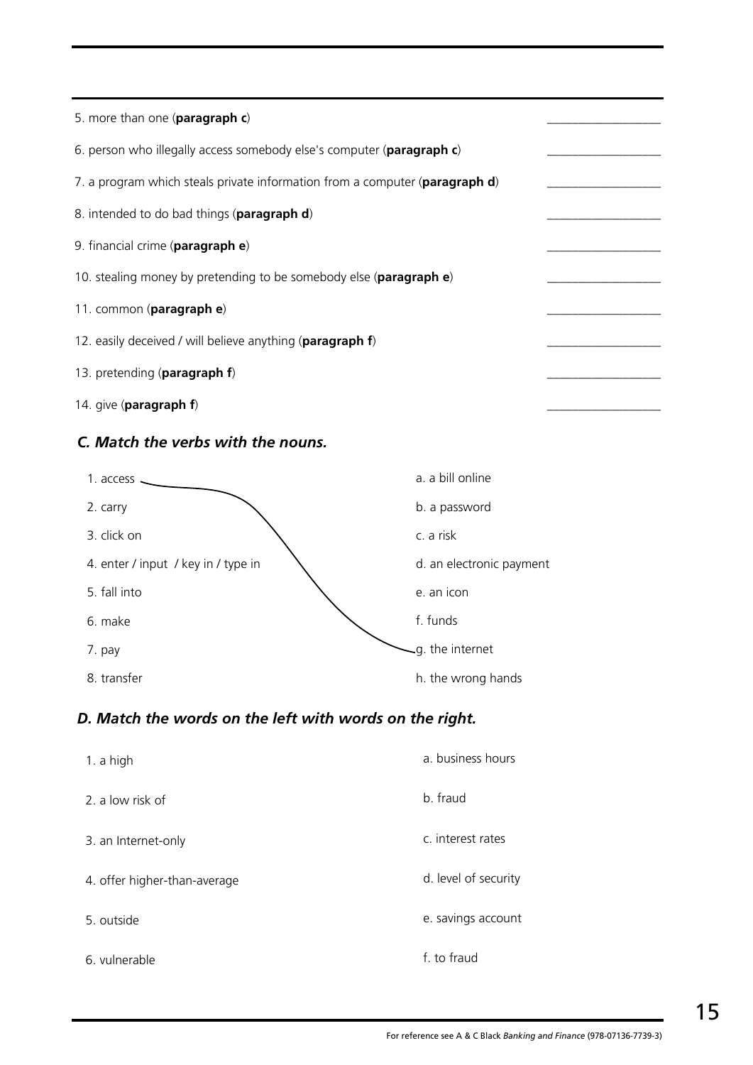5. more than one (**paragraph c**) __________________

6. person who illegally access somebody else's computer (**paragraph c**) __________________

7. a program which steals private information from a computer (**paragraph d**) __________________

8. intended to do bad things (**paragraph d**) __________________

9. financial crime (**paragraph e**) __________________

10. stealing money by pretending to be somebody else (**paragraph e**) __________________

11. common (**paragraph e**) __________________

12. easily deceived / will believe anything (**paragraph f**) __________________

13. pretending (**paragraph f**) __________________

14. give (**paragraph f**) __________________

### *C. Match the verbs with the nouns.*

| | |
|---|---|
| 1. access | a. a bill online |
| 2. carry | b. a password |
| 3. click on | c. a risk |
| 4. enter / input / key in / type in | d. an electronic payment |
| 5. fall into | e. an icon |
| 6. make | f. funds |
| 7. pay | g. the internet |
| 8. transfer | h. the wrong hands |

### *D. Match the words on the left with words on the right.*

| | |
|---|---|
| 1. a high | a. business hours |
| 2. a low risk of | b. fraud |
| 3. an Internet-only | c. interest rates |
| 4. offer higher-than-average | d. level of security |
| 5. outside | e. savings account |
| 6. vulnerable | f. to fraud |

For reference see A & C Black *Banking and Finance* (978-07136-7739-3)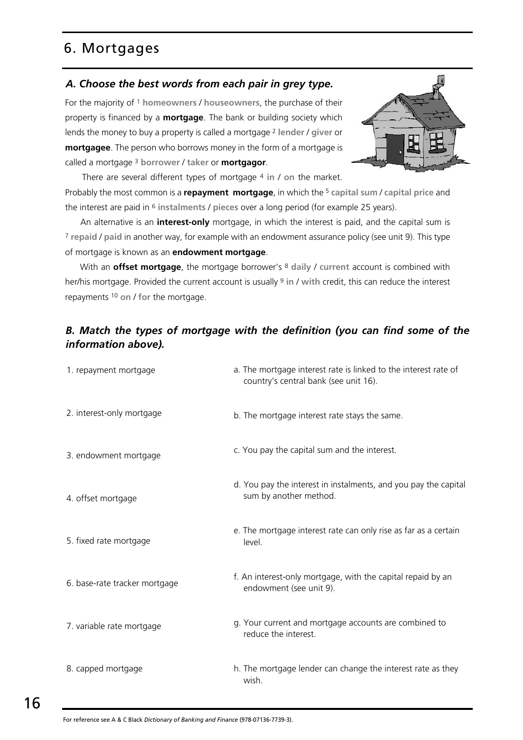# 6. Mortgages

### *A. Choose the best words from each pair in grey type.*

For the majority of [1] **homeowners** / **houseowners**, the purchase of their property is financed by a **mortgage**. The bank or building society which lends the money to buy a property is called a mortgage [2] **lender** / **giver** or **mortgagee**. The person who borrows money in the form of a mortgage is called a mortgage [3] **borrower** / **taker** or **mortgagor**.

There are several different types of mortgage [4] **in** / **on** the market. Probably the most common is a **repayment mortgage**, in which the [5] **capital sum** / **capital price** and the interest are paid in [6] **instalments** / **pieces** over a long period (for example 25 years).

An alternative is an **interest-only** mortgage, in which the interest is paid, and the capital sum is [7] **repaid** / **paid** in another way, for example with an endowment assurance policy (see unit 9). This type of mortgage is known as an **endowment mortgage**.

With an **offset mortgage**, the mortgage borrower's [8] **daily** / **current** account is combined with her/his mortgage. Provided the current account is usually [9] **in** / **with** credit, this can reduce the interest repayments [10] **on** / **for** the mortgage.

### *B. Match the types of mortgage with the definition (you can find some of the information above).*

| | |
|---|---|
| 1. repayment mortgage | a. The mortgage interest rate is linked to the interest rate of country's central bank (see unit 16). |
| 2. interest-only mortgage | b. The mortgage interest rate stays the same. |
| 3. endowment mortgage | c. You pay the capital sum and the interest. |
| 4. offset mortgage | d. You pay the interest in instalments, and you pay the capital sum by another method. |
| 5. fixed rate mortgage | e. The mortgage interest rate can only rise as far as a certain level. |
| 6. base-rate tracker mortgage | f. An interest-only mortgage, with the capital repaid by an endowment (see unit 9). |
| 7. variable rate mortgage | g. Your current and mortgage accounts are combined to reduce the interest. |
| 8. capped mortgage | h. The mortgage lender can change the interest rate as they wish. |

For reference see A & C Black *Dictionary of Banking and Finance* (978-07136-7739-3).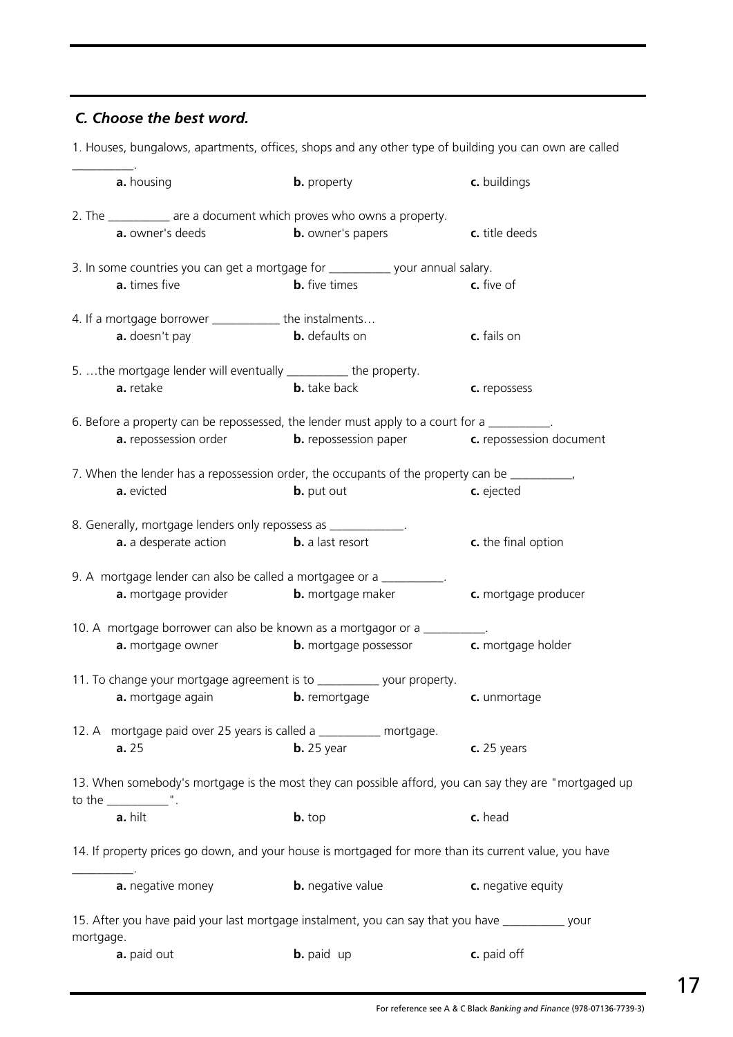### *C. Choose the best word.*

1. Houses, bungalows, apartments, offices, shops and any other type of building you can own are called __________.

   **a.** housing **b.** property **c.** buildings

2. The __________ are a document which proves who owns a property.

   **a.** owner's deeds **b.** owner's papers **c.** title deeds

3. In some countries you can get a mortgage for __________ your annual salary.

   **a.** times five **b.** five times **c.** five of

4. If a mortgage borrower ___________ the instalments…

   **a.** doesn't pay **b.** defaults on **c.** fails on

5. …the mortgage lender will eventually __________ the property.

   **a.** retake **b.** take back **c.** repossess

6. Before a property can be repossessed, the lender must apply to a court for a __________.

   **a.** repossession order **b.** repossession paper **c.** repossession document

7. When the lender has a repossession order, the occupants of the property can be __________,

   **a.** evicted **b.** put out **c.** ejected

8. Generally, mortgage lenders only repossess as ____________.

   **a.** a desperate action **b.** a last resort **c.** the final option

9. A mortgage lender can also be called a mortgagee or a __________.

   **a.** mortgage provider **b.** mortgage maker **c.** mortgage producer

10. A mortgage borrower can also be known as a mortgagor or a __________.

    **a.** mortgage owner **b.** mortgage possessor **c.** mortgage holder

11. To change your mortgage agreement is to __________ your property.

    **a.** mortgage again **b.** remortgage **c.** unmortage

12. A mortgage paid over 25 years is called a __________ mortgage.

    **a.** 25 **b.** 25 year **c.** 25 years

13. When somebody's mortgage is the most they can possible afford, you can say they are "mortgaged up to the __________".

    **a.** hilt **b.** top **c.** head

14. If property prices go down, and your house is mortgaged for more than its current value, you have __________.

    **a.** negative money **b.** negative value **c.** negative equity

15. After you have paid your last mortgage instalment, you can say that you have __________ your mortgage.

    **a.** paid out **b.** paid up **c.** paid off

For reference see A & C Black *Banking and Finance* (978-07136-7739-3)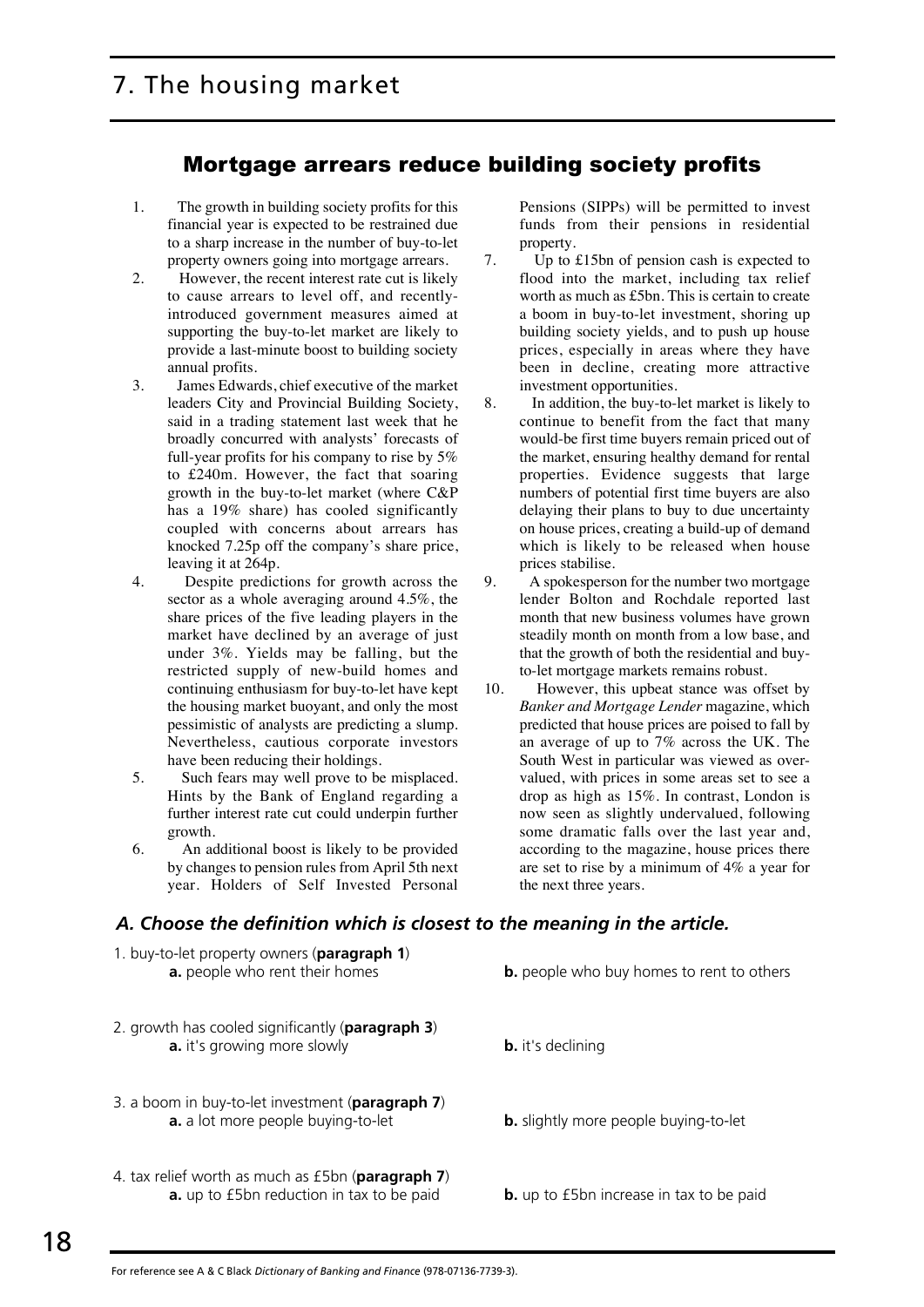# 7. The housing market

## Mortgage arrears reduce building society profits

1. The growth in building society profits for this financial year is expected to be restrained due to a sharp increase in the number of buy-to-let property owners going into mortgage arrears.
2. However, the recent interest rate cut is likely to cause arrears to level off, and recently-introduced government measures aimed at supporting the buy-to-let market are likely to provide a last-minute boost to building society annual profits.
3. James Edwards, chief executive of the market leaders City and Provincial Building Society, said in a trading statement last week that he broadly concurred with analysts' forecasts of full-year profits for his company to rise by 5% to £240m. However, the fact that soaring growth in the buy-to-let market (where C&P has a 19% share) has cooled significantly coupled with concerns about arrears has knocked 7.25p off the company's share price, leaving it at 264p.
4. Despite predictions for growth across the sector as a whole averaging around 4.5%, the share prices of the five leading players in the market have declined by an average of just under 3%. Yields may be falling, but the restricted supply of new-build homes and continuing enthusiasm for buy-to-let have kept the housing market buoyant, and only the most pessimistic of analysts are predicting a slump. Nevertheless, cautious corporate investors have been reducing their holdings.
5. Such fears may well prove to be misplaced. Hints by the Bank of England regarding a further interest rate cut could underpin further growth.
6. An additional boost is likely to be provided by changes to pension rules from April 5th next year. Holders of Self Invested Personal Pensions (SIPPs) will be permitted to invest funds from their pensions in residential property.
7. Up to £15bn of pension cash is expected to flood into the market, including tax relief worth as much as £5bn. This is certain to create a boom in buy-to-let investment, shoring up building society yields, and to push up house prices, especially in areas where they have been in decline, creating more attractive investment opportunities.
8. In addition, the buy-to-let market is likely to continue to benefit from the fact that many would-be first time buyers remain priced out of the market, ensuring healthy demand for rental properties. Evidence suggests that large numbers of potential first time buyers are also delaying their plans to buy to due uncertainty on house prices, creating a build-up of demand which is likely to be released when house prices stabilise.
9. A spokesperson for the number two mortgage lender Bolton and Rochdale reported last month that new business volumes have grown steadily month on month from a low base, and that the growth of both the residential and buy-to-let mortgage markets remains robust.
10. However, this upbeat stance was offset by *Banker and Mortgage Lender* magazine, which predicted that house prices are poised to fall by an average of up to 7% across the UK. The South West in particular was viewed as over-valued, with prices in some areas set to see a drop as high as 15%. In contrast, London is now seen as slightly undervalued, following some dramatic falls over the last year and, according to the magazine, house prices there are set to rise by a minimum of 4% a year for the next three years.

### *A. Choose the definition which is closest to the meaning in the article.*

1. buy-to-let property owners (**paragraph 1**)
   **a.** people who rent their homes
   **b.** people who buy homes to rent to others

2. growth has cooled significantly (**paragraph 3**)
   **a.** it's growing more slowly
   **b.** it's declining

3. a boom in buy-to-let investment (**paragraph 7**)
   **a.** a lot more people buying-to-let
   **b.** slightly more people buying-to-let

4. tax relief worth as much as £5bn (**paragraph 7**)
   **a.** up to £5bn reduction in tax to be paid
   **b.** up to £5bn increase in tax to be paid

For reference see A & C Black *Dictionary of Banking and Finance* (978-07136-7739-3).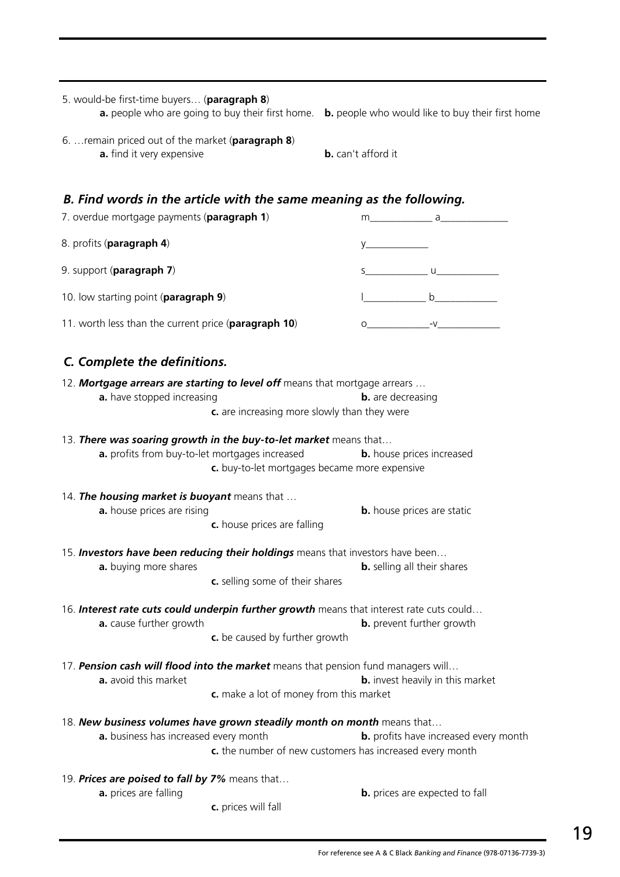5. would-be first-time buyers… (**paragraph 8**)
**a.** people who are going to buy their first home. **b.** people who would like to buy their first home

6. …remain priced out of the market (**paragraph 8**)
**a.** find it very expensive **b.** can't afford it

### *B. Find words in the article with the same meaning as the following.*

7. overdue mortgage payments (**paragraph 1**) m____________ a_____________

8. profits (**paragraph 4**) y____________

9. support (**paragraph 7**) s____________ u____________

10. low starting point (**paragraph 9**) l____________ b____________

11. worth less than the current price (**paragraph 10**) o____________-v____________

### *C. Complete the definitions.*

12. ***Mortgage arrears are starting to level off*** means that mortgage arrears …
**a.** have stopped increasing **b.** are decreasing
**c.** are increasing more slowly than they were

13. ***There was soaring growth in the buy-to-let market*** means that…
**a.** profits from buy-to-let mortgages increased **b.** house prices increased
**c.** buy-to-let mortgages became more expensive

14. ***The housing market is buoyant*** means that …
**a.** house prices are rising **b.** house prices are static
**c.** house prices are falling

15. ***Investors have been reducing their holdings*** means that investors have been…
**a.** buying more shares **b.** selling all their shares
**c.** selling some of their shares

16. ***Interest rate cuts could underpin further growth*** means that interest rate cuts could…
**a.** cause further growth **b.** prevent further growth
**c.** be caused by further growth

17. ***Pension cash will flood into the market*** means that pension fund managers will…
**a.** avoid this market **b.** invest heavily in this market
**c.** make a lot of money from this market

18. ***New business volumes have grown steadily month on month*** means that…
**a.** business has increased every month **b.** profits have increased every month
**c.** the number of new customers has increased every month

19. ***Prices are poised to fall by 7%*** means that…
**a.** prices are falling **b.** prices are expected to fall
**c.** prices will fall

For reference see A & C Black *Banking and Finance* (978-07136-7739-3)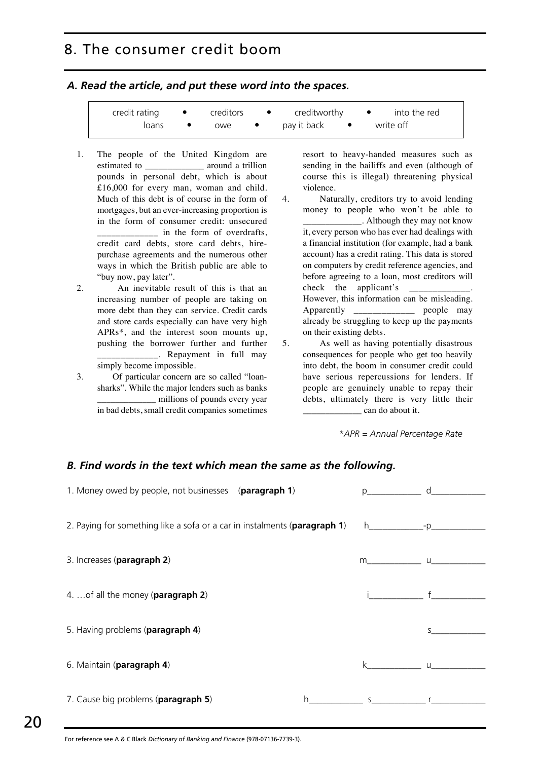# 8. The consumer credit boom

### *A. Read the article, and put these word into the spaces.*

credit rating • creditors • creditworthy • into the red
loans • owe • pay it back • write off

1. The people of the United Kingdom are estimated to _____________ around a trillion pounds in personal debt, which is about £16,000 for every man, woman and child. Much of this debt is of course in the form of mortgages, but an ever-increasing proportion is in the form of consumer credit: unsecured _____________ in the form of overdrafts, credit card debts, store card debts, hire-purchase agreements and the numerous other ways in which the British public are able to "buy now, pay later".
2. An inevitable result of this is that an increasing number of people are taking on more debt than they can service. Credit cards and store cards especially can have very high APRs*, and the interest soon mounts up, pushing the borrower further and further _____________. Repayment in full may simply become impossible.
3. Of particular concern are so called "loan-sharks". While the major lenders such as banks _____________ millions of pounds every year in bad debts, small credit companies sometimes resort to heavy-handed measures such as sending in the bailiffs and even (although of course this is illegal) threatening physical violence.
4. Naturally, creditors try to avoid lending money to people who won't be able to _____________. Although they may not know it, every person who has ever had dealings with a financial institution (for example, had a bank account) has a credit rating. This data is stored on computers by credit reference agencies, and before agreeing to a loan, most creditors will check the applicant's _____________. However, this information can be misleading. Apparently _____________ people may already be struggling to keep up the payments on their existing debts.
5. As well as having potentially disastrous consequences for people who get too heavily into debt, the boom in consumer credit could have serious repercussions for lenders. If people are genuinely unable to repay their debts, ultimately there is very little their _____________ can do about it.

*\*APR = Annual Percentage Rate*

### *B. Find words in the text which mean the same as the following.*

1. Money owed by people, not businesses (**paragraph 1**) p____________ d____________
2. Paying for something like a sofa or a car in instalments (**paragraph 1**) h____________-p____________
3. Increases (**paragraph 2**) m____________ u____________
4. …of all the money (**paragraph 2**) i____________ f____________
5. Having problems (**paragraph 4**) s____________
6. Maintain (**paragraph 4**) k____________ u____________
7. Cause big problems (**paragraph 5**) h____________ s____________ r____________

For reference see A & C Black *Dictionary of Banking and Finance* (978-07136-7739-3).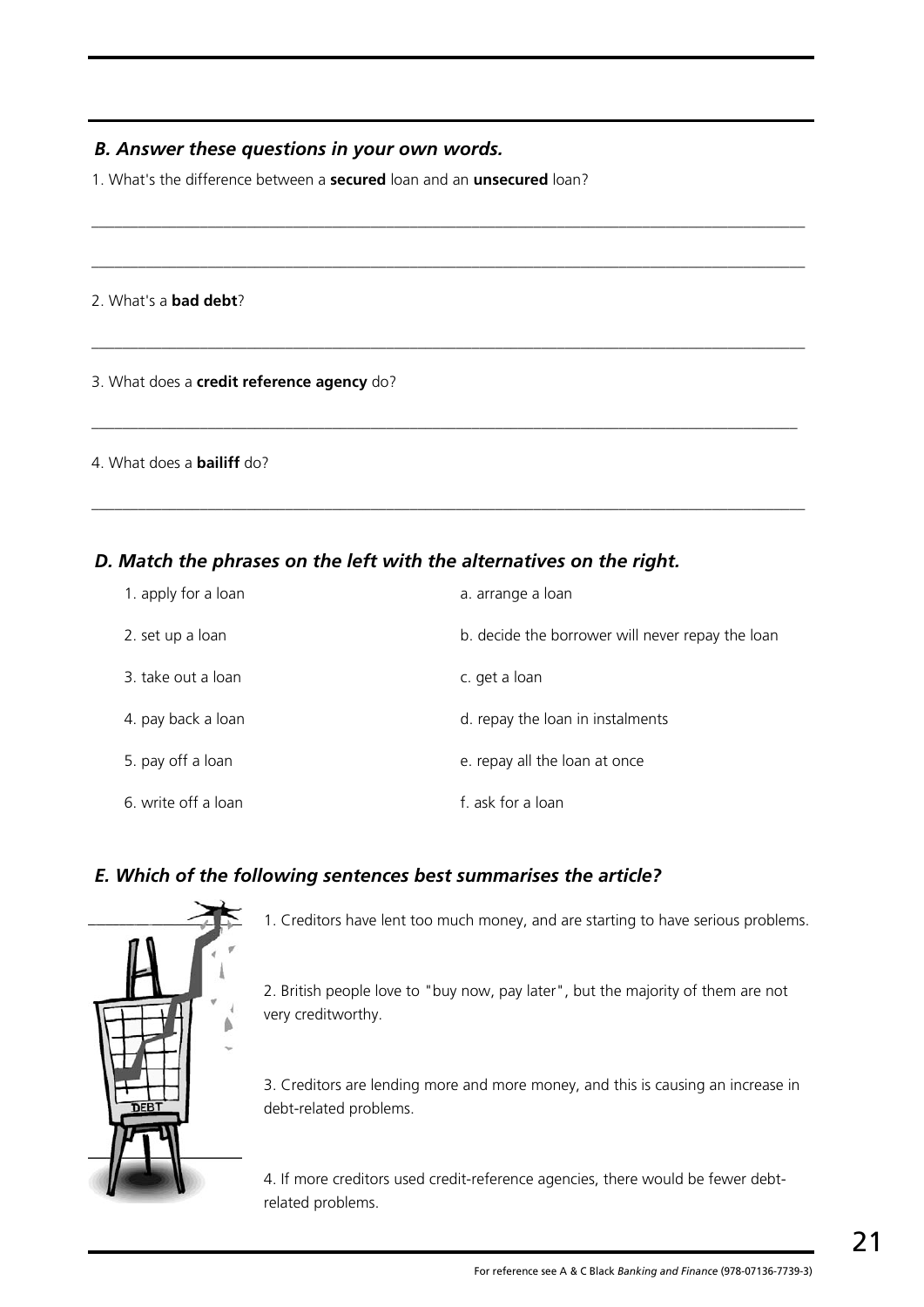## *B. Answer these questions in your own words.*

1. What's the difference between a **secured** loan and an **unsecured** loan?

_______________________________________________________________________________

_______________________________________________________________________________

2. What's a **bad debt**?

_______________________________________________________________________________

3. What does a **credit reference agency** do?

_______________________________________________________________________________

4. What does a **bailiff** do?

_______________________________________________________________________________

## *D. Match the phrases on the left with the alternatives on the right.*

| | |
|---|---|
| 1. apply for a loan | a. arrange a loan |
| 2. set up a loan | b. decide the borrower will never repay the loan |
| 3. take out a loan | c. get a loan |
| 4. pay back a loan | d. repay the loan in instalments |
| 5. pay off a loan | e. repay all the loan at once |
| 6. write off a loan | f. ask for a loan |

## *E. Which of the following sentences best summarises the article?*

1. Creditors have lent too much money, and are starting to have serious problems.

2. British people love to "buy now, pay later", but the majority of them are not very creditworthy.

3. Creditors are lending more and more money, and this is causing an increase in debt-related problems.

4. If more creditors used credit-reference agencies, there would be fewer debt-related problems.

For reference see A & C Black *Banking and Finance* (978-07136-7739-3)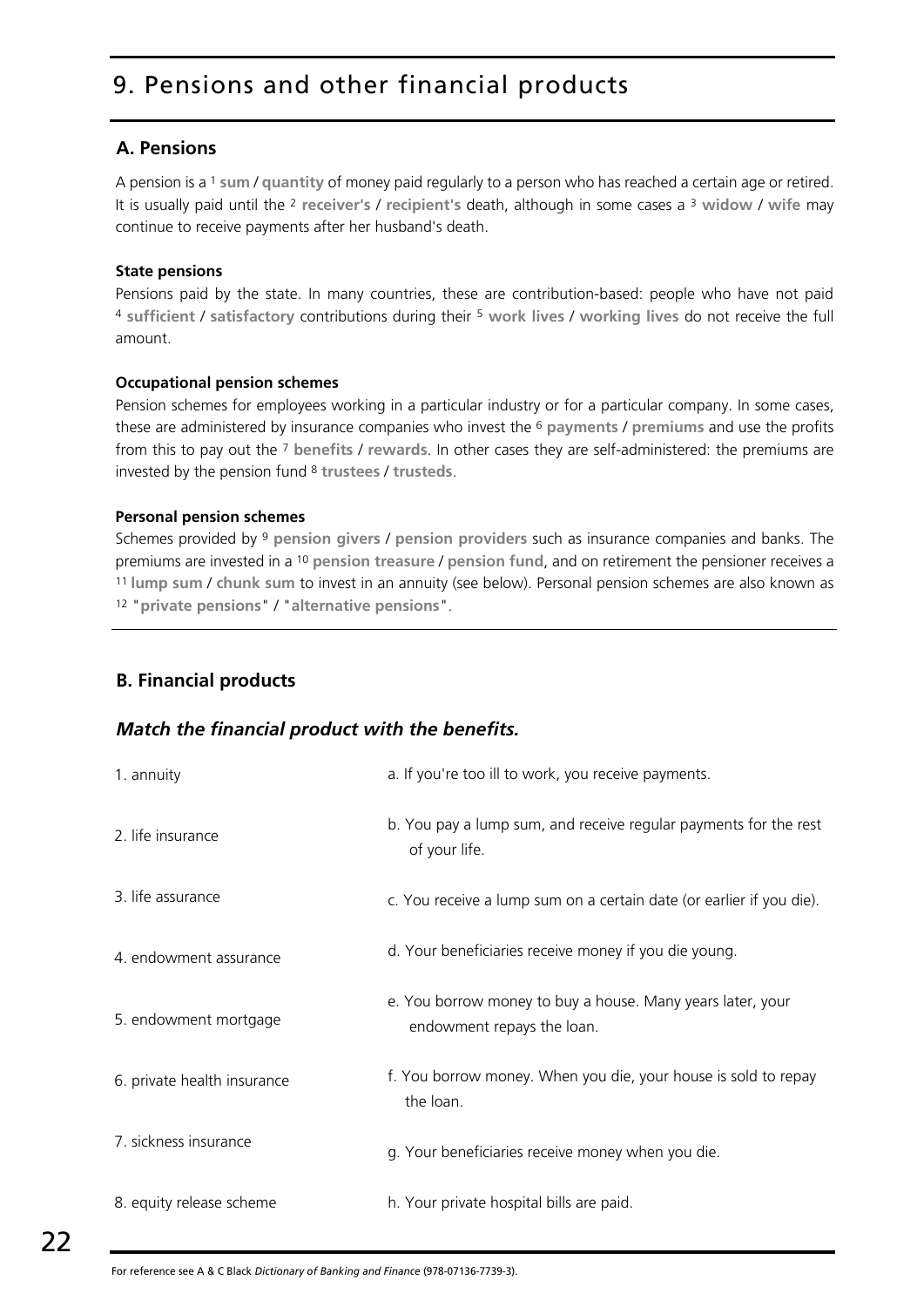# 9. Pensions and other financial products

## A. Pensions

A pension is a [1] **sum** / **quantity** of money paid regularly to a person who has reached a certain age or retired. It is usually paid until the [2] **receiver's** / **recipient's** death, although in some cases a [3] **widow** / **wife** may continue to receive payments after her husband's death.

**State pensions**

Pensions paid by the state. In many countries, these are contribution-based: people who have not paid [4] **sufficient** / **satisfactory** contributions during their [5] **work lives** / **working lives** do not receive the full amount.

**Occupational pension schemes**

Pension schemes for employees working in a particular industry or for a particular company. In some cases, these are administered by insurance companies who invest the [6] **payments** / **premiums** and use the profits from this to pay out the [7] **benefits** / **rewards**. In other cases they are self-administered: the premiums are invested by the pension fund [8] **trustees** / **trusteds**.

**Personal pension schemes**

Schemes provided by [9] **pension givers** / **pension providers** such as insurance companies and banks. The premiums are invested in a [10] **pension treasure** / **pension fund**, and on retirement the pensioner receives a [11] **lump sum** / **chunk sum** to invest in an annuity (see below). Personal pension schemes are also known as [12] "**private pensions**" / "**alternative pensions**".

## B. Financial products

***Match the financial product with the benefits.***

| | |
|---|---|
| 1. annuity | a. If you're too ill to work, you receive payments. |
| 2. life insurance | b. You pay a lump sum, and receive regular payments for the rest of your life. |
| 3. life assurance | c. You receive a lump sum on a certain date (or earlier if you die). |
| 4. endowment assurance | d. Your beneficiaries receive money if you die young. |
| 5. endowment mortgage | e. You borrow money to buy a house. Many years later, your endowment repays the loan. |
| 6. private health insurance | f. You borrow money. When you die, your house is sold to repay the loan. |
| 7. sickness insurance | g. Your beneficiaries receive money when you die. |
| 8. equity release scheme | h. Your private hospital bills are paid. |

For reference see A & C Black *Dictionary of Banking and Finance* (978-07136-7739-3).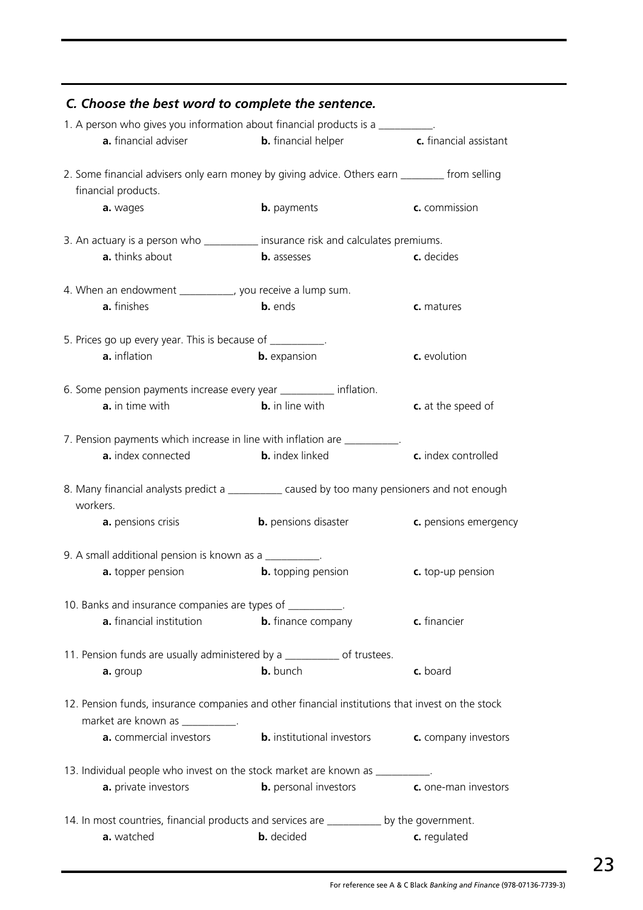## *C. Choose the best word to complete the sentence.*

1. A person who gives you information about financial products is a __________.
   **a.** financial adviser **b.** financial helper **c.** financial assistant

2. Some financial advisers only earn money by giving advice. Others earn ________ from selling financial products.
   **a.** wages **b.** payments **c.** commission

3. An actuary is a person who __________ insurance risk and calculates premiums.
   **a.** thinks about **b.** assesses **c.** decides

4. When an endowment __________, you receive a lump sum.
   **a.** finishes **b.** ends **c.** matures

5. Prices go up every year. This is because of __________.
   **a.** inflation **b.** expansion **c.** evolution

6. Some pension payments increase every year __________ inflation.
   **a.** in time with **b.** in line with **c.** at the speed of

7. Pension payments which increase in line with inflation are __________.
   **a.** index connected **b.** index linked **c.** index controlled

8. Many financial analysts predict a __________ caused by too many pensioners and not enough workers.
   **a.** pensions crisis **b.** pensions disaster **c.** pensions emergency

9. A small additional pension is known as a __________.
   **a.** topper pension **b.** topping pension **c.** top-up pension

10. Banks and insurance companies are types of __________.
    **a.** financial institution **b.** finance company **c.** financier

11. Pension funds are usually administered by a __________ of trustees.
    **a.** group **b.** bunch **c.** board

12. Pension funds, insurance companies and other financial institutions that invest on the stock market are known as __________.
    **a.** commercial investors **b.** institutional investors **c.** company investors

13. Individual people who invest on the stock market are known as __________.
    **a.** private investors **b.** personal investors **c.** one-man investors

14. In most countries, financial products and services are __________ by the government.
    **a.** watched **b.** decided **c.** regulated

For reference see A & C Black *Banking and Finance* (978-07136-7739-3)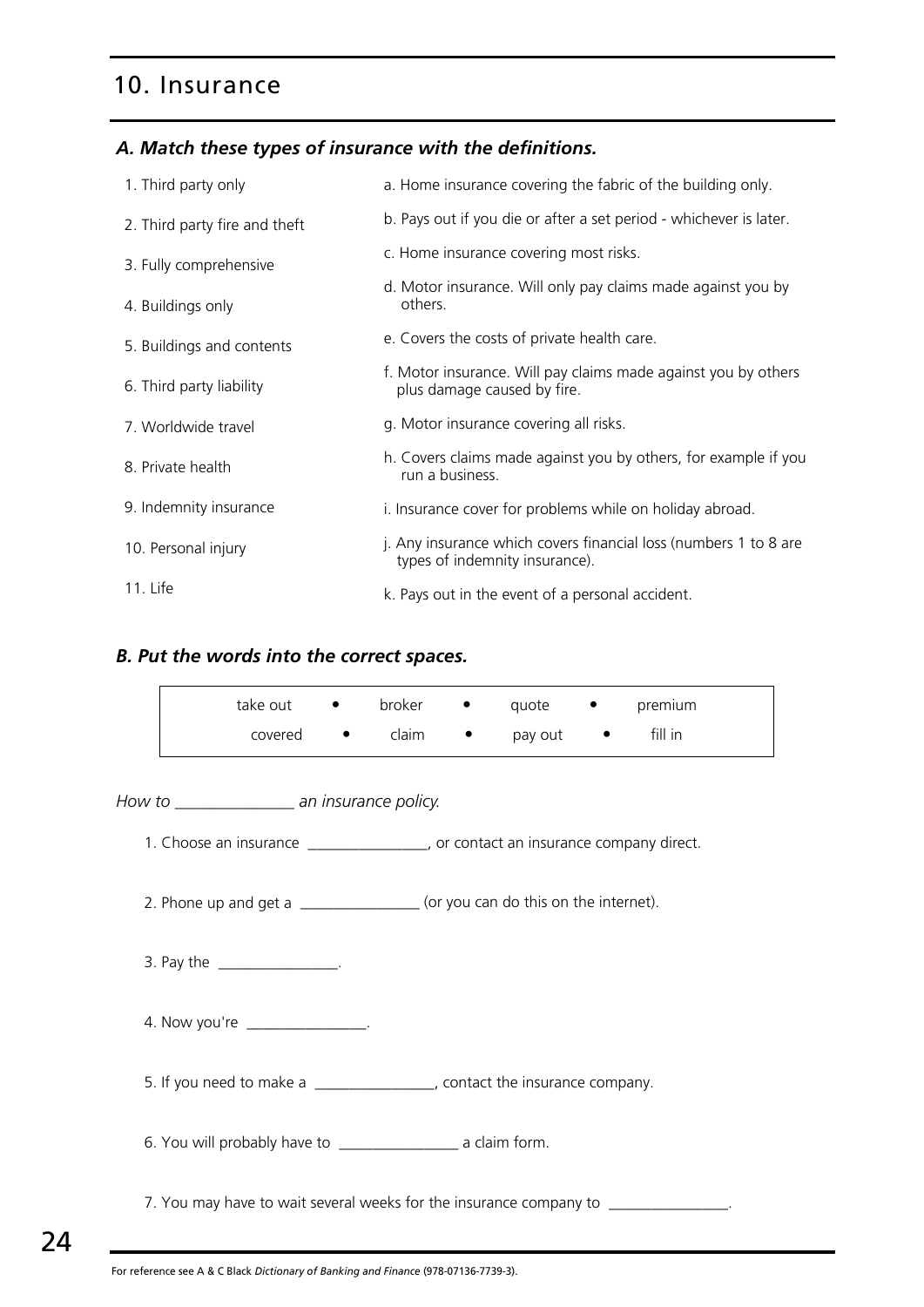## 10. Insurance

### *A. Match these types of insurance with the definitions.*

1. Third party only
2. Third party fire and theft
3. Fully comprehensive
4. Buildings only
5. Buildings and contents
6. Third party liability
7. Worldwide travel
8. Private health
9. Indemnity insurance
10. Personal injury
11. Life

a. Home insurance covering the fabric of the building only.

b. Pays out if you die or after a set period - whichever is later.

c. Home insurance covering most risks.

d. Motor insurance. Will only pay claims made against you by others.

e. Covers the costs of private health care.

f. Motor insurance. Will pay claims made against you by others plus damage caused by fire.

g. Motor insurance covering all risks.

h. Covers claims made against you by others, for example if you run a business.

i. Insurance cover for problems while on holiday abroad.

j. Any insurance which covers financial loss (numbers 1 to 8 are types of indemnity insurance).

k. Pays out in the event of a personal accident.

### *B. Put the words into the correct spaces.*

| take out | broker | quote | premium |
|---|---|---|---|
| covered | claim | pay out | fill in |

*How to _______________ an insurance policy.*

1. Choose an insurance _______________, or contact an insurance company direct.
2. Phone up and get a _______________ (or you can do this on the internet).
3. Pay the _______________.
4. Now you're _______________.
5. If you need to make a _______________, contact the insurance company.
6. You will probably have to _______________ a claim form.
7. You may have to wait several weeks for the insurance company to _______________.

For reference see A & C Black *Dictionary of Banking and Finance* (978-07136-7739-3).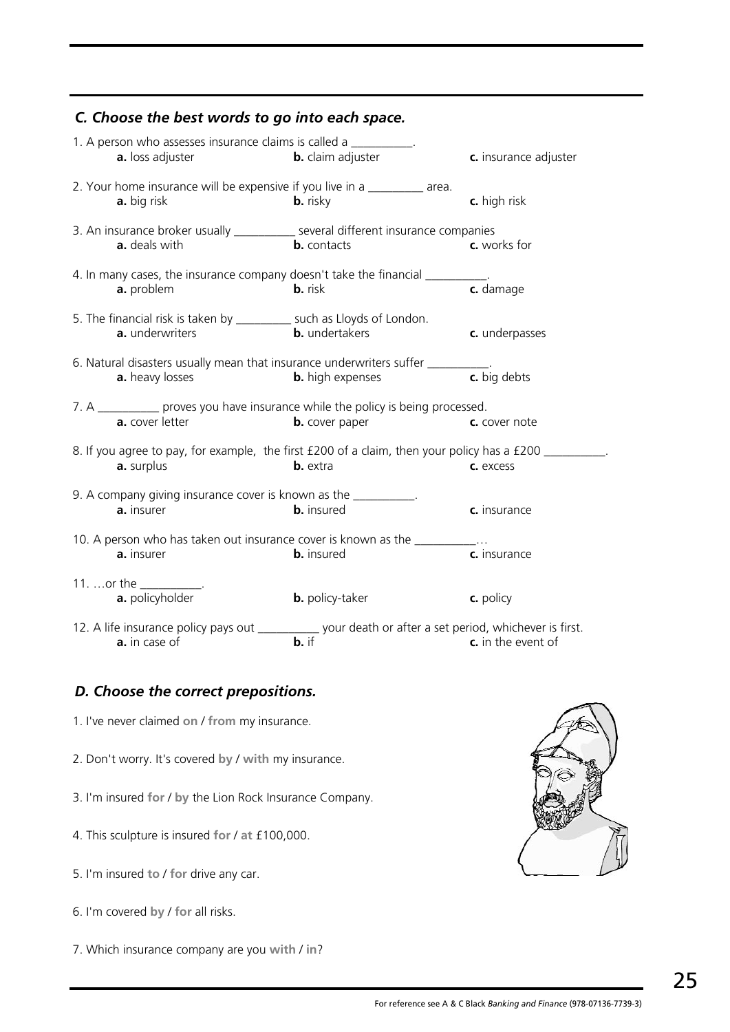## *C. Choose the best words to go into each space.*

1. A person who assesses insurance claims is called a __________.
   **a.** loss adjuster **b.** claim adjuster **c.** insurance adjuster

2. Your home insurance will be expensive if you live in a _________ area.
   **a.** big risk **b.** risky **c.** high risk

3. An insurance broker usually __________ several different insurance companies
   **a.** deals with **b.** contacts **c.** works for

4. In many cases, the insurance company doesn't take the financial __________.
   **a.** problem **b.** risk **c.** damage

5. The financial risk is taken by _________ such as Lloyds of London.
   **a.** underwriters **b.** undertakers **c.** underpasses

6. Natural disasters usually mean that insurance underwriters suffer __________.
   **a.** heavy losses **b.** high expenses **c.** big debts

7. A __________ proves you have insurance while the policy is being processed.
   **a.** cover letter **b.** cover paper **c.** cover note

8. If you agree to pay, for example, the first £200 of a claim, then your policy has a £200 __________.
   **a.** surplus **b.** extra **c.** excess

9. A company giving insurance cover is known as the __________.
   **a.** insurer **b.** insured **c.** insurance

10. A person who has taken out insurance cover is known as the __________…
    **a.** insurer **b.** insured **c.** insurance

11. …or the __________.
    **a.** policyholder **b.** policy-taker **c.** policy

12. A life insurance policy pays out __________ your death or after a set period, whichever is first.
    **a.** in case of **b.** if **c.** in the event of

## *D. Choose the correct prepositions.*

1. I've never claimed **on** / **from** my insurance.

2. Don't worry. It's covered **by** / **with** my insurance.

3. I'm insured **for** / **by** the Lion Rock Insurance Company.

4. This sculpture is insured **for** / **at** £100,000.

5. I'm insured **to** / **for** drive any car.

6. I'm covered **by** / **for** all risks.

7. Which insurance company are you **with** / **in**?

For reference see A & C Black *Banking and Finance* (978-07136-7739-3)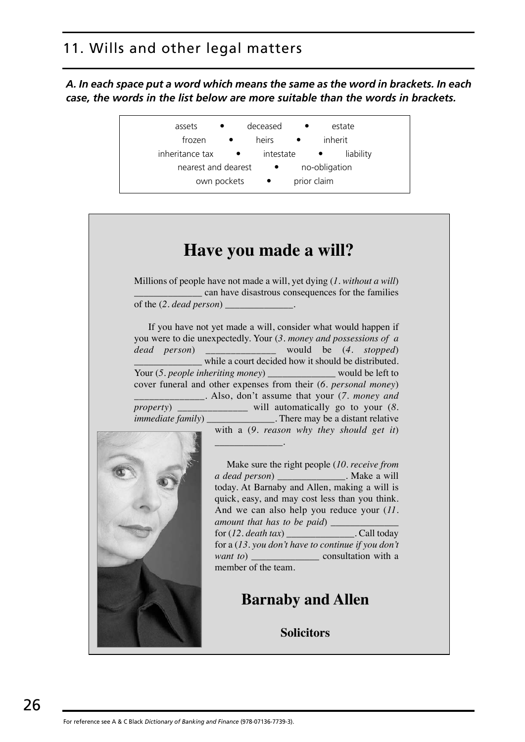## 11. Wills and other legal matters

***A. In each space put a word which means the same as the word in brackets. In each case, the words in the list below are more suitable than the words in brackets.***

assets • deceased • estate
frozen • heirs • inherit
inheritance tax • intestate • liability
nearest and dearest • no-obligation
own pockets • prior claim

# Have you made a will?

Millions of people have not made a will, yet dying (*1. without a will*) ______________ can have disastrous consequences for the families of the (*2. dead person*) ______________.

If you have not yet made a will, consider what would happen if you were to die unexpectedly. Your (*3. money and possessions of a dead person*) ______________ would be (*4. stopped*) ______________ while a court decided how it should be distributed. Your (*5. people inheriting money*) ______________ would be left to cover funeral and other expenses from their (*6. personal money*) ______________. Also, don't assume that your (*7. money and property*) ______________ will automatically go to your (*8. immediate family*) ______________. There may be a distant relative with a (*9. reason why they should get it*) ______________.

Make sure the right people (*10. receive from a dead person*) ______________. Make a will today. At Barnaby and Allen, making a will is quick, easy, and may cost less than you think. And we can also help you reduce your (*11. amount that has to be paid*) ______________ for (*12. death tax*) ______________. Call today for a (*13. you don't have to continue if you don't want to*) ______________ consultation with a member of the team.

## Barnaby and Allen

**Solicitors**

For reference see A & C Black *Dictionary of Banking and Finance* (978-07136-7739-3).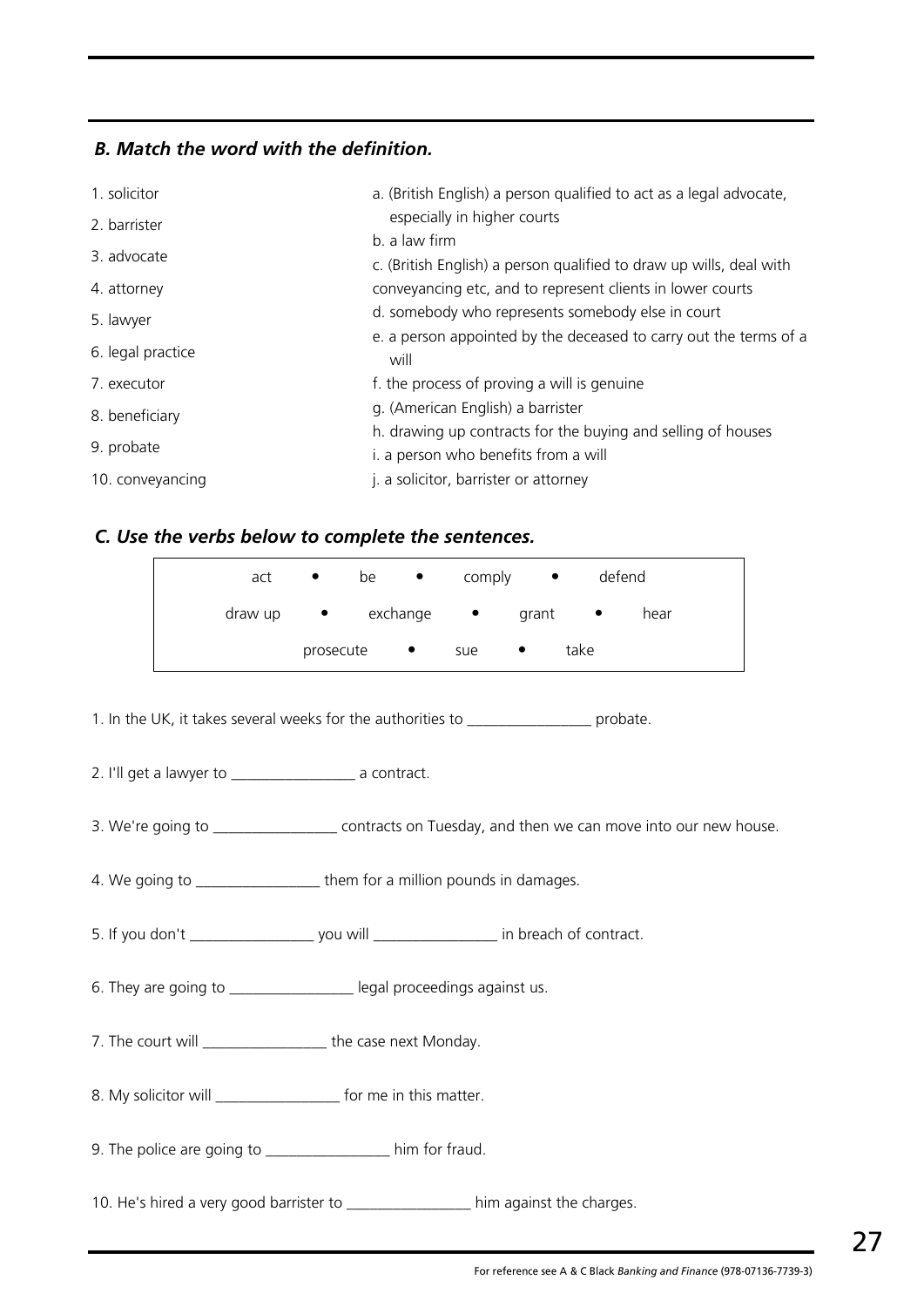## *B. Match the word with the definition.*

1. solicitor
2. barrister
3. advocate
4. attorney
5. lawyer
6. legal practice
7. executor
8. beneficiary
9. probate
10. conveyancing

a. (British English) a person qualified to act as a legal advocate, especially in higher courts
b. a law firm
c. (British English) a person qualified to draw up wills, deal with conveyancing etc, and to represent clients in lower courts
d. somebody who represents somebody else in court
e. a person appointed by the deceased to carry out the terms of a will
f. the process of proving a will is genuine
g. (American English) a barrister
h. drawing up contracts for the buying and selling of houses
i. a person who benefits from a will
j. a solicitor, barrister or attorney

## *C. Use the verbs below to complete the sentences.*

| act • be • comply • defend |
|---|
| draw up • exchange • grant • hear |
| prosecute • sue • take |

1. In the UK, it takes several weeks for the authorities to ________________ probate.

2. I'll get a lawyer to ________________ a contract.

3. We're going to ________________ contracts on Tuesday, and then we can move into our new house.

4. We going to ________________ them for a million pounds in damages.

5. If you don't ________________ you will ________________ in breach of contract.

6. They are going to ________________ legal proceedings against us.

7. The court will ________________ the case next Monday.

8. My solicitor will ________________ for me in this matter.

9. The police are going to ________________ him for fraud.

10. He's hired a very good barrister to ________________ him against the charges.

For reference see A & C Black *Banking and Finance* (978-07136-7739-3)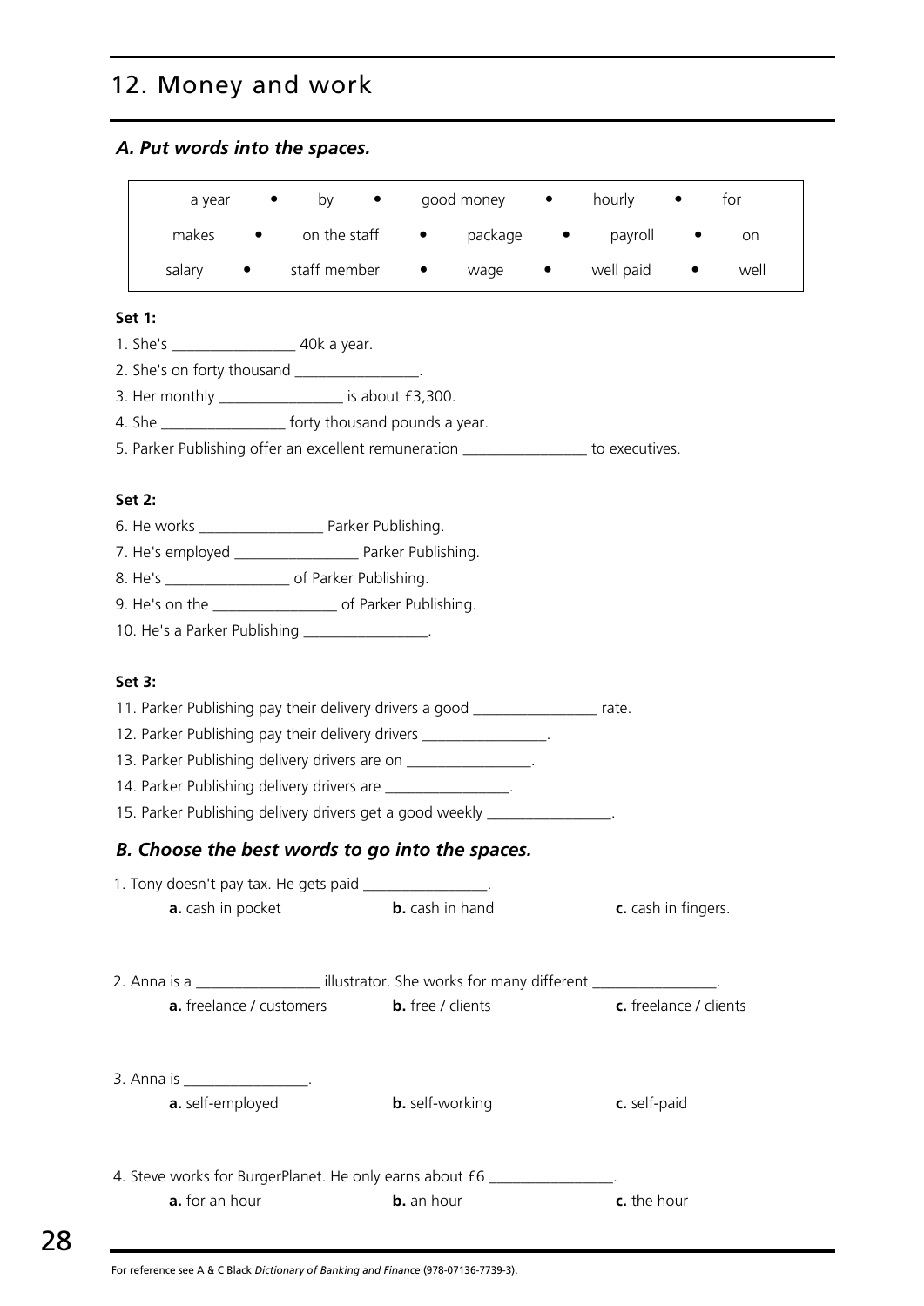## 12. Money and work

### *A. Put words into the spaces.*

| | | | | |
|---|---|---|---|---|
| a year | by | good money | hourly | for |
| makes | on the staff | package | payroll | on |
| salary | staff member | wage | well paid | well |

**Set 1:**

1. She's ________________ 40k a year.
2. She's on forty thousand ________________.
3. Her monthly ________________ is about £3,300.
4. She ________________ forty thousand pounds a year.
5. Parker Publishing offer an excellent remuneration ________________ to executives.

**Set 2:**

6. He works ________________ Parker Publishing.
7. He's employed ________________ Parker Publishing.
8. He's ________________ of Parker Publishing.
9. He's on the ________________ of Parker Publishing.
10. He's a Parker Publishing ________________.

**Set 3:**

11. Parker Publishing pay their delivery drivers a good ________________ rate.
12. Parker Publishing pay their delivery drivers ________________.
13. Parker Publishing delivery drivers are on ________________.
14. Parker Publishing delivery drivers are ________________.
15. Parker Publishing delivery drivers get a good weekly ________________.

### *B. Choose the best words to go into the spaces.*

1. Tony doesn't pay tax. He gets paid ________________.
   **a.** cash in pocket　　**b.** cash in hand　　**c.** cash in fingers.

2. Anna is a ________________ illustrator. She works for many different ________________.
   **a.** freelance / customers　　**b.** free / clients　　**c.** freelance / clients

3. Anna is ________________.
   **a.** self-employed　　**b.** self-working　　**c.** self-paid

4. Steve works for BurgerPlanet. He only earns about £6 ________________.
   **a.** for an hour　　**b.** an hour　　**c.** the hour

For reference see A & C Black *Dictionary of Banking and Finance* (978-07136-7739-3).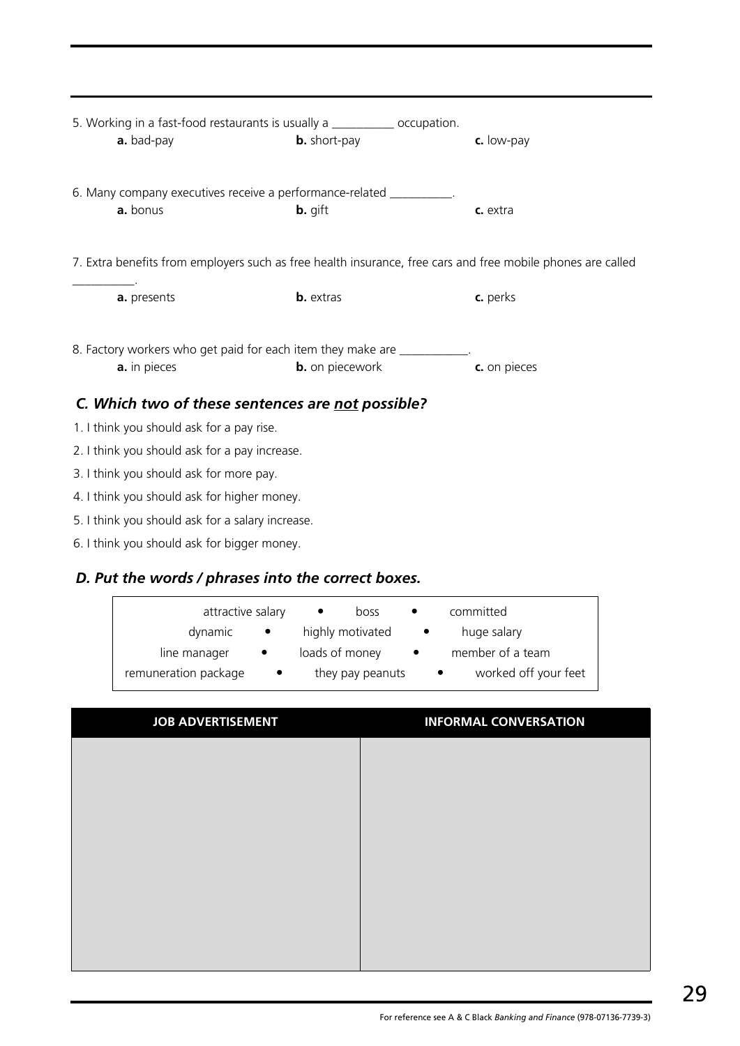5. Working in a fast-food restaurants is usually a __________ occupation.

**a.** bad-pay  **b.** short-pay  **c.** low-pay

6. Many company executives receive a performance-related __________.

**a.** bonus  **b.** gift  **c.** extra

7. Extra benefits from employers such as free health insurance, free cars and free mobile phones are called __________.

**a.** presents  **b.** extras  **c.** perks

8. Factory workers who get paid for each item they make are ___________.

**a.** in pieces  **b.** on piecework  **c.** on pieces

### *C. Which two of these sentences are not possible?*

1. I think you should ask for a pay rise.
2. I think you should ask for a pay increase.
3. I think you should ask for more pay.
4. I think you should ask for higher money.
5. I think you should ask for a salary increase.
6. I think you should ask for bigger money.

### *D. Put the words / phrases into the correct boxes.*

attractive salary • boss • committed
dynamic • highly motivated • huge salary
line manager • loads of money • member of a team
remuneration package • they pay peanuts • worked off your feet

| JOB ADVERTISEMENT | INFORMAL CONVERSATION |
|---|---|
| | |

For reference see A & C Black *Banking and Finance* (978-07136-7739-3)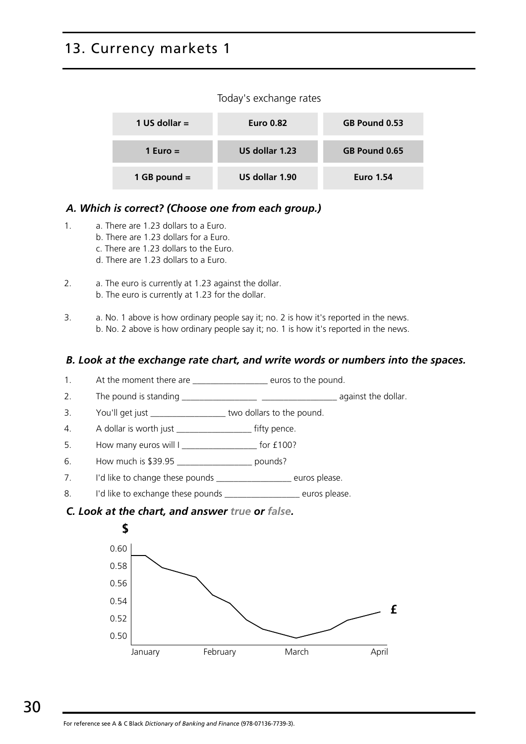# 13. Currency markets 1

Today's exchange rates

| | | |
|---|---|---|
| **1 US dollar =** | **Euro 0.82** | **GB Pound 0.53** |
| **1 Euro =** | **US dollar 1.23** | **GB Pound 0.65** |
| **1 GB pound =** | **US dollar 1.90** | **Euro 1.54** |

### *A. Which is correct? (Choose one from each group.)*

1. a. There are 1.23 dollars to a Euro.
   b. There are 1.23 dollars for a Euro.
   c. There are 1.23 dollars to the Euro.
   d. There are 1.23 dollars to a Euro.

2. a. The euro is currently at 1.23 against the dollar.
   b. The euro is currently at 1.23 for the dollar.

3. a. No. 1 above is how ordinary people say it; no. 2 is how it's reported in the news.
   b. No. 2 above is how ordinary people say it; no. 1 is how it's reported in the news.

### *B. Look at the exchange rate chart, and write words or numbers into the spaces.*

1. At the moment there are _________________ euros to the pound.
2. The pound is standing _________________ _________________ against the dollar.
3. You'll get just _________________ two dollars to the pound.
4. A dollar is worth just _________________ fifty pence.
5. How many euros will I _________________ for £100?
6. How much is $39.95 _________________ pounds?
7. I'd like to change these pounds _________________ euros please.
8. I'd like to exchange these pounds _________________ euros please.

### *C. Look at the chart, and answer true or false.*

$

0.60
0.58
0.56
0.54
0.52
0.50

£

January February March April

For reference see A & C Black *Dictionary of Banking and Finance* (978-07136-7739-3).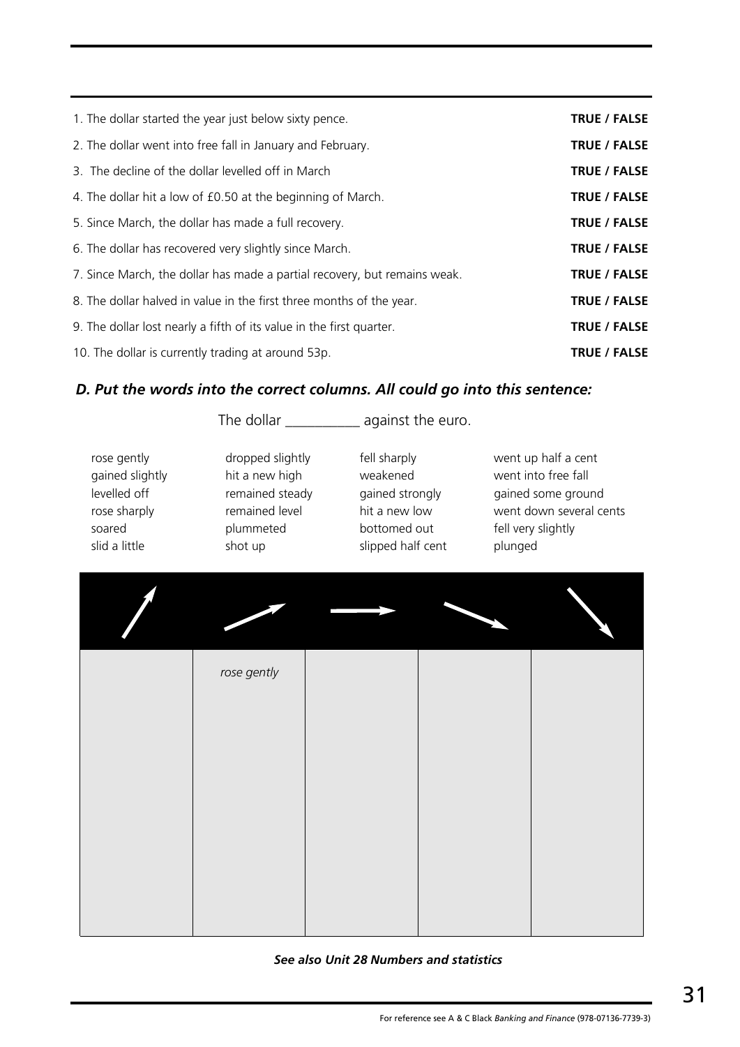| | |
|---|---|
| 1. The dollar started the year just below sixty pence. | **TRUE / FALSE** |
| 2. The dollar went into free fall in January and February. | **TRUE / FALSE** |
| 3. The decline of the dollar levelled off in March | **TRUE / FALSE** |
| 4. The dollar hit a low of £0.50 at the beginning of March. | **TRUE / FALSE** |
| 5. Since March, the dollar has made a full recovery. | **TRUE / FALSE** |
| 6. The dollar has recovered very slightly since March. | **TRUE / FALSE** |
| 7. Since March, the dollar has made a partial recovery, but remains weak. | **TRUE / FALSE** |
| 8. The dollar halved in value in the first three months of the year. | **TRUE / FALSE** |
| 9. The dollar lost nearly a fifth of its value in the first quarter. | **TRUE / FALSE** |
| 10. The dollar is currently trading at around 53p. | **TRUE / FALSE** |

### *D. Put the words into the correct columns. All could go into this sentence:*

The dollar __________ against the euro.

| | | | |
|---|---|---|---|
| rose gently | dropped slightly | fell sharply | went up half a cent |
| gained slightly | hit a new high | weakened | went into free fall |
| levelled off | remained steady | gained strongly | gained some ground |
| rose sharply | remained level | hit a new low | went down several cents |
| soared | plummeted | bottomed out | fell very slightly |
| slid a little | shot up | slipped half cent | plunged |

| ↗ (steep) | ↗ (gentle) | → | ↘ (gentle) | ↘ (steep) |
|---|---|---|---|---|
| | *rose gently* | | | |

***See also Unit 28 Numbers and statistics***

For reference see A & C Black *Banking and Finance* (978-07136-7739-3)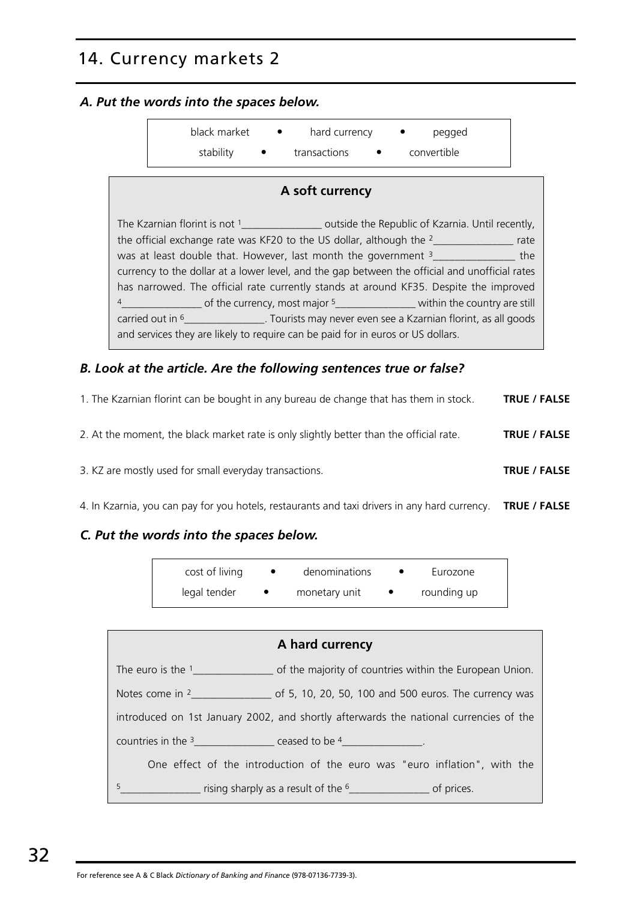## 14. Currency markets 2

### *A. Put the words into the spaces below.*

| | | |
|---|---|---|
| black market | hard currency | pegged |
| stability | transactions | convertible |

**A soft currency**

The Kzarnian florint is not [1]_______________ outside the Republic of Kzarnia. Until recently, the official exchange rate was KF20 to the US dollar, although the [2]_______________ rate was at least double that. However, last month the government [3]_______________ the currency to the dollar at a lower level, and the gap between the official and unofficial rates has narrowed. The official rate currently stands at around KF35. Despite the improved [4]_______________ of the currency, most major [5]_______________ within the country are still carried out in [6]_______________. Tourists may never even see a Kzarnian florint, as all goods and services they are likely to require can be paid for in euros or US dollars.

### *B. Look at the article. Are the following sentences true or false?*

1. The Kzarnian florint can be bought in any bureau de change that has them in stock. **TRUE / FALSE**

2. At the moment, the black market rate is only slightly better than the official rate. **TRUE / FALSE**

3. KZ are mostly used for small everyday transactions. **TRUE / FALSE**

4. In Kzarnia, you can pay for you hotels, restaurants and taxi drivers in any hard currency. **TRUE / FALSE**

### *C. Put the words into the spaces below.*

| | | |
|---|---|---|
| cost of living | denominations | Eurozone |
| legal tender | monetary unit | rounding up |

**A hard currency**

The euro is the [1]_______________ of the majority of countries within the European Union. Notes come in [2]_______________ of 5, 10, 20, 50, 100 and 500 euros. The currency was introduced on 1st January 2002, and shortly afterwards the national currencies of the countries in the [3]_______________ ceased to be [4]_______________.

One effect of the introduction of the euro was "euro inflation", with the [5]_______________ rising sharply as a result of the [6]_______________ of prices.

For reference see A & C Black *Dictionary of Banking and Finance* (978-07136-7739-3).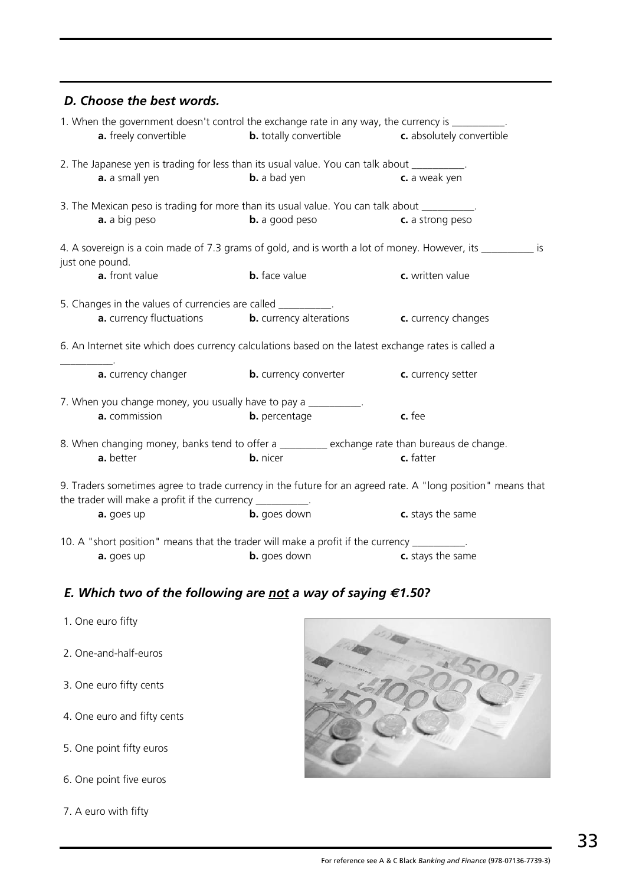### *D. Choose the best words.*

1. When the government doesn't control the exchange rate in any way, the currency is __________.
   **a.** freely convertible **b.** totally convertible **c.** absolutely convertible

2. The Japanese yen is trading for less than its usual value. You can talk about __________.
   **a.** a small yen **b.** a bad yen **c.** a weak yen

3. The Mexican peso is trading for more than its usual value. You can talk about __________.
   **a.** a big peso **b.** a good peso **c.** a strong peso

4. A sovereign is a coin made of 7.3 grams of gold, and is worth a lot of money. However, its __________ is just one pound.
   **a.** front value **b.** face value **c.** written value

5. Changes in the values of currencies are called __________.
   **a.** currency fluctuations **b.** currency alterations **c.** currency changes

6. An Internet site which does currency calculations based on the latest exchange rates is called a __________.
   **a.** currency changer **b.** currency converter **c.** currency setter

7. When you change money, you usually have to pay a __________.
   **a.** commission **b.** percentage **c.** fee

8. When changing money, banks tend to offer a _________ exchange rate than bureaus de change.
   **a.** better **b.** nicer **c.** fatter

9. Traders sometimes agree to trade currency in the future for an agreed rate. A "long position" means that the trader will make a profit if the currency __________.
   **a.** goes up **b.** goes down **c.** stays the same

10. A "short position" means that the trader will make a profit if the currency __________.
    **a.** goes up **b.** goes down **c.** stays the same

### *E. Which two of the following are <u>not</u> a way of saying €1.50?*

1. One euro fifty
2. One-and-half-euros
3. One euro fifty cents
4. One euro and fifty cents
5. One point fifty euros
6. One point five euros
7. A euro with fifty

For reference see A & C Black *Banking and Finance* (978-07136-7739-3)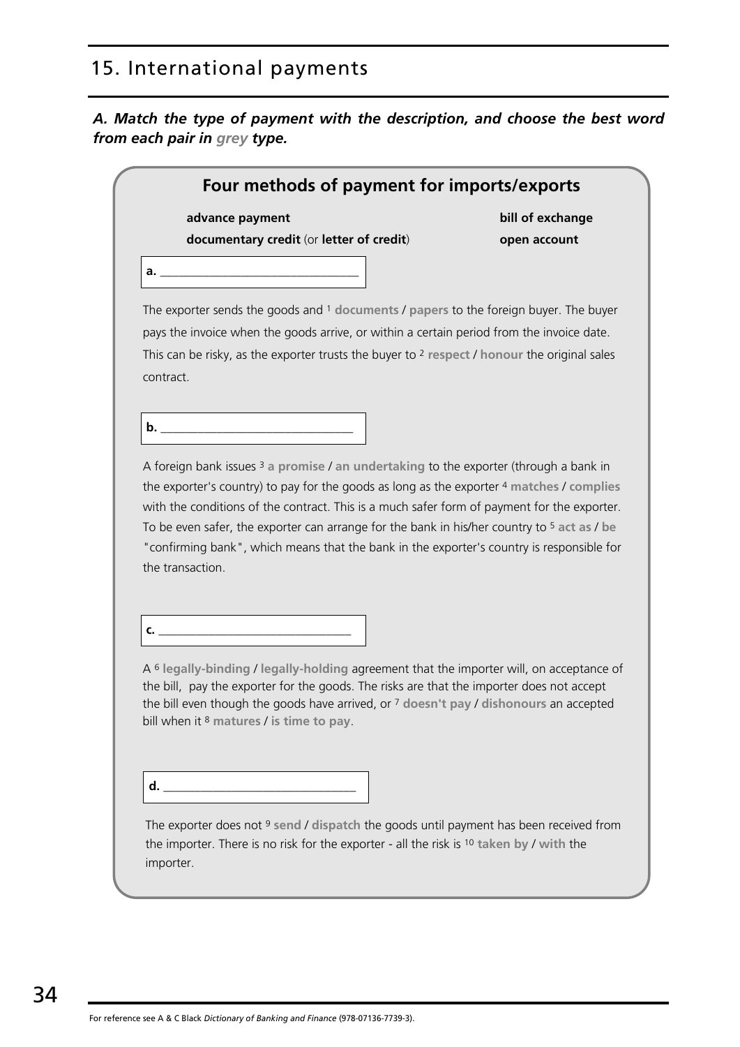## 15. International payments

***A. Match the type of payment with the description, and choose the best word from each pair in grey type.***

### Four methods of payment for imports/exports

**advance payment** **bill of exchange**
**documentary credit** (or **letter of credit**) **open account**

**a.** ______________________________

The exporter sends the goods and [1] **documents** / **papers** to the foreign buyer. The buyer pays the invoice when the goods arrive, or within a certain period from the invoice date. This can be risky, as the exporter trusts the buyer to [2] **respect** / **honour** the original sales contract.

**b.** ______________________________

A foreign bank issues [3] **a promise** / **an undertaking** to the exporter (through a bank in the exporter's country) to pay for the goods as long as the exporter [4] **matches** / **complies** with the conditions of the contract. This is a much safer form of payment for the exporter. To be even safer, the exporter can arrange for the bank in his/her country to [5] **act as** / **be** "confirming bank", which means that the bank in the exporter's country is responsible for the transaction.

**c.** ______________________________

A [6] **legally-binding** / **legally-holding** agreement that the importer will, on acceptance of the bill, pay the exporter for the goods. The risks are that the importer does not accept the bill even though the goods have arrived, or [7] **doesn't pay** / **dishonours** an accepted bill when it [8] **matures** / **is time to pay**.

**d.** ______________________________

The exporter does not [9] **send** / **dispatch** the goods until payment has been received from the importer. There is no risk for the exporter - all the risk is [10] **taken by** / **with** the importer.

For reference see A & C Black *Dictionary of Banking and Finance* (978-07136-7739-3).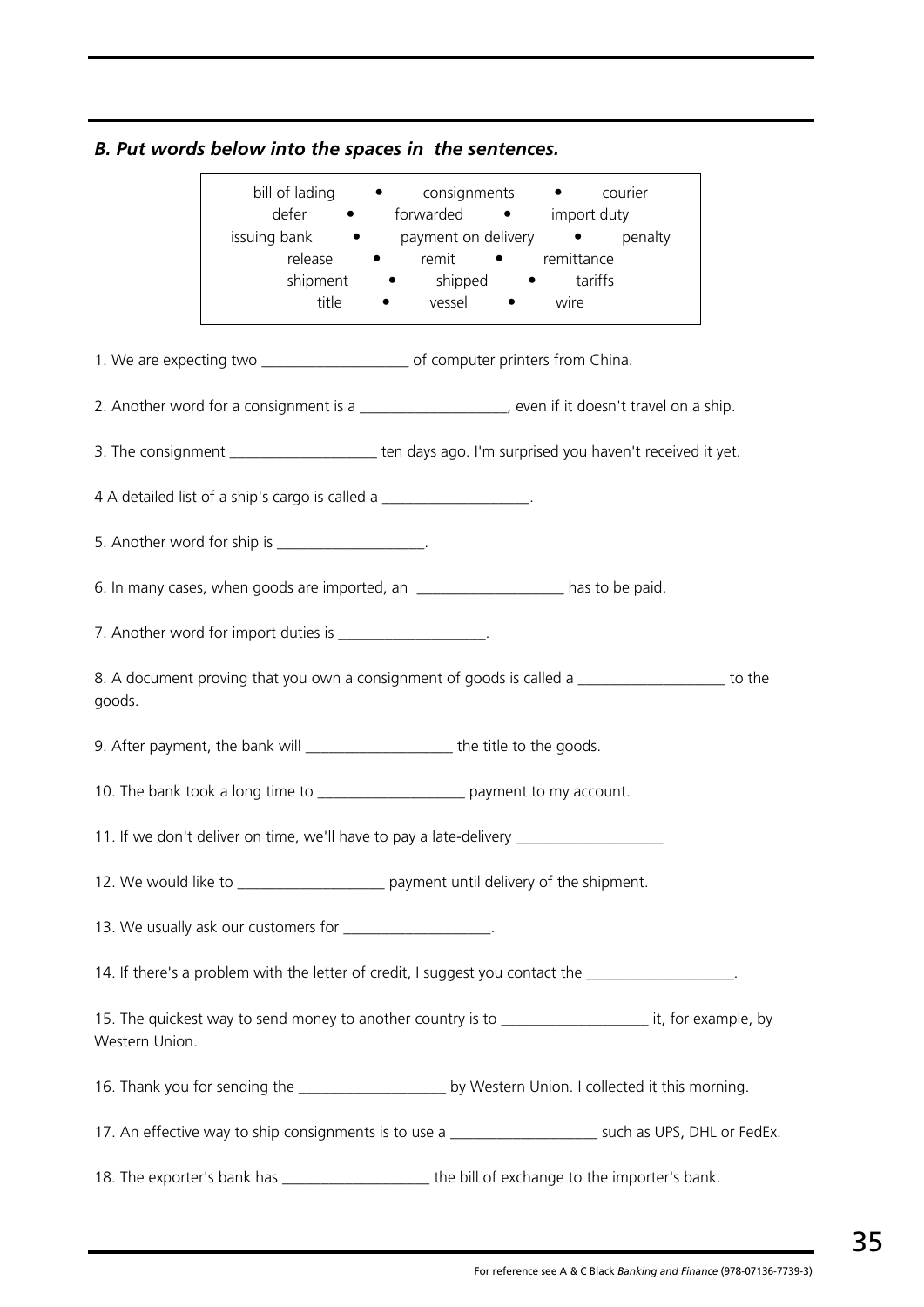### *B. Put words below into the spaces in the sentences.*

bill of lading • consignments • courier
defer • forwarded • import duty
issuing bank • payment on delivery • penalty
release • remit • remittance
shipment • shipped • tariffs
title • vessel • wire

1. We are expecting two ___________________ of computer printers from China.

2. Another word for a consignment is a ___________________, even if it doesn't travel on a ship.

3. The consignment ___________________ ten days ago. I'm surprised you haven't received it yet.

4 A detailed list of a ship's cargo is called a ___________________.

5. Another word for ship is ___________________.

6. In many cases, when goods are imported, an ___________________ has to be paid.

7. Another word for import duties is ___________________.

8. A document proving that you own a consignment of goods is called a ___________________ to the goods.

9. After payment, the bank will ___________________ the title to the goods.

10. The bank took a long time to ___________________ payment to my account.

11. If we don't deliver on time, we'll have to pay a late-delivery ___________________

12. We would like to ___________________ payment until delivery of the shipment.

13. We usually ask our customers for ___________________.

14. If there's a problem with the letter of credit, I suggest you contact the ___________________.

15. The quickest way to send money to another country is to ___________________ it, for example, by Western Union.

16. Thank you for sending the ___________________ by Western Union. I collected it this morning.

17. An effective way to ship consignments is to use a ___________________ such as UPS, DHL or FedEx.

18. The exporter's bank has ___________________ the bill of exchange to the importer's bank.

For reference see A & C Black *Banking and Finance* (978-07136-7739-3)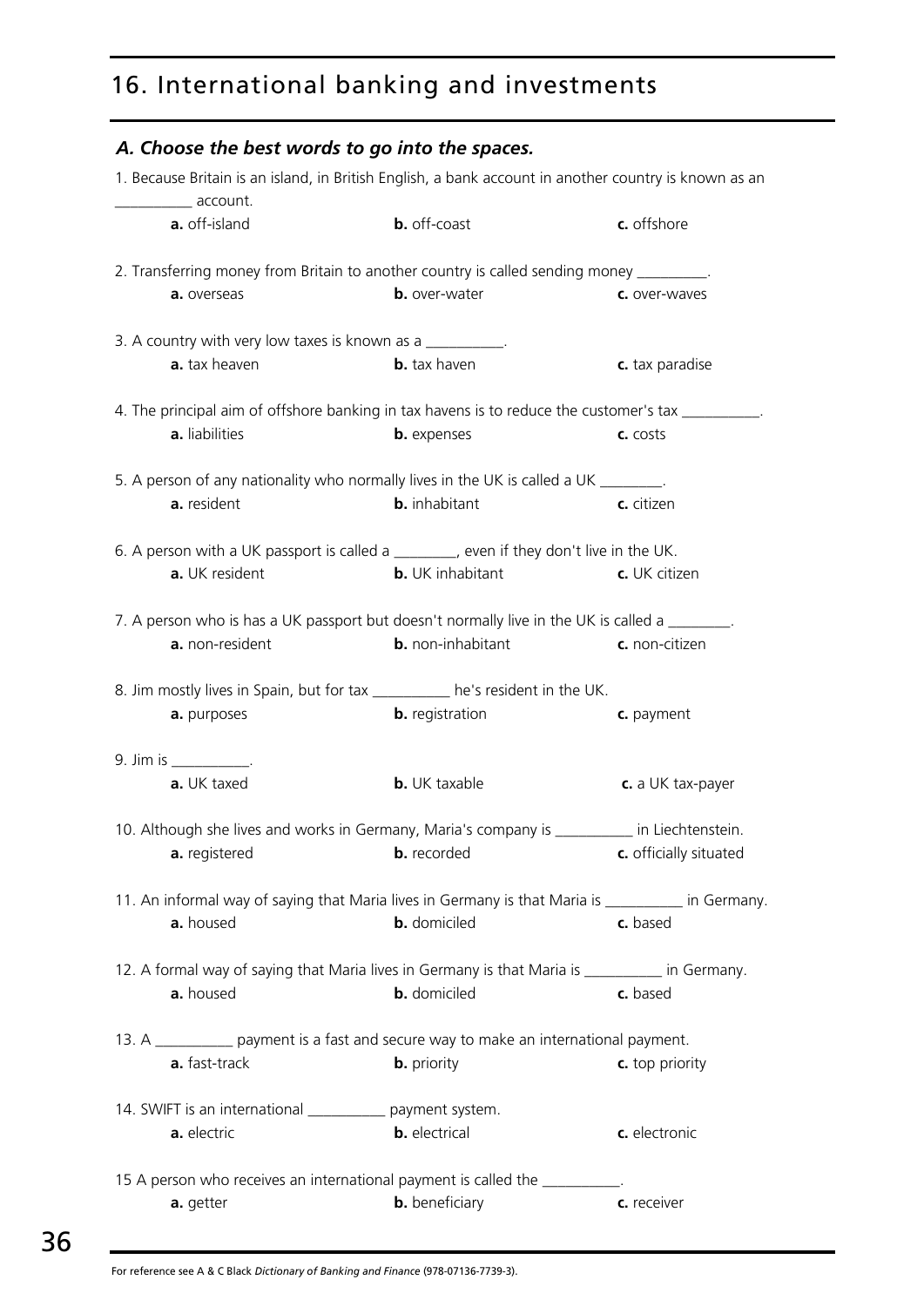# 16. International banking and investments

## *A. Choose the best words to go into the spaces.*

1. Because Britain is an island, in British English, a bank account in another country is known as an __________ account.

   **a.** off-island **b.** off-coast **c.** offshore

2. Transferring money from Britain to another country is called sending money _________.

   **a.** overseas **b.** over-water **c.** over-waves

3. A country with very low taxes is known as a __________.

   **a.** tax heaven **b.** tax haven **c.** tax paradise

4. The principal aim of offshore banking in tax havens is to reduce the customer's tax __________.

   **a.** liabilities **b.** expenses **c.** costs

5. A person of any nationality who normally lives in the UK is called a UK ________.

   **a.** resident **b.** inhabitant **c.** citizen

6. A person with a UK passport is called a ________, even if they don't live in the UK.

   **a.** UK resident **b.** UK inhabitant **c.** UK citizen

7. A person who is has a UK passport but doesn't normally live in the UK is called a ________.

   **a.** non-resident **b.** non-inhabitant **c.** non-citizen

8. Jim mostly lives in Spain, but for tax __________ he's resident in the UK.

   **a.** purposes **b.** registration **c.** payment

9. Jim is __________.

   **a.** UK taxed **b.** UK taxable **c.** a UK tax-payer

10. Although she lives and works in Germany, Maria's company is __________ in Liechtenstein.

    **a.** registered **b.** recorded **c.** officially situated

11. An informal way of saying that Maria lives in Germany is that Maria is __________ in Germany.

    **a.** housed **b.** domiciled **c.** based

12. A formal way of saying that Maria lives in Germany is that Maria is __________ in Germany.

    **a.** housed **b.** domiciled **c.** based

13. A __________ payment is a fast and secure way to make an international payment.

    **a.** fast-track **b.** priority **c.** top priority

14. SWIFT is an international __________ payment system.

    **a.** electric **b.** electrical **c.** electronic

15 A person who receives an international payment is called the __________.

    **a.** getter **b.** beneficiary **c.** receiver

For reference see A & C Black *Dictionary of Banking and Finance* (978-07136-7739-3).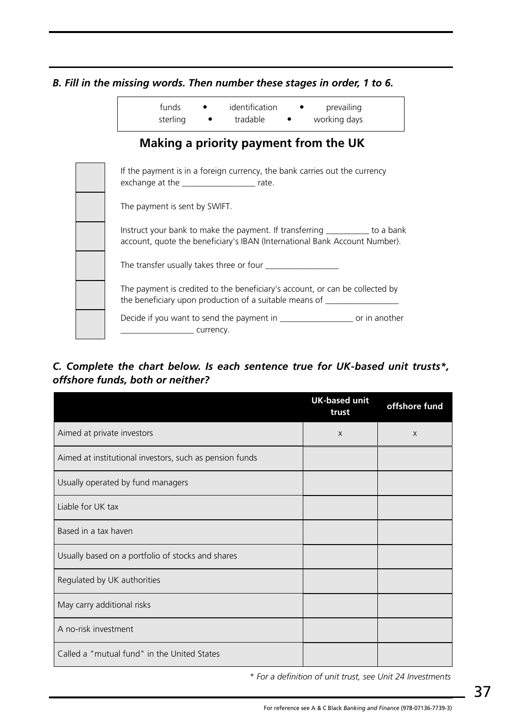## B. Fill in the missing words. Then number these stages in order, 1 to 6.

| funds • identification • prevailing |
|---|
| sterling • tradable • working days |

### Making a priority payment from the UK

| | |
|---|---|
| | If the payment is in a foreign currency, the bank carries out the currency exchange at the _________________ rate. |
| | The payment is sent by SWIFT. |
| | Instruct your bank to make the payment. If transferring __________ to a bank account, quote the beneficiary's IBAN (International Bank Account Number). |
| | The transfer usually takes three or four _________________ |
| | The payment is credited to the beneficiary's account, or can be collected by the beneficiary upon production of a suitable means of _________________ |
| | Decide if you want to send the payment in _________________ or in another _________________ currency. |

## C. Complete the chart below. Is each sentence true for UK-based unit trusts*, offshore funds, both or neither?

| | UK-based unit trust | offshore fund |
|---|---|---|
| Aimed at private investors | x | x |
| Aimed at institutional investors, such as pension funds | | |
| Usually operated by fund managers | | |
| Liable for UK tax | | |
| Based in a tax haven | | |
| Usually based on a portfolio of stocks and shares | | |
| Regulated by UK authorities | | |
| May carry additional risks | | |
| A no-risk investment | | |
| Called a "mutual fund" in the United States | | |

*\* For a definition of unit trust, see Unit 24 Investments*

For reference see A & C Black *Banking and Finance* (978-07136-7739-3)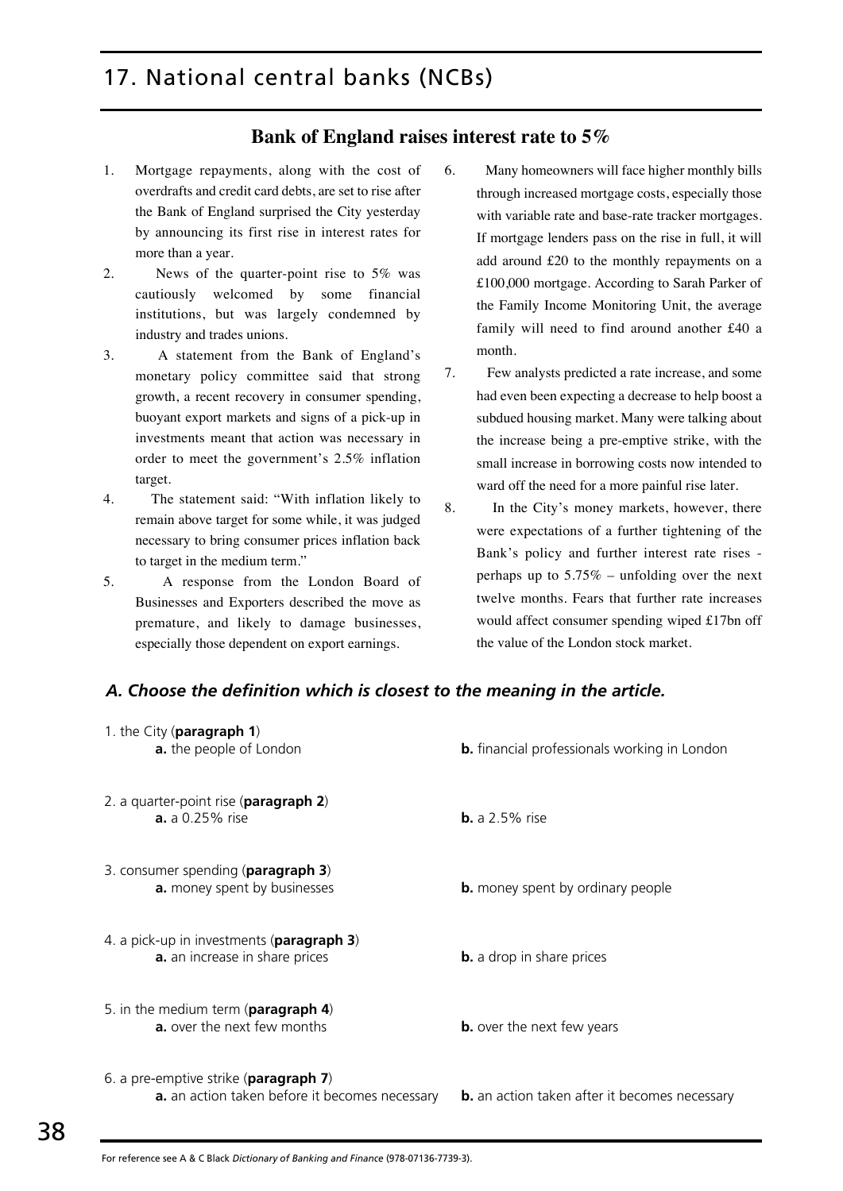# 17. National central banks (NCBs)

## Bank of England raises interest rate to 5%

1. Mortgage repayments, along with the cost of overdrafts and credit card debts, are set to rise after the Bank of England surprised the City yesterday by announcing its first rise in interest rates for more than a year.
2. News of the quarter-point rise to 5% was cautiously welcomed by some financial institutions, but was largely condemned by industry and trades unions.
3. A statement from the Bank of England's monetary policy committee said that strong growth, a recent recovery in consumer spending, buoyant export markets and signs of a pick-up in investments meant that action was necessary in order to meet the government's 2.5% inflation target.
4. The statement said: "With inflation likely to remain above target for some while, it was judged necessary to bring consumer prices inflation back to target in the medium term."
5. A response from the London Board of Businesses and Exporters described the move as premature, and likely to damage businesses, especially those dependent on export earnings.
6. Many homeowners will face higher monthly bills through increased mortgage costs, especially those with variable rate and base-rate tracker mortgages. If mortgage lenders pass on the rise in full, it will add around £20 to the monthly repayments on a £100,000 mortgage. According to Sarah Parker of the Family Income Monitoring Unit, the average family will need to find around another £40 a month.
7. Few analysts predicted a rate increase, and some had even been expecting a decrease to help boost a subdued housing market. Many were talking about the increase being a pre-emptive strike, with the small increase in borrowing costs now intended to ward off the need for a more painful rise later.
8. In the City's money markets, however, there were expectations of a further tightening of the Bank's policy and further interest rate rises - perhaps up to 5.75% – unfolding over the next twelve months. Fears that further rate increases would affect consumer spending wiped £17bn off the value of the London stock market.

### *A. Choose the definition which is closest to the meaning in the article.*

1. the City (**paragraph 1**)
   **a.** the people of London
   **b.** financial professionals working in London

2. a quarter-point rise (**paragraph 2**)
   **a.** a 0.25% rise
   **b.** a 2.5% rise

3. consumer spending (**paragraph 3**)
   **a.** money spent by businesses
   **b.** money spent by ordinary people

4. a pick-up in investments (**paragraph 3**)
   **a.** an increase in share prices
   **b.** a drop in share prices

5. in the medium term (**paragraph 4**)
   **a.** over the next few months
   **b.** over the next few years

6. a pre-emptive strike (**paragraph 7**)
   **a.** an action taken before it becomes necessary
   **b.** an action taken after it becomes necessary

For reference see A & C Black *Dictionary of Banking and Finance* (978-07136-7739-3).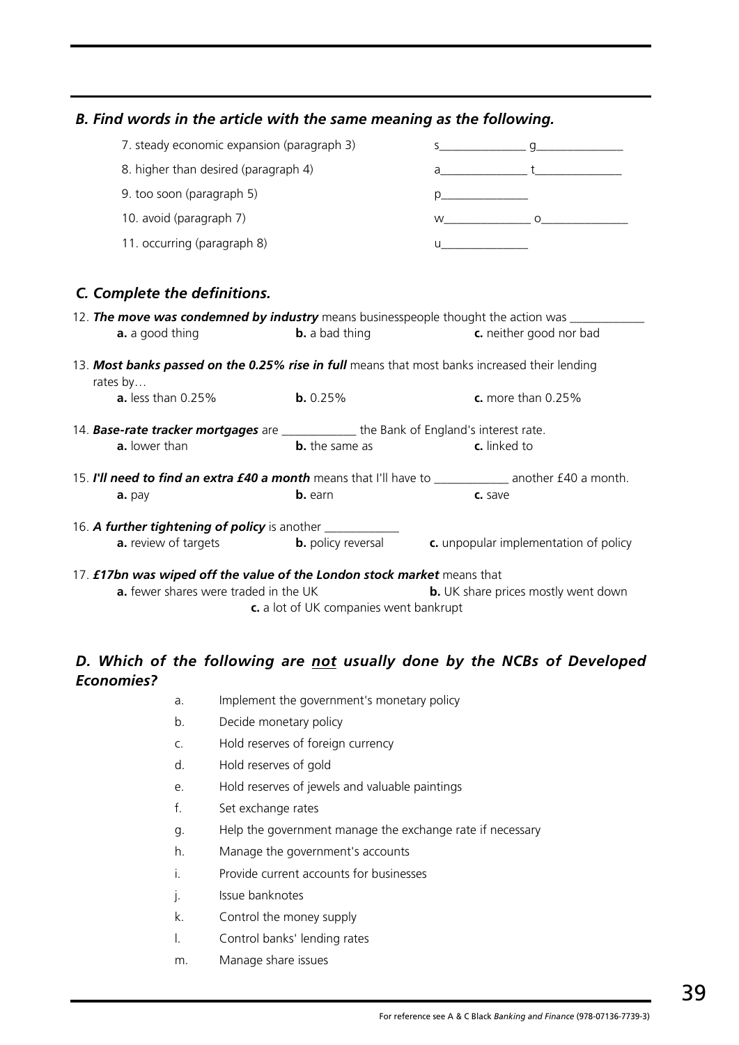### *B. Find words in the article with the same meaning as the following.*

7. steady economic expansion (paragraph 3) s______________ g______________
8. higher than desired (paragraph 4) a______________ t______________
9. too soon (paragraph 5) p______________
10. avoid (paragraph 7) w______________ o______________
11. occurring (paragraph 8) u______________

### *C. Complete the definitions.*

12. ***The move was condemned by industry*** means businesspeople thought the action was ____________
 **a.** a good thing **b.** a bad thing **c.** neither good nor bad

13. ***Most banks passed on the 0.25% rise in full*** means that most banks increased their lending rates by…
 **a.** less than 0.25% **b.** 0.25% **c.** more than 0.25%

14. ***Base-rate tracker mortgages*** are ____________ the Bank of England's interest rate.
 **a.** lower than **b.** the same as **c.** linked to

15. ***I'll need to find an extra £40 a month*** means that I'll have to ____________ another £40 a month.
 **a.** pay **b.** earn **c.** save

16. ***A further tightening of policy*** is another ____________
 **a.** review of targets **b.** policy reversal **c.** unpopular implementation of policy

17. ***£17bn was wiped off the value of the London stock market*** means that
 **a.** fewer shares were traded in the UK **b.** UK share prices mostly went down **c.** a lot of UK companies went bankrupt

### *D. Which of the following are not usually done by the NCBs of Developed Economies?*

a. Implement the government's monetary policy
b. Decide monetary policy
c. Hold reserves of foreign currency
d. Hold reserves of gold
e. Hold reserves of jewels and valuable paintings
f. Set exchange rates
g. Help the government manage the exchange rate if necessary
h. Manage the government's accounts
i. Provide current accounts for businesses
j. Issue banknotes
k. Control the money supply
l. Control banks' lending rates
m. Manage share issues

For reference see A & C Black *Banking and Finance* (978-07136-7739-3)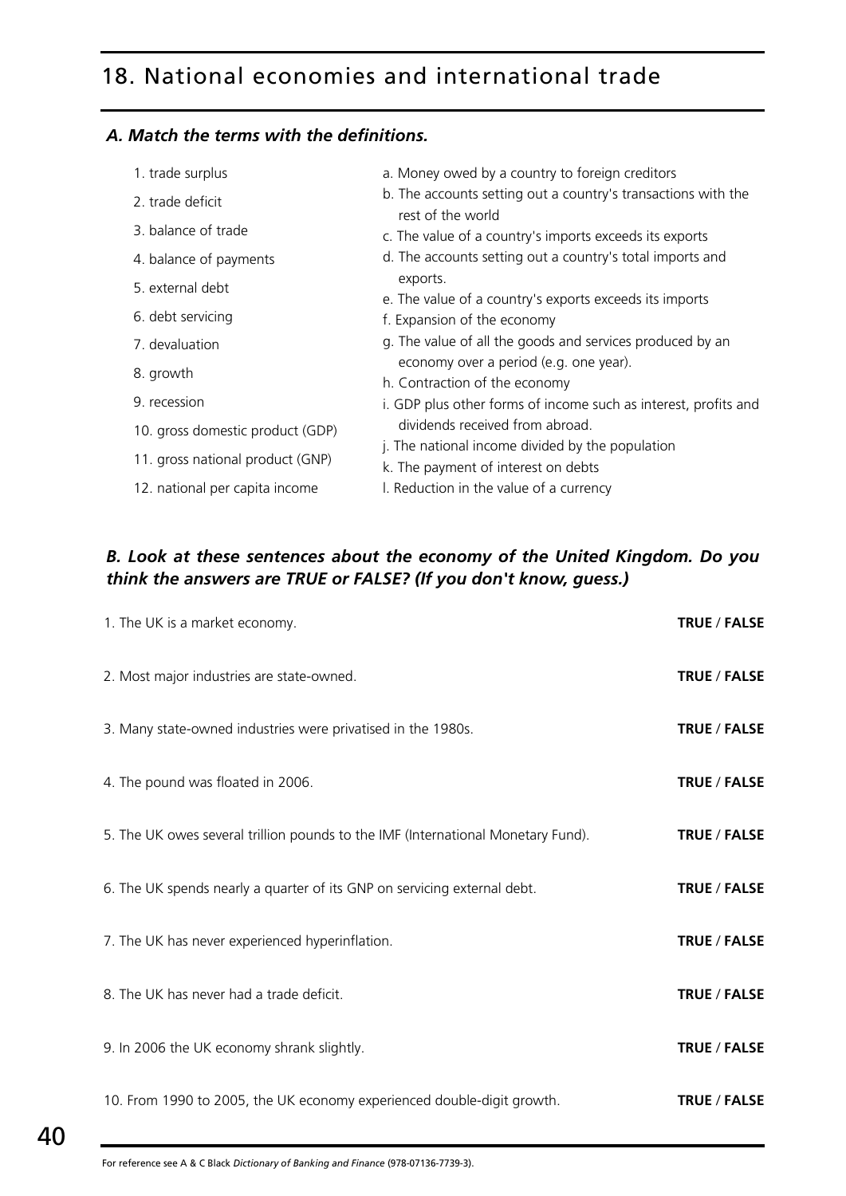# 18. National economies and international trade

## *A. Match the terms with the definitions.*

1. trade surplus
2. trade deficit
3. balance of trade
4. balance of payments
5. external debt
6. debt servicing
7. devaluation
8. growth
9. recession
10. gross domestic product (GDP)
11. gross national product (GNP)
12. national per capita income

a. Money owed by a country to foreign creditors
b. The accounts setting out a country's transactions with the rest of the world
c. The value of a country's imports exceeds its exports
d. The accounts setting out a country's total imports and exports.
e. The value of a country's exports exceeds its imports
f. Expansion of the economy
g. The value of all the goods and services produced by an economy over a period (e.g. one year).
h. Contraction of the economy
i. GDP plus other forms of income such as interest, profits and dividends received from abroad.
j. The national income divided by the population
k. The payment of interest on debts
l. Reduction in the value of a currency

## *B. Look at these sentences about the economy of the United Kingdom. Do you think the answers are TRUE or FALSE? (If you don't know, guess.)*

| | |
|---|---|
| 1. The UK is a market economy. | **TRUE** / **FALSE** |
| 2. Most major industries are state-owned. | **TRUE** / **FALSE** |
| 3. Many state-owned industries were privatised in the 1980s. | **TRUE** / **FALSE** |
| 4. The pound was floated in 2006. | **TRUE** / **FALSE** |
| 5. The UK owes several trillion pounds to the IMF (International Monetary Fund). | **TRUE** / **FALSE** |
| 6. The UK spends nearly a quarter of its GNP on servicing external debt. | **TRUE** / **FALSE** |
| 7. The UK has never experienced hyperinflation. | **TRUE** / **FALSE** |
| 8. The UK has never had a trade deficit. | **TRUE** / **FALSE** |
| 9. In 2006 the UK economy shrank slightly. | **TRUE** / **FALSE** |
| 10. From 1990 to 2005, the UK economy experienced double-digit growth. | **TRUE** / **FALSE** |

For reference see A & C Black *Dictionary of Banking and Finance* (978-07136-7739-3).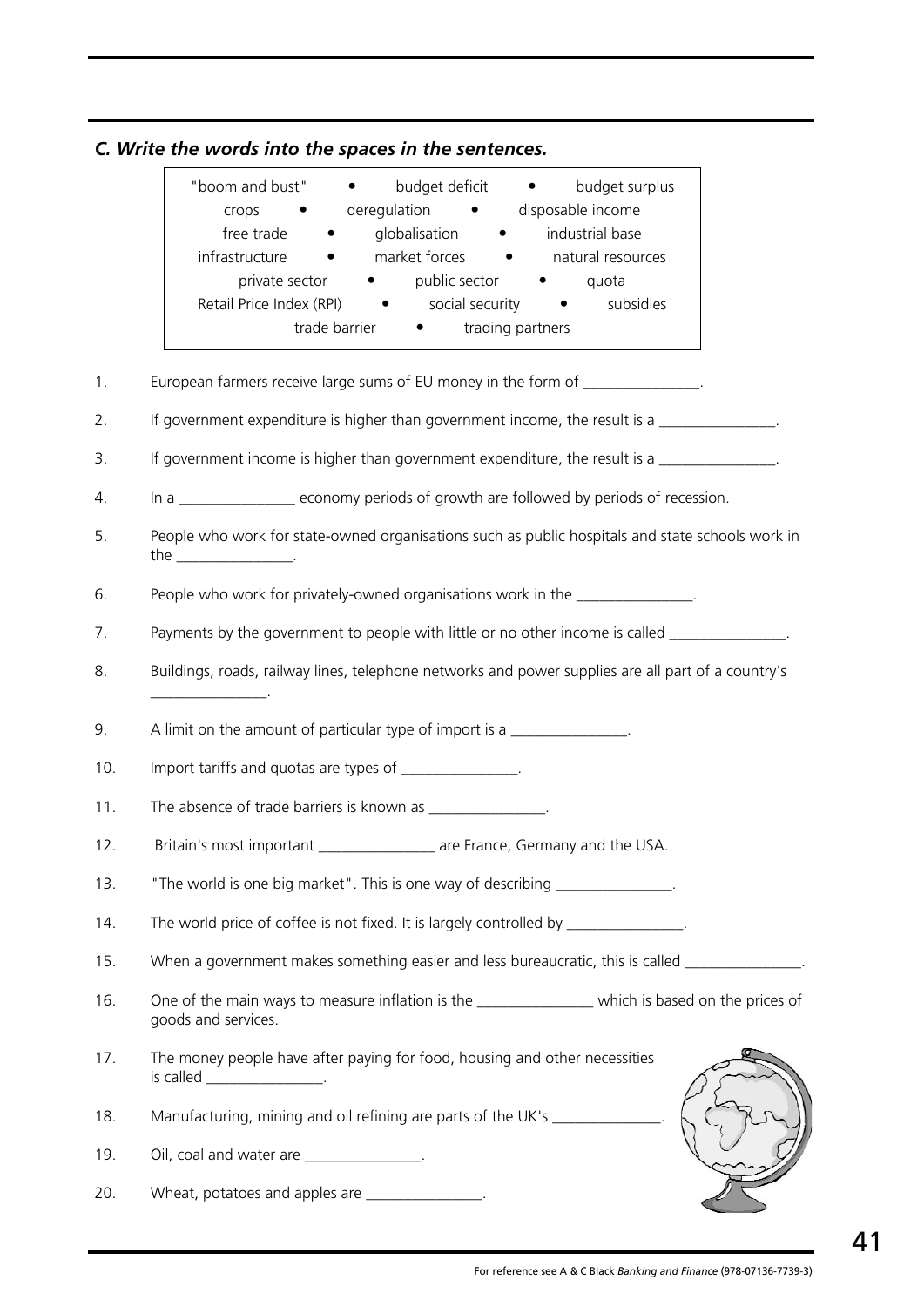### *C. Write the words into the spaces in the sentences.*

"boom and bust" • budget deficit • budget surplus
crops • deregulation • disposable income
free trade • globalisation • industrial base
infrastructure • market forces • natural resources
private sector • public sector • quota
Retail Price Index (RPI) • social security • subsidies
trade barrier • trading partners

1. European farmers receive large sums of EU money in the form of _______________.
2. If government expenditure is higher than government income, the result is a _______________.
3. If government income is higher than government expenditure, the result is a _______________.
4. In a _______________ economy periods of growth are followed by periods of recession.
5. People who work for state-owned organisations such as public hospitals and state schools work in the _______________.
6. People who work for privately-owned organisations work in the _______________.
7. Payments by the government to people with little or no other income is called _______________.
8. Buildings, roads, railway lines, telephone networks and power supplies are all part of a country's _______________.
9. A limit on the amount of particular type of import is a _______________.
10. Import tariffs and quotas are types of _______________.
11. The absence of trade barriers is known as _______________.
12. Britain's most important _______________ are France, Germany and the USA.
13. "The world is one big market". This is one way of describing _______________.
14. The world price of coffee is not fixed. It is largely controlled by _______________.
15. When a government makes something easier and less bureaucratic, this is called _______________.
16. One of the main ways to measure inflation is the _______________ which is based on the prices of goods and services.
17. The money people have after paying for food, housing and other necessities is called _______________.
18. Manufacturing, mining and oil refining are parts of the UK's _______________.
19. Oil, coal and water are _______________.
20. Wheat, potatoes and apples are _______________.

For reference see A & C Black *Banking and Finance* (978-07136-7739-3)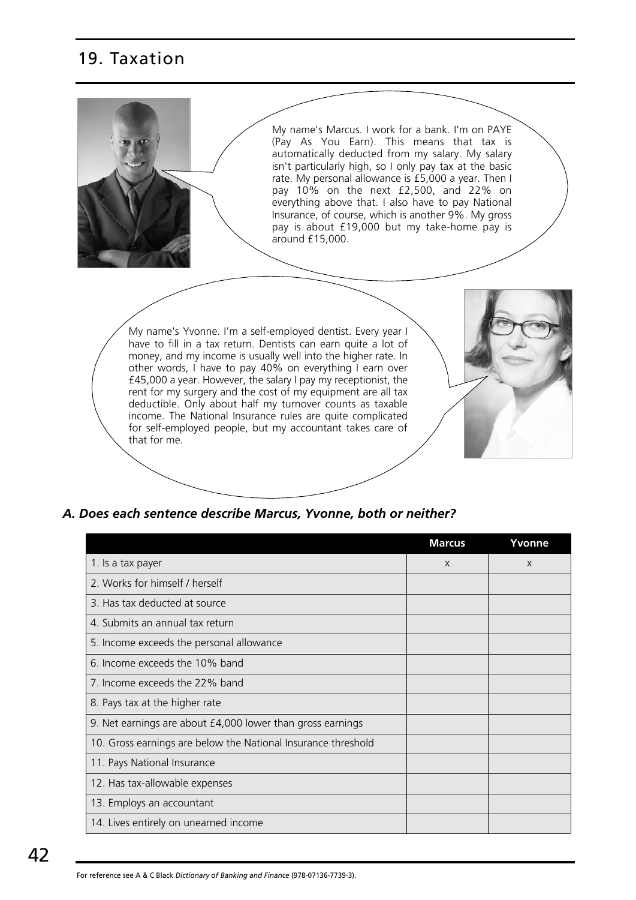# 19. Taxation

My name's Marcus. I work for a bank. I'm on PAYE (Pay As You Earn). This means that tax is automatically deducted from my salary. My salary isn't particularly high, so I only pay tax at the basic rate. My personal allowance is £5,000 a year. Then I pay 10% on the next £2,500, and 22% on everything above that. I also have to pay National Insurance, of course, which is another 9%. My gross pay is about £19,000 but my take-home pay is around £15,000.

My name's Yvonne. I'm a self-employed dentist. Every year I have to fill in a tax return. Dentists can earn quite a lot of money, and my income is usually well into the higher rate. In other words, I have to pay 40% on everything I earn over £45,000 a year. However, the salary I pay my receptionist, the rent for my surgery and the cost of my equipment are all tax deductible. Only about half my turnover counts as taxable income. The National Insurance rules are quite complicated for self-employed people, but my accountant takes care of that for me.

### *A. Does each sentence describe Marcus, Yvonne, both or neither?*

| | Marcus | Yvonne |
|---|---|---|
| 1. Is a tax payer | x | x |
| 2. Works for himself / herself | | |
| 3. Has tax deducted at source | | |
| 4. Submits an annual tax return | | |
| 5. Income exceeds the personal allowance | | |
| 6. Income exceeds the 10% band | | |
| 7. Income exceeds the 22% band | | |
| 8. Pays tax at the higher rate | | |
| 9. Net earnings are about £4,000 lower than gross earnings | | |
| 10. Gross earnings are below the National Insurance threshold | | |
| 11. Pays National Insurance | | |
| 12. Has tax-allowable expenses | | |
| 13. Employs an accountant | | |
| 14. Lives entirely on unearned income | | |

For reference see A & C Black *Dictionary of Banking and Finance* (978-07136-7739-3).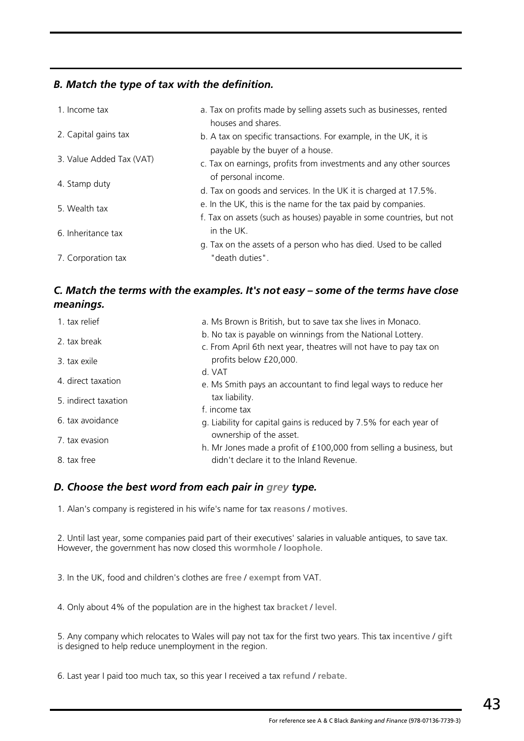### *B. Match the type of tax with the definition.*

1. Income tax
2. Capital gains tax
3. Value Added Tax (VAT)
4. Stamp duty
5. Wealth tax
6. Inheritance tax
7. Corporation tax

a. Tax on profits made by selling assets such as businesses, rented houses and shares.
b. A tax on specific transactions. For example, in the UK, it is payable by the buyer of a house.
c. Tax on earnings, profits from investments and any other sources of personal income.
d. Tax on goods and services. In the UK it is charged at 17.5%.
e. In the UK, this is the name for the tax paid by companies.
f. Tax on assets (such as houses) payable in some countries, but not in the UK.
g. Tax on the assets of a person who has died. Used to be called "death duties".

### *C. Match the terms with the examples. It's not easy – some of the terms have close meanings.*

1. tax relief
2. tax break
3. tax exile
4. direct taxation
5. indirect taxation
6. tax avoidance
7. tax evasion
8. tax free

a. Ms Brown is British, but to save tax she lives in Monaco.
b. No tax is payable on winnings from the National Lottery.
c. From April 6th next year, theatres will not have to pay tax on profits below £20,000.
d. VAT
e. Ms Smith pays an accountant to find legal ways to reduce her tax liability.
f. income tax
g. Liability for capital gains is reduced by 7.5% for each year of ownership of the asset.
h. Mr Jones made a profit of £100,000 from selling a business, but didn't declare it to the Inland Revenue.

### *D. Choose the best word from each pair in grey type.*

1. Alan's company is registered in his wife's name for tax **reasons** / **motives**.

2. Until last year, some companies paid part of their executives' salaries in valuable antiques, to save tax. However, the government has now closed this **wormhole** / **loophole**.

3. In the UK, food and children's clothes are **free** / **exempt** from VAT.

4. Only about 4% of the population are in the highest tax **bracket** / **level**.

5. Any company which relocates to Wales will pay not tax for the first two years. This tax **incentive** / **gift** is designed to help reduce unemployment in the region.

6. Last year I paid too much tax, so this year I received a tax **refund** / **rebate**.

For reference see A & C Black *Banking and Finance* (978-07136-7739-3)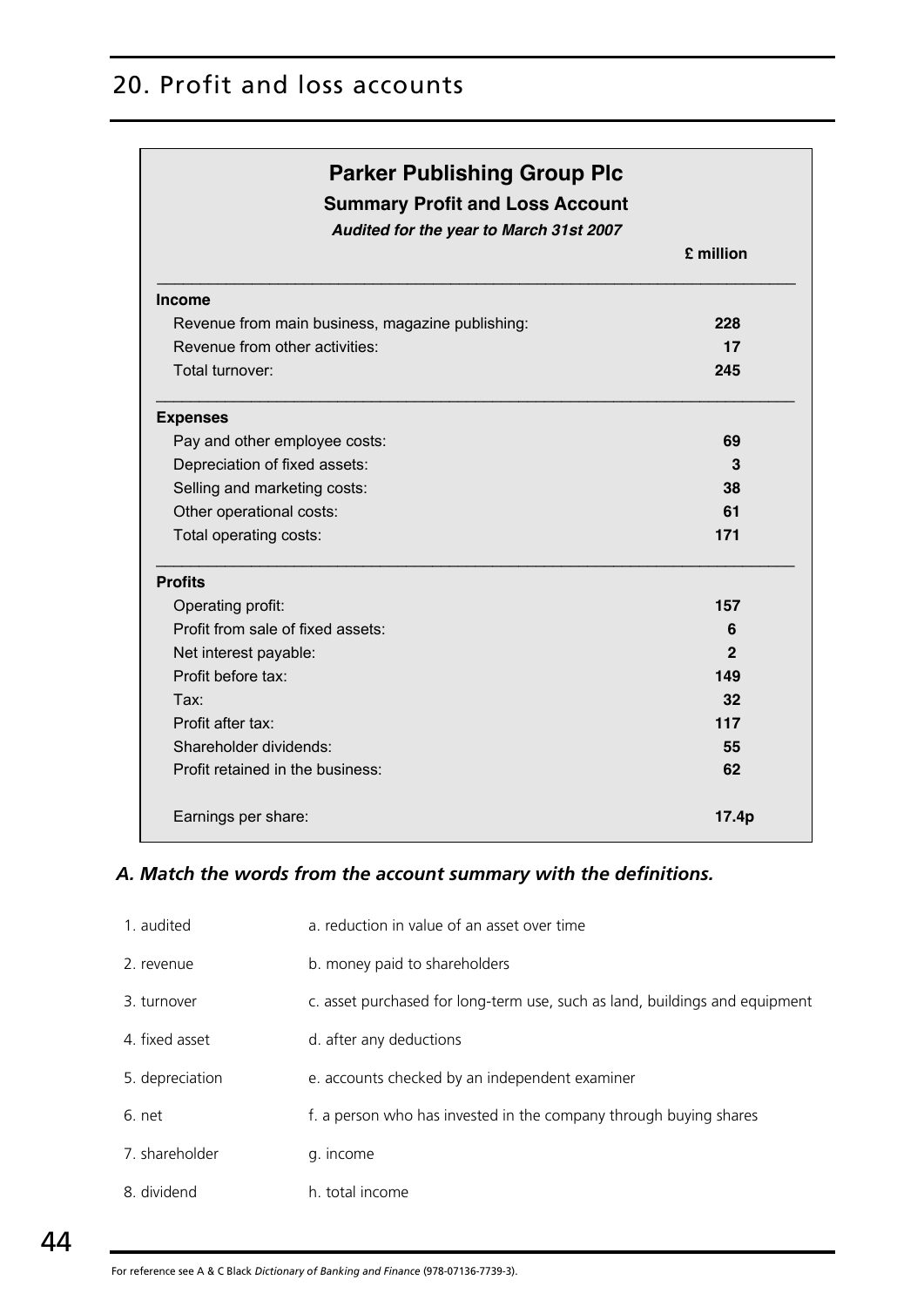# 20. Profit and loss accounts

## Parker Publishing Group Plc

### Summary Profit and Loss Account

***Audited for the year to March 31st 2007***

| | **£ million** |
|---|---|
| **Income** | |
| Revenue from main business, magazine publishing: | **228** |
| Revenue from other activities: | **17** |
| Total turnover: | **245** |
| **Expenses** | |
| Pay and other employee costs: | **69** |
| Depreciation of fixed assets: | **3** |
| Selling and marketing costs: | **38** |
| Other operational costs: | **61** |
| Total operating costs: | **171** |
| **Profits** | |
| Operating profit: | **157** |
| Profit from sale of fixed assets: | **6** |
| Net interest payable: | **2** |
| Profit before tax: | **149** |
| Tax: | **32** |
| Profit after tax: | **117** |
| Shareholder dividends: | **55** |
| Profit retained in the business: | **62** |
| Earnings per share: | **17.4p** |

***A. Match the words from the account summary with the definitions.***

| | |
|---|---|
| 1. audited | a. reduction in value of an asset over time |
| 2. revenue | b. money paid to shareholders |
| 3. turnover | c. asset purchased for long-term use, such as land, buildings and equipment |
| 4. fixed asset | d. after any deductions |
| 5. depreciation | e. accounts checked by an independent examiner |
| 6. net | f. a person who has invested in the company through buying shares |
| 7. shareholder | g. income |
| 8. dividend | h. total income |

For reference see A & C Black *Dictionary of Banking and Finance* (978-07136-7739-3).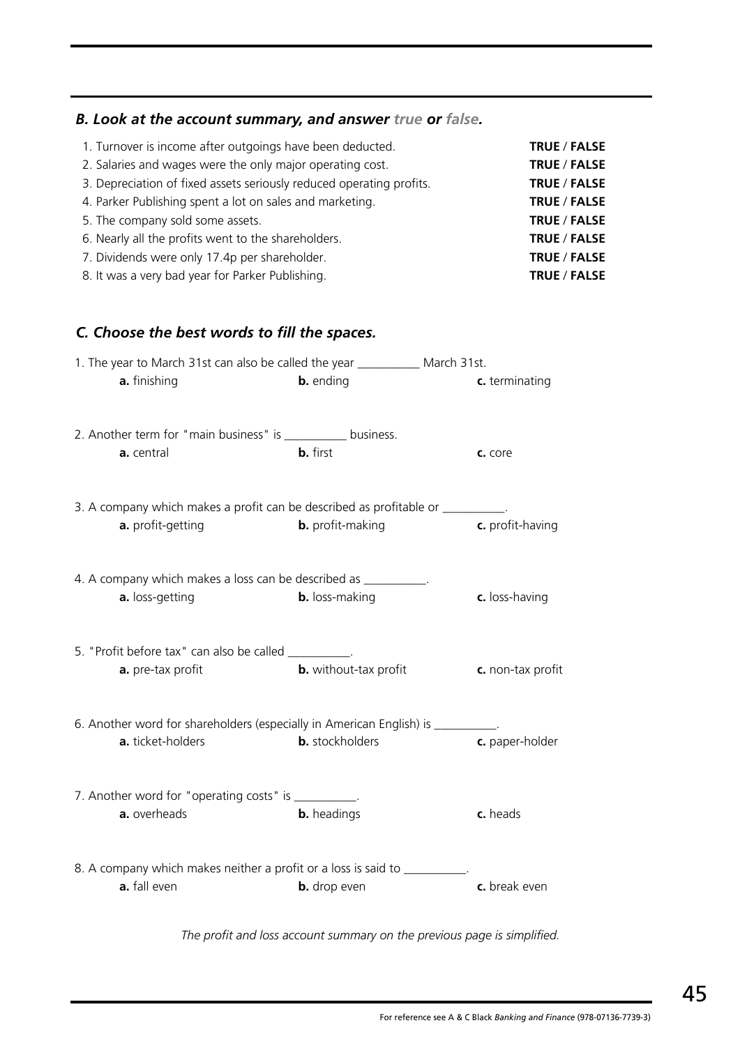### *B. Look at the account summary, and answer true or false.*

1. Turnover is income after outgoings have been deducted. **TRUE** / **FALSE**
2. Salaries and wages were the only major operating cost. **TRUE** / **FALSE**
3. Depreciation of fixed assets seriously reduced operating profits. **TRUE** / **FALSE**
4. Parker Publishing spent a lot on sales and marketing. **TRUE** / **FALSE**
5. The company sold some assets. **TRUE** / **FALSE**
6. Nearly all the profits went to the shareholders. **TRUE** / **FALSE**
7. Dividends were only 17.4p per shareholder. **TRUE** / **FALSE**
8. It was a very bad year for Parker Publishing. **TRUE** / **FALSE**

### *C. Choose the best words to fill the spaces.*

1. The year to March 31st can also be called the year __________ March 31st.
   **a.** finishing **b.** ending **c.** terminating

2. Another term for "main business" is __________ business.
   **a.** central **b.** first **c.** core

3. A company which makes a profit can be described as profitable or __________.
   **a.** profit-getting **b.** profit-making **c.** profit-having

4. A company which makes a loss can be described as __________.
   **a.** loss-getting **b.** loss-making **c.** loss-having

5. "Profit before tax" can also be called __________.
   **a.** pre-tax profit **b.** without-tax profit **c.** non-tax profit

6. Another word for shareholders (especially in American English) is __________.
   **a.** ticket-holders **b.** stockholders **c.** paper-holder

7. Another word for "operating costs" is __________.
   **a.** overheads **b.** headings **c.** heads

8. A company which makes neither a profit or a loss is said to __________.
   **a.** fall even **b.** drop even **c.** break even

*The profit and loss account summary on the previous page is simplified.*

For reference see A & C Black *Banking and Finance* (978-07136-7739-3)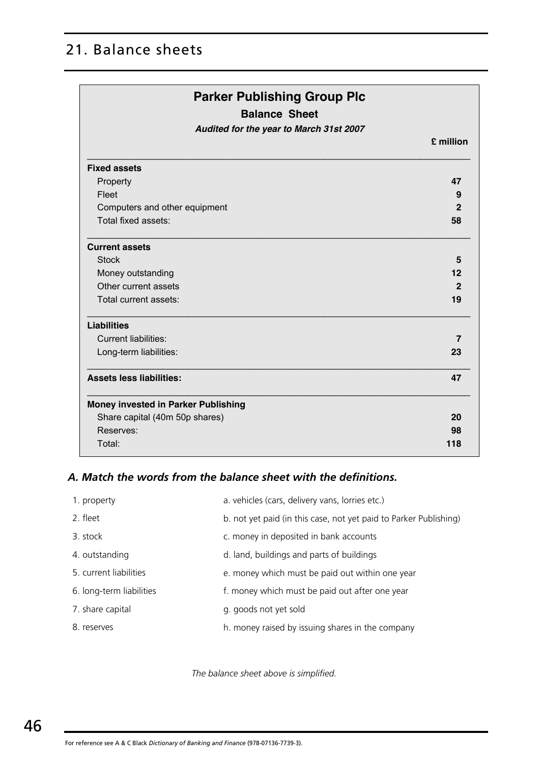# 21. Balance sheets

**Parker Publishing Group Plc**

**Balance Sheet**

***Audited for the year to March 31st 2007***

| | **£ million** |
|---|---|
| **Fixed assets** | |
| Property | **47** |
| Fleet | **9** |
| Computers and other equipment | **2** |
| Total fixed assets: | **58** |
| **Current assets** | |
| Stock | **5** |
| Money outstanding | **12** |
| Other current assets | **2** |
| Total current assets: | **19** |
| **Liabilities** | |
| Current liabilities: | **7** |
| Long-term liabilities: | **23** |
| **Assets less liabilities:** | **47** |
| **Money invested in Parker Publishing** | |
| Share capital (40m 50p shares) | **20** |
| Reserves: | **98** |
| Total: | **118** |

### *A. Match the words from the balance sheet with the definitions.*

| | |
|---|---|
| 1. property | a. vehicles (cars, delivery vans, lorries etc.) |
| 2. fleet | b. not yet paid (in this case, not yet paid to Parker Publishing) |
| 3. stock | c. money in deposited in bank accounts |
| 4. outstanding | d. land, buildings and parts of buildings |
| 5. current liabilities | e. money which must be paid out within one year |
| 6. long-term liabilities | f. money which must be paid out after one year |
| 7. share capital | g. goods not yet sold |
| 8. reserves | h. money raised by issuing shares in the company |

*The balance sheet above is simplified.*

For reference see A & C Black *Dictionary of Banking and Finance* (978-07136-7739-3).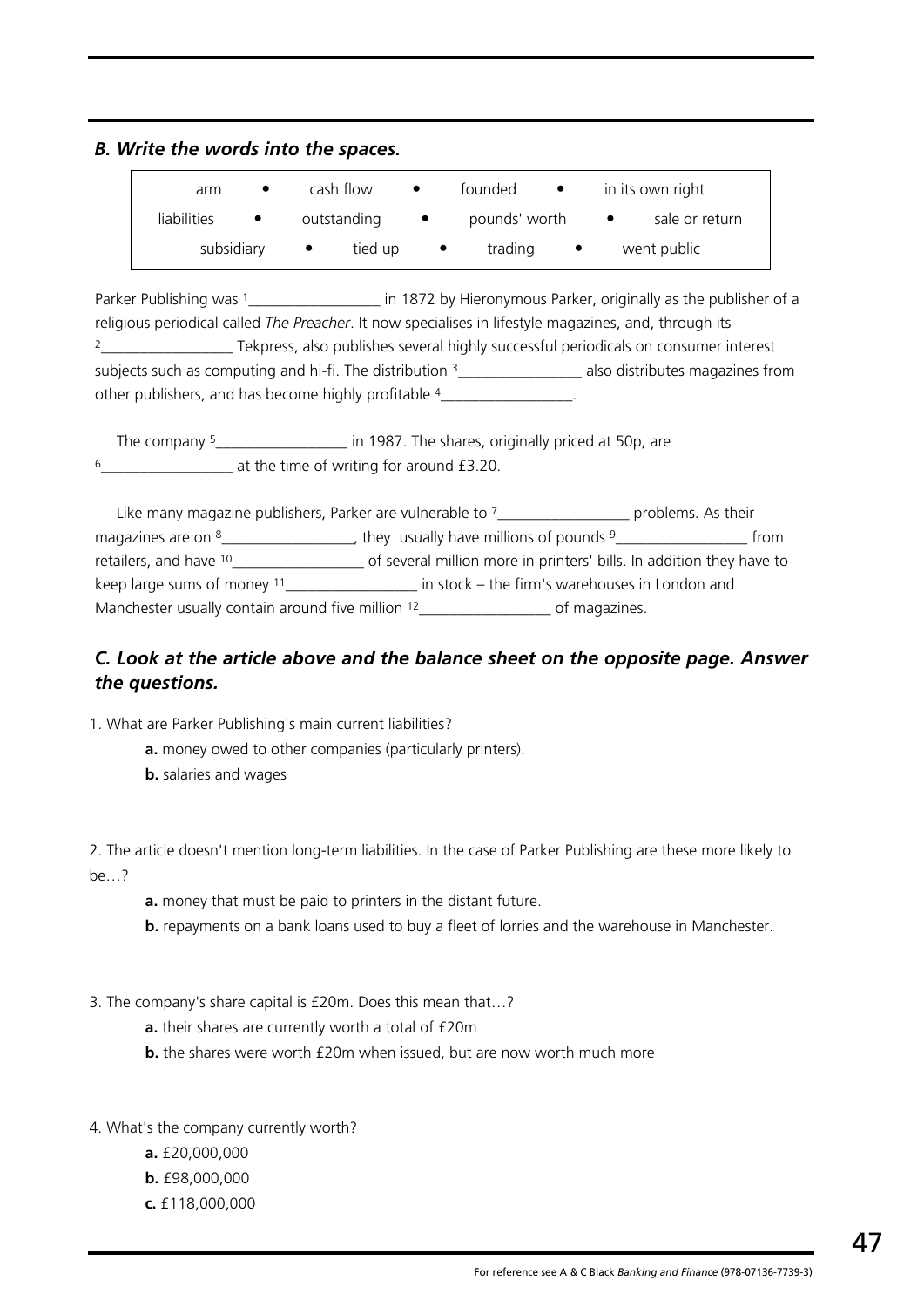### *B. Write the words into the spaces.*

| | | | |
|---|---|---|---|
| arm • | cash flow • | founded • | in its own right |
| liabilities • | outstanding • | pounds' worth • | sale or return |
| subsidiary • | tied up • | trading • | went public |

Parker Publishing was [1]_________________ in 1872 by Hieronymous Parker, originally as the publisher of a religious periodical called *The Preacher*. It now specialises in lifestyle magazines, and, through its [2]_________________ Tekpress, also publishes several highly successful periodicals on consumer interest subjects such as computing and hi-fi. The distribution [3]________________ also distributes magazines from other publishers, and has become highly profitable [4]_________________.

The company [5]_________________ in 1987. The shares, originally priced at 50p, are [6]_________________ at the time of writing for around £3.20.

Like many magazine publishers, Parker are vulnerable to [7]_________________ problems. As their magazines are on [8]_________________, they usually have millions of pounds [9]_________________ from retailers, and have [10]_________________ of several million more in printers' bills. In addition they have to keep large sums of money [11]_________________ in stock – the firm's warehouses in London and Manchester usually contain around five million [12]_________________ of magazines.

### *C. Look at the article above and the balance sheet on the opposite page. Answer the questions.*

1. What are Parker Publishing's main current liabilities?
   - **a.** money owed to other companies (particularly printers).
   - **b.** salaries and wages

2. The article doesn't mention long-term liabilities. In the case of Parker Publishing are these more likely to be…?
   - **a.** money that must be paid to printers in the distant future.
   - **b.** repayments on a bank loans used to buy a fleet of lorries and the warehouse in Manchester.

3. The company's share capital is £20m. Does this mean that…?
   - **a.** their shares are currently worth a total of £20m
   - **b.** the shares were worth £20m when issued, but are now worth much more

4. What's the company currently worth?
   - **a.** £20,000,000
   - **b.** £98,000,000
   - **c.** £118,000,000

For reference see A & C Black *Banking and Finance* (978-07136-7739-3)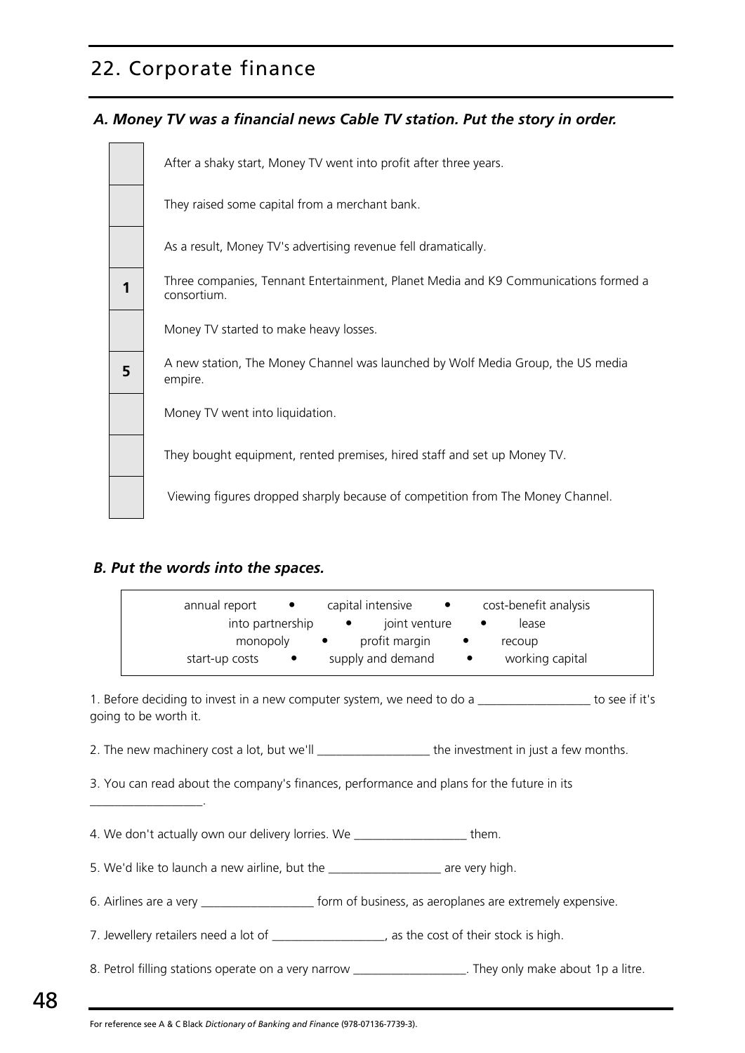# 22. Corporate finance

## *A. Money TV was a financial news Cable TV station. Put the story in order.*

| | |
|---|---|
| | After a shaky start, Money TV went into profit after three years. |
| | They raised some capital from a merchant bank. |
| | As a result, Money TV's advertising revenue fell dramatically. |
| **1** | Three companies, Tennant Entertainment, Planet Media and K9 Communications formed a consortium. |
| | Money TV started to make heavy losses. |
| **5** | A new station, The Money Channel was launched by Wolf Media Group, the US media empire. |
| | Money TV went into liquidation. |
| | They bought equipment, rented premises, hired staff and set up Money TV. |
| | Viewing figures dropped sharply because of competition from The Money Channel. |

## *B. Put the words into the spaces.*

| |
|---|
| annual report • capital intensive • cost-benefit analysis |
| into partnership • joint venture • lease |
| monopoly • profit margin • recoup |
| start-up costs • supply and demand • working capital |

1. Before deciding to invest in a new computer system, we need to do a __________________ to see if it's going to be worth it.

2. The new machinery cost a lot, but we'll __________________ the investment in just a few months.

3. You can read about the company's finances, performance and plans for the future in its __________________.

4. We don't actually own our delivery lorries. We __________________ them.

5. We'd like to launch a new airline, but the __________________ are very high.

6. Airlines are a very __________________ form of business, as aeroplanes are extremely expensive.

7. Jewellery retailers need a lot of __________________, as the cost of their stock is high.

8. Petrol filling stations operate on a very narrow __________________. They only make about 1p a litre.

For reference see A & C Black *Dictionary of Banking and Finance* (978-07136-7739-3).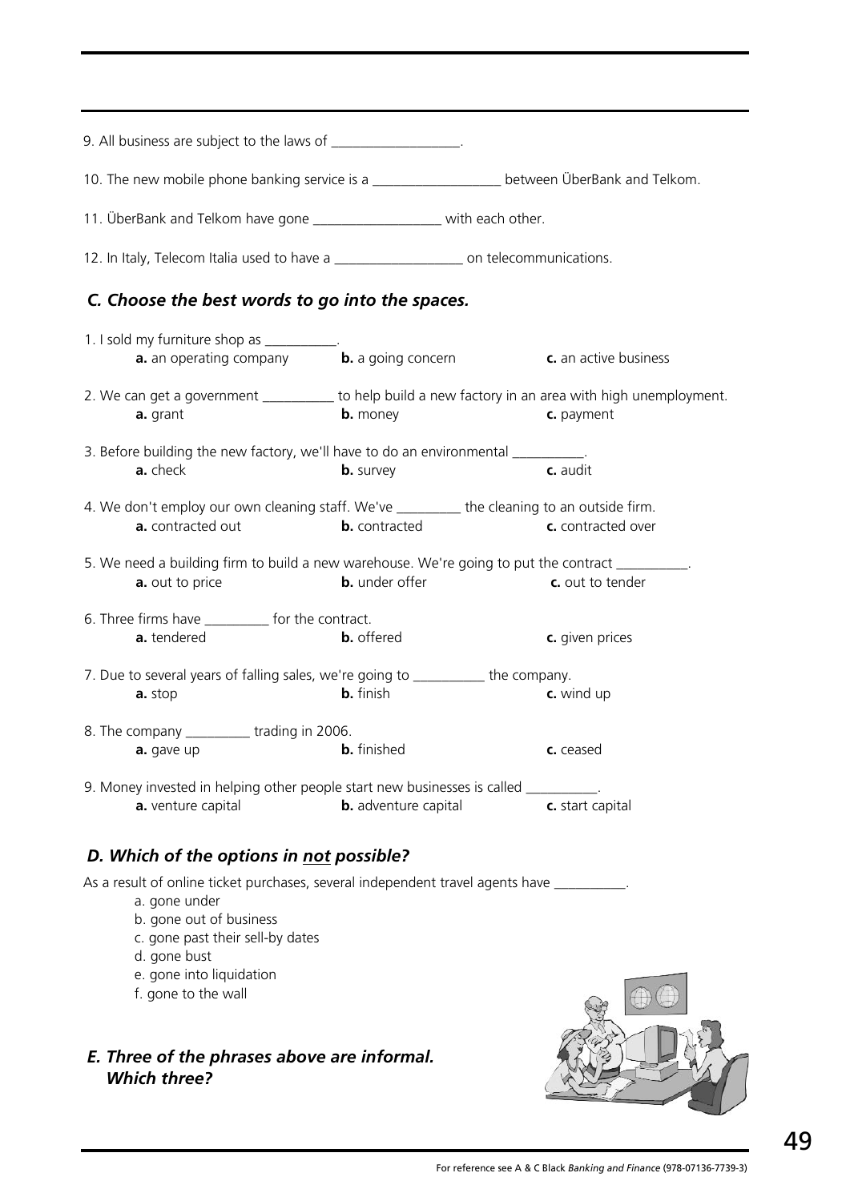9. All business are subject to the laws of __________________.

10. The new mobile phone banking service is a __________________ between ÜberBank and Telkom.

11. ÜberBank and Telkom have gone __________________ with each other.

12. In Italy, Telecom Italia used to have a __________________ on telecommunications.

### *C. Choose the best words to go into the spaces.*

1. I sold my furniture shop as __________.
   **a.** an operating company  **b.** a going concern  **c.** an active business

2. We can get a government __________ to help build a new factory in an area with high unemployment.
   **a.** grant  **b.** money  **c.** payment

3. Before building the new factory, we'll have to do an environmental __________.
   **a.** check  **b.** survey  **c.** audit

4. We don't employ our own cleaning staff. We've _________ the cleaning to an outside firm.
   **a.** contracted out  **b.** contracted  **c.** contracted over

5. We need a building firm to build a new warehouse. We're going to put the contract __________.
   **a.** out to price  **b.** under offer  **c.** out to tender

6. Three firms have _________ for the contract.
   **a.** tendered  **b.** offered  **c.** given prices

7. Due to several years of falling sales, we're going to __________ the company.
   **a.** stop  **b.** finish  **c.** wind up

8. The company _________ trading in 2006.
   **a.** gave up  **b.** finished  **c.** ceased

9. Money invested in helping other people start new businesses is called __________.
   **a.** venture capital  **b.** adventure capital  **c.** start capital

### *D. Which of the options in <u>not</u> possible?*

As a result of online ticket purchases, several independent travel agents have __________.

a. gone under
b. gone out of business
c. gone past their sell-by dates
d. gone bust
e. gone into liquidation
f. gone to the wall

### *E. Three of the phrases above are informal. Which three?*

For reference see A & C Black *Banking and Finance* (978-07136-7739-3)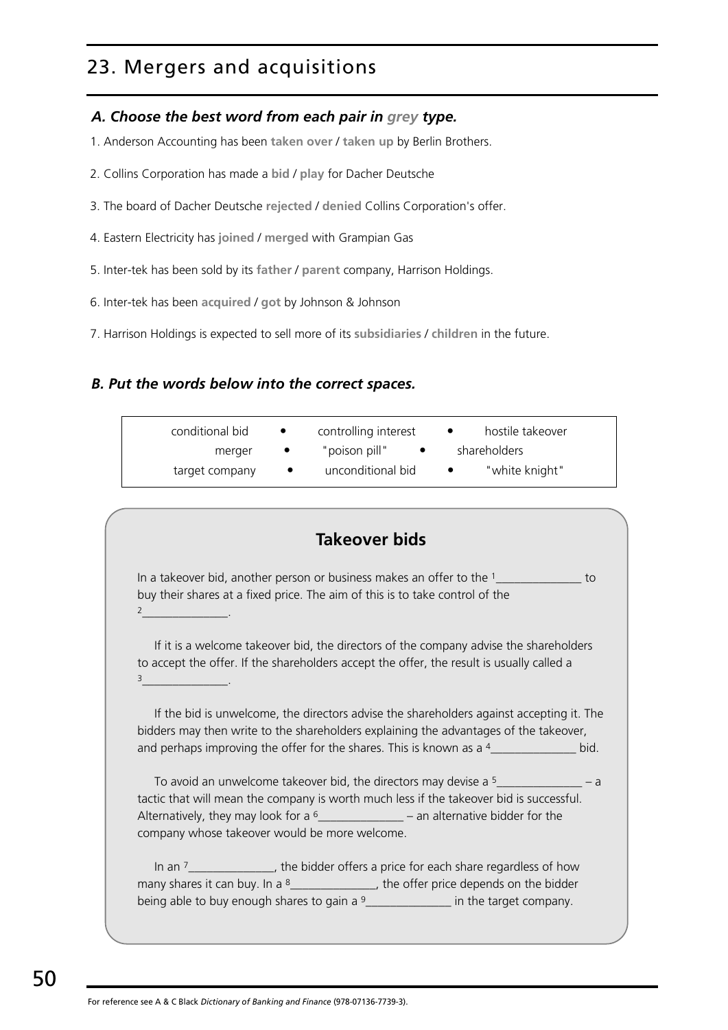# 23. Mergers and acquisitions

### *A. Choose the best word from each pair in grey type.*

1. Anderson Accounting has been **taken over** / **taken up** by Berlin Brothers.
2. Collins Corporation has made a **bid** / **play** for Dacher Deutsche
3. The board of Dacher Deutsche **rejected** / **denied** Collins Corporation's offer.
4. Eastern Electricity has **joined** / **merged** with Grampian Gas
5. Inter-tek has been sold by its **father** / **parent** company, Harrison Holdings.
6. Inter-tek has been **acquired** / **got** by Johnson & Johnson
7. Harrison Holdings is expected to sell more of its **subsidiaries** / **children** in the future.

### *B. Put the words below into the correct spaces.*

| | | |
|---|---|---|
| conditional bid | controlling interest | hostile takeover |
| merger | "poison pill" | shareholders |
| target company | unconditional bid | "white knight" |

## Takeover bids

In a takeover bid, another person or business makes an offer to the [1]______________ to buy their shares at a fixed price. The aim of this is to take control of the [2]______________.

If it is a welcome takeover bid, the directors of the company advise the shareholders to accept the offer. If the shareholders accept the offer, the result is usually called a [3]______________.

If the bid is unwelcome, the directors advise the shareholders against accepting it. The bidders may then write to the shareholders explaining the advantages of the takeover, and perhaps improving the offer for the shares. This is known as a [4]______________ bid.

To avoid an unwelcome takeover bid, the directors may devise a [5]______________ – a tactic that will mean the company is worth much less if the takeover bid is successful. Alternatively, they may look for a [6]______________ – an alternative bidder for the company whose takeover would be more welcome.

In an [7]______________, the bidder offers a price for each share regardless of how many shares it can buy. In a [8]______________, the offer price depends on the bidder being able to buy enough shares to gain a [9]______________ in the target company.

For reference see A & C Black *Dictionary of Banking and Finance* (978-07136-7739-3).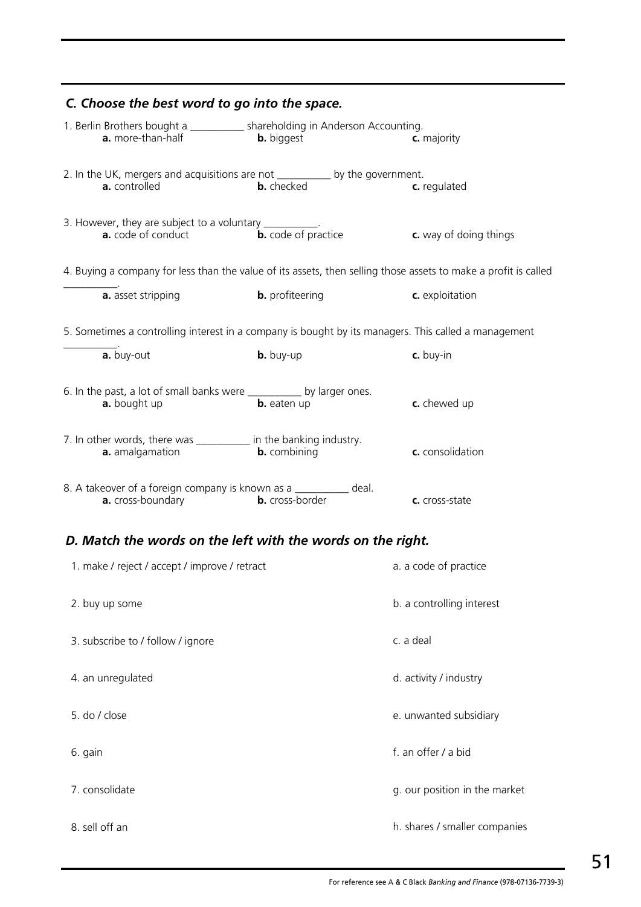## *C. Choose the best word to go into the space.*

1. Berlin Brothers bought a __________ shareholding in Anderson Accounting.
   **a.** more-than-half **b.** biggest **c.** majority

2. In the UK, mergers and acquisitions are not __________ by the government.
   **a.** controlled **b.** checked **c.** regulated

3. However, they are subject to a voluntary __________.
   **a.** code of conduct **b.** code of practice **c.** way of doing things

4. Buying a company for less than the value of its assets, then selling those assets to make a profit is called __________.
   **a.** asset stripping **b.** profiteering **c.** exploitation

5. Sometimes a controlling interest in a company is bought by its managers. This called a management __________.
   **a.** buy-out **b.** buy-up **c.** buy-in

6. In the past, a lot of small banks were __________ by larger ones.
   **a.** bought up **b.** eaten up **c.** chewed up

7. In other words, there was __________ in the banking industry.
   **a.** amalgamation **b.** combining **c.** consolidation

8. A takeover of a foreign company is known as a __________ deal.
   **a.** cross-boundary **b.** cross-border **c.** cross-state

## *D. Match the words on the left with the words on the right.*

| | |
|---|---|
| 1. make / reject / accept / improve / retract | a. a code of practice |
| 2. buy up some | b. a controlling interest |
| 3. subscribe to / follow / ignore | c. a deal |
| 4. an unregulated | d. activity / industry |
| 5. do / close | e. unwanted subsidiary |
| 6. gain | f. an offer / a bid |
| 7. consolidate | g. our position in the market |
| 8. sell off an | h. shares / smaller companies |

For reference see A & C Black *Banking and Finance* (978-07136-7739-3)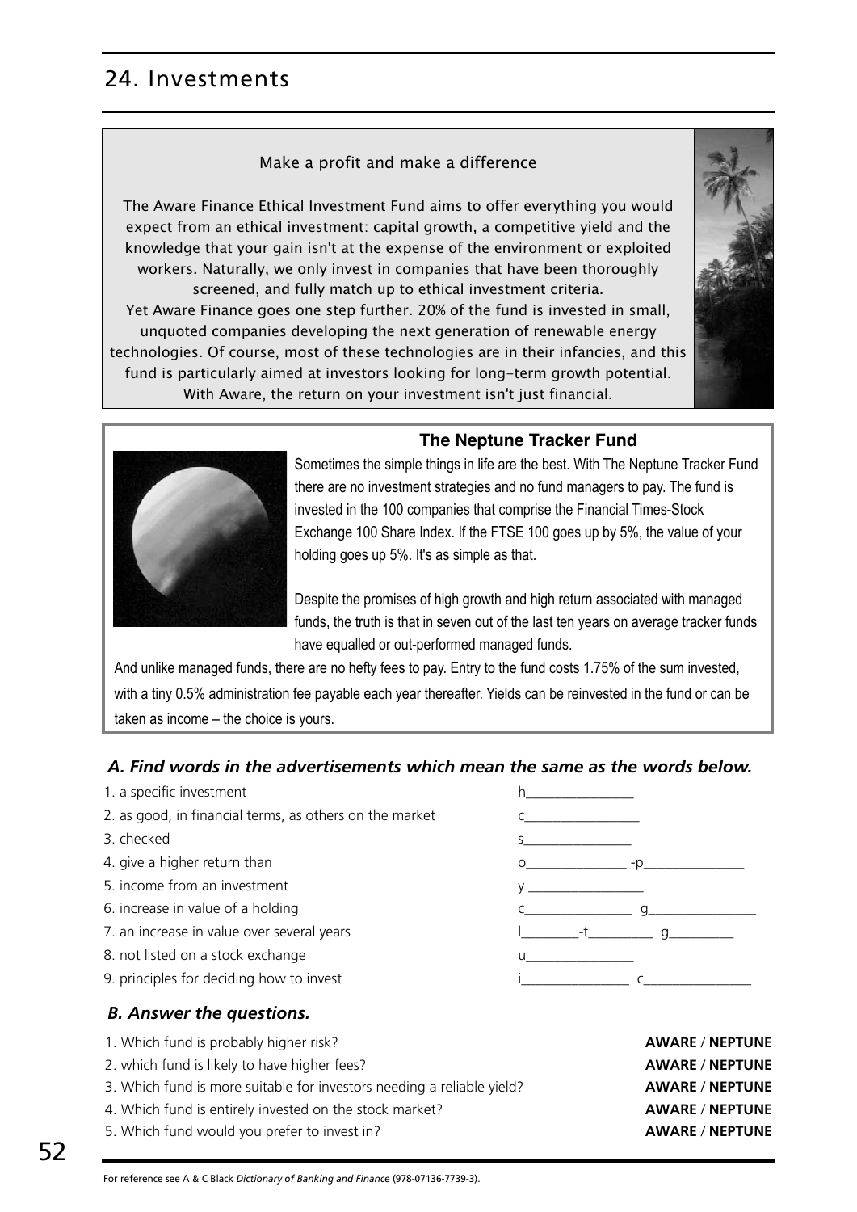# 24. Investments

Make a profit and make a difference

The Aware Finance Ethical Investment Fund aims to offer everything you would expect from an ethical investment: capital growth, a competitive yield and the knowledge that your gain isn't at the expense of the environment or exploited workers. Naturally, we only invest in companies that have been thoroughly screened, and fully match up to ethical investment criteria.

Yet Aware Finance goes one step further. 20% of the fund is invested in small, unquoted companies developing the next generation of renewable energy technologies. Of course, most of these technologies are in their infancies, and this fund is particularly aimed at investors looking for long-term growth potential. With Aware, the return on your investment isn't just financial.

**The Neptune Tracker Fund**

Sometimes the simple things in life are the best. With The Neptune Tracker Fund there are no investment strategies and no fund managers to pay. The fund is invested in the 100 companies that comprise the Financial Times-Stock Exchange 100 Share Index. If the FTSE 100 goes up by 5%, the value of your holding goes up 5%. It's as simple as that.

Despite the promises of high growth and high return associated with managed funds, the truth is that in seven out of the last ten years on average tracker funds have equalled or out-performed managed funds.

And unlike managed funds, there are no hefty fees to pay. Entry to the fund costs 1.75% of the sum invested, with a tiny 0.5% administration fee payable each year thereafter. Yields can be reinvested in the fund or can be taken as income – the choice is yours.

## *A. Find words in the advertisements which mean the same as the words below.*

1. a specific investment h_______________
2. as good, in financial terms, as others on the market c_______________
3. checked s_______________
4. give a higher return than o_______________ -p_______________
5. income from an investment y _______________
6. increase in value of a holding c_______________ g_______________
7. an increase in value over several years l________-t_________ g_________
8. not listed on a stock exchange u_______________
9. principles for deciding how to invest i_______________ c_______________

## *B. Answer the questions.*

1. Which fund is probably higher risk? **AWARE** / **NEPTUNE**
2. which fund is likely to have higher fees? **AWARE** / **NEPTUNE**
3. Which fund is more suitable for investors needing a reliable yield? **AWARE** / **NEPTUNE**
4. Which fund is entirely invested on the stock market? **AWARE** / **NEPTUNE**
5. Which fund would you prefer to invest in? **AWARE** / **NEPTUNE**

For reference see A & C Black *Dictionary of Banking and Finance* (978-07136-7739-3).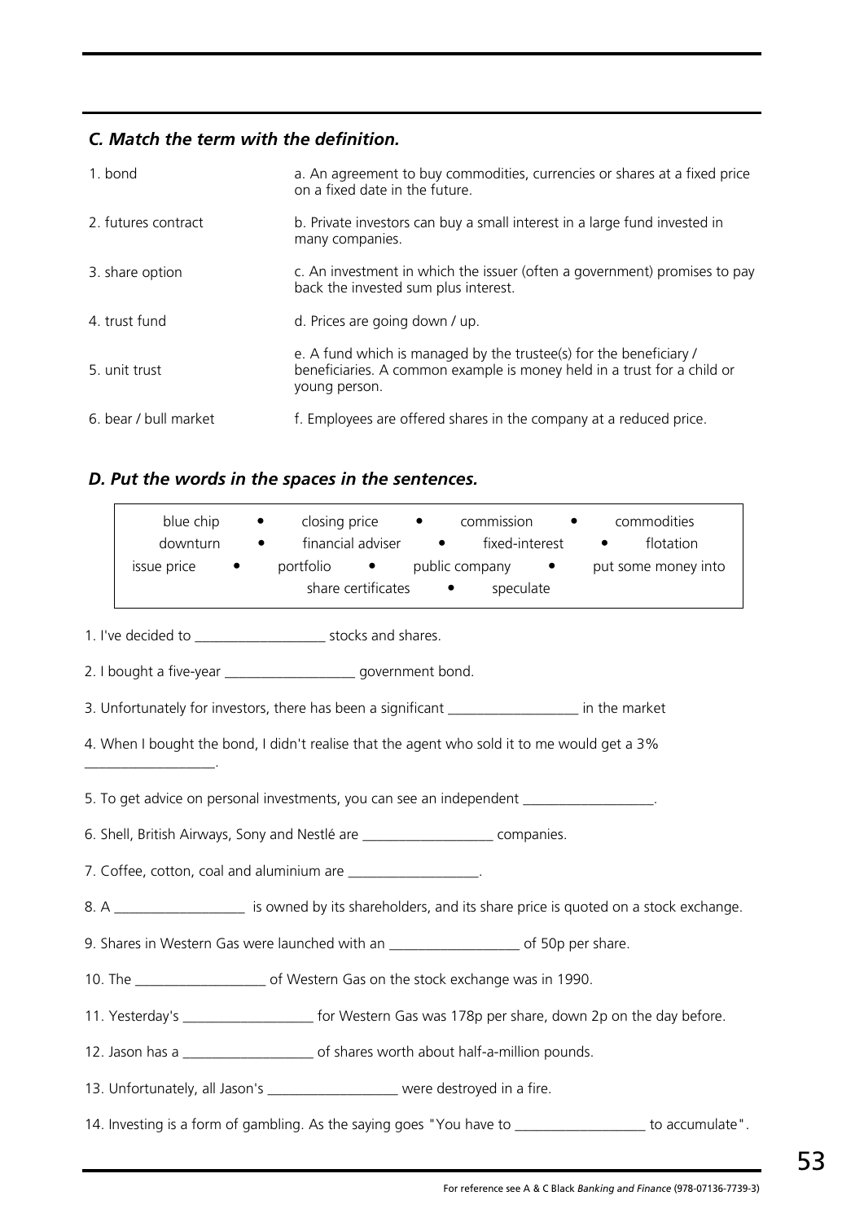### *C. Match the term with the definition.*

| | |
|---|---|
| 1. bond | a. An agreement to buy commodities, currencies or shares at a fixed price on a fixed date in the future. |
| 2. futures contract | b. Private investors can buy a small interest in a large fund invested in many companies. |
| 3. share option | c. An investment in which the issuer (often a government) promises to pay back the invested sum plus interest. |
| 4. trust fund | d. Prices are going down / up. |
| 5. unit trust | e. A fund which is managed by the trustee(s) for the beneficiary / beneficiaries. A common example is money held in a trust for a child or young person. |
| 6. bear / bull market | f. Employees are offered shares in the company at a reduced price. |

### *D. Put the words in the spaces in the sentences.*

blue chip • closing price • commission • commodities
downturn • financial adviser • fixed-interest • flotation
issue price • portfolio • public company • put some money into
share certificates • speculate

1. I've decided to __________________ stocks and shares.

2. I bought a five-year __________________ government bond.

3. Unfortunately for investors, there has been a significant __________________ in the market

4. When I bought the bond, I didn't realise that the agent who sold it to me would get a 3% __________________.

5. To get advice on personal investments, you can see an independent __________________.

6. Shell, British Airways, Sony and Nestlé are __________________ companies.

7. Coffee, cotton, coal and aluminium are __________________.

8. A __________________ is owned by its shareholders, and its share price is quoted on a stock exchange.

9. Shares in Western Gas were launched with an __________________ of 50p per share.

10. The __________________ of Western Gas on the stock exchange was in 1990.

11. Yesterday's __________________ for Western Gas was 178p per share, down 2p on the day before.

12. Jason has a __________________ of shares worth about half-a-million pounds.

13. Unfortunately, all Jason's __________________ were destroyed in a fire.

14. Investing is a form of gambling. As the saying goes "You have to __________________ to accumulate".

For reference see A & C Black *Banking and Finance* (978-07136-7739-3)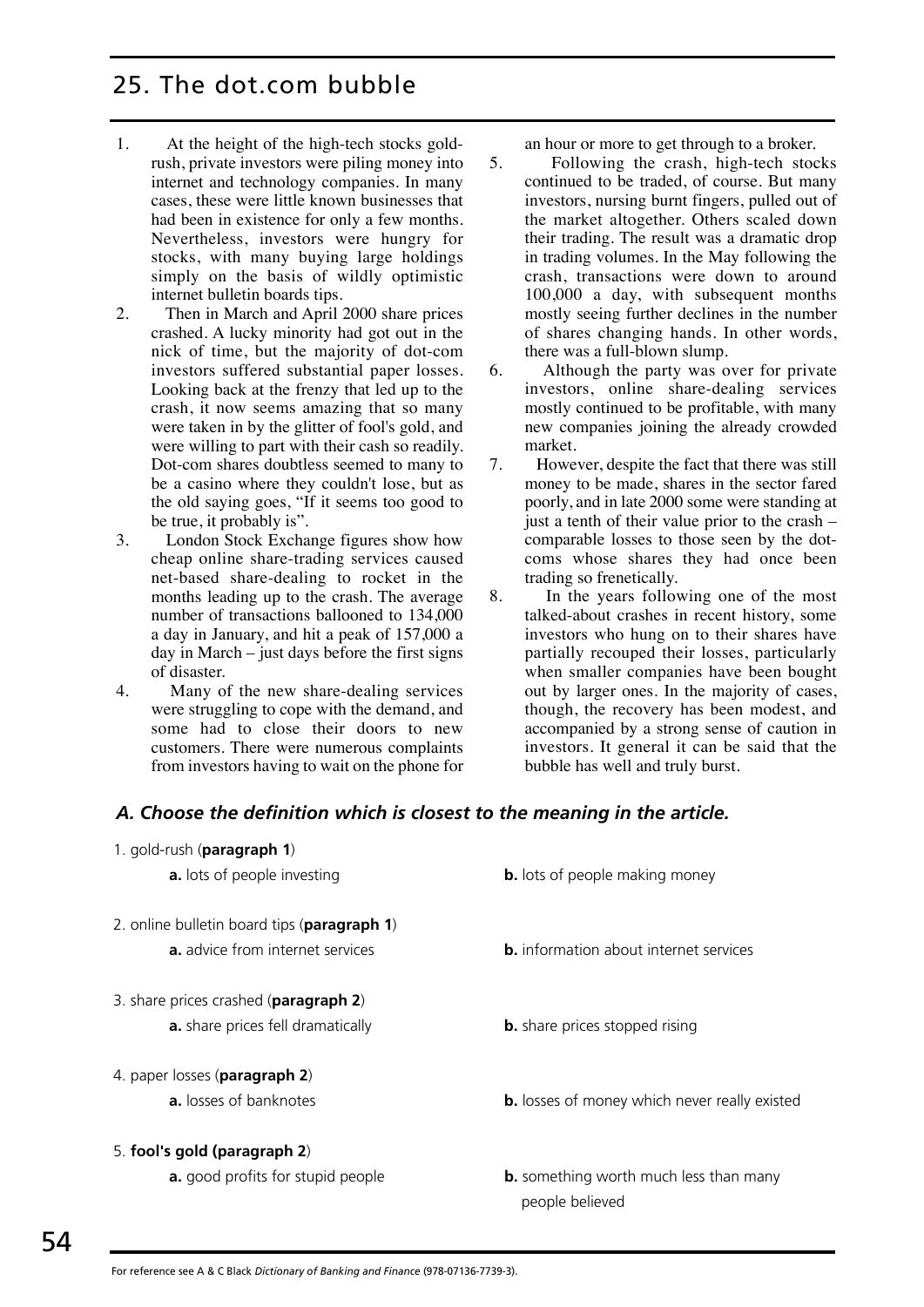# 25. The dot.com bubble

1. At the height of the high-tech stocks gold-rush, private investors were piling money into internet and technology companies. In many cases, these were little known businesses that had been in existence for only a few months. Nevertheless, investors were hungry for stocks, with many buying large holdings simply on the basis of wildly optimistic internet bulletin boards tips.
2. Then in March and April 2000 share prices crashed. A lucky minority had got out in the nick of time, but the majority of dot-com investors suffered substantial paper losses. Looking back at the frenzy that led up to the crash, it now seems amazing that so many were taken in by the glitter of fool's gold, and were willing to part with their cash so readily. Dot-com shares doubtless seemed to many to be a casino where they couldn't lose, but as the old saying goes, "If it seems too good to be true, it probably is".
3. London Stock Exchange figures show how cheap online share-trading services caused net-based share-dealing to rocket in the months leading up to the crash. The average number of transactions ballooned to 134,000 a day in January, and hit a peak of 157,000 a day in March – just days before the first signs of disaster.
4. Many of the new share-dealing services were struggling to cope with the demand, and some had to close their doors to new customers. There were numerous complaints from investors having to wait on the phone for an hour or more to get through to a broker.
5. Following the crash, high-tech stocks continued to be traded, of course. But many investors, nursing burnt fingers, pulled out of the market altogether. Others scaled down their trading. The result was a dramatic drop in trading volumes. In the May following the crash, transactions were down to around 100,000 a day, with subsequent months mostly seeing further declines in the number of shares changing hands. In other words, there was a full-blown slump.
6. Although the party was over for private investors, online share-dealing services mostly continued to be profitable, with many new companies joining the already crowded market.
7. However, despite the fact that there was still money to be made, shares in the sector fared poorly, and in late 2000 some were standing at just a tenth of their value prior to the crash – comparable losses to those seen by the dot-coms whose shares they had once been trading so frenetically.
8. In the years following one of the most talked-about crashes in recent history, some investors who hung on to their shares have partially recouped their losses, particularly when smaller companies have been bought out by larger ones. In the majority of cases, though, the recovery has been modest, and accompanied by a strong sense of caution in investors. It general it can be said that the bubble has well and truly burst.

## *A. Choose the definition which is closest to the meaning in the article.*

1. gold-rush (**paragraph 1**)
   **a.** lots of people investing
   **b.** lots of people making money

2. online bulletin board tips (**paragraph 1**)
   **a.** advice from internet services
   **b.** information about internet services

3. share prices crashed (**paragraph 2**)
   **a.** share prices fell dramatically
   **b.** share prices stopped rising

4. paper losses (**paragraph 2**)
   **a.** losses of banknotes
   **b.** losses of money which never really existed

5. **fool's gold (paragraph 2)**
   **a.** good profits for stupid people
   **b.** something worth much less than many people believed

For reference see A & C Black *Dictionary of Banking and Finance* (978-07136-7739-3).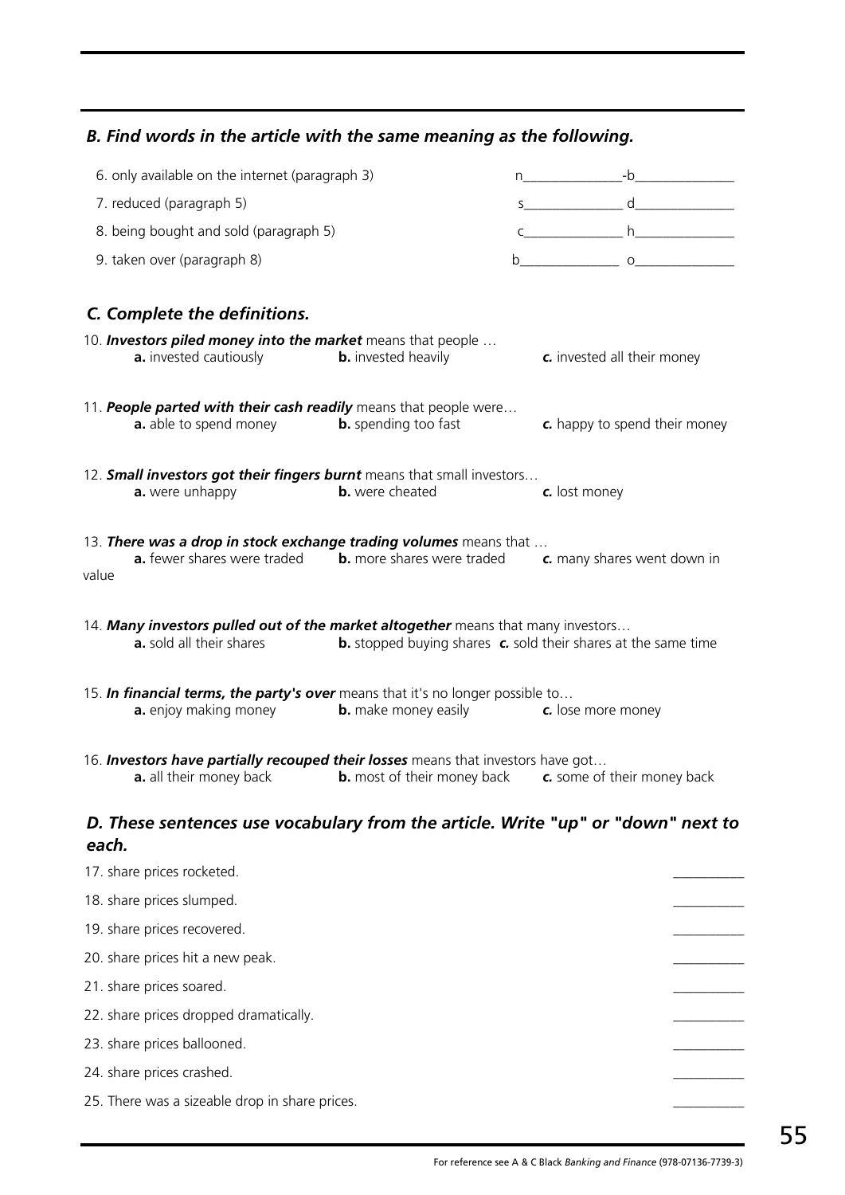## *B. Find words in the article with the same meaning as the following.*

6. only available on the internet (paragraph 3) n_______________-b_______________
7. reduced (paragraph 5) s_______________ d_______________
8. being bought and sold (paragraph 5) c_______________ h_______________
9. taken over (paragraph 8) b_______________ o_______________

## *C. Complete the definitions.*

10. ***Investors piled money into the market*** means that people …
    **a.** invested cautiously **b.** invested heavily ***c.*** invested all their money

11. ***People parted with their cash readily*** means that people were…
    **a.** able to spend money **b.** spending too fast ***c.*** happy to spend their money

12. ***Small investors got their fingers burnt*** means that small investors…
    **a.** were unhappy **b.** were cheated ***c.*** lost money

13. ***There was a drop in stock exchange trading volumes*** means that …
    **a.** fewer shares were traded **b.** more shares were traded ***c.*** many shares went down in value

14. ***Many investors pulled out of the market altogether*** means that many investors…
    **a.** sold all their shares **b.** stopped buying shares ***c.*** sold their shares at the same time

15. ***In financial terms, the party's over*** means that it's no longer possible to…
    **a.** enjoy making money **b.** make money easily ***c.*** lose more money

16. ***Investors have partially recouped their losses*** means that investors have got…
    **a.** all their money back **b.** most of their money back ***c.*** some of their money back

## *D. These sentences use vocabulary from the article. Write "up" or "down" next to each.*

17. share prices rocketed. __________
18. share prices slumped. __________
19. share prices recovered. __________
20. share prices hit a new peak. __________
21. share prices soared. __________
22. share prices dropped dramatically. __________
23. share prices ballooned. __________
24. share prices crashed. __________
25. There was a sizeable drop in share prices. __________

For reference see A & C Black *Banking and Finance* (978-07136-7739-3)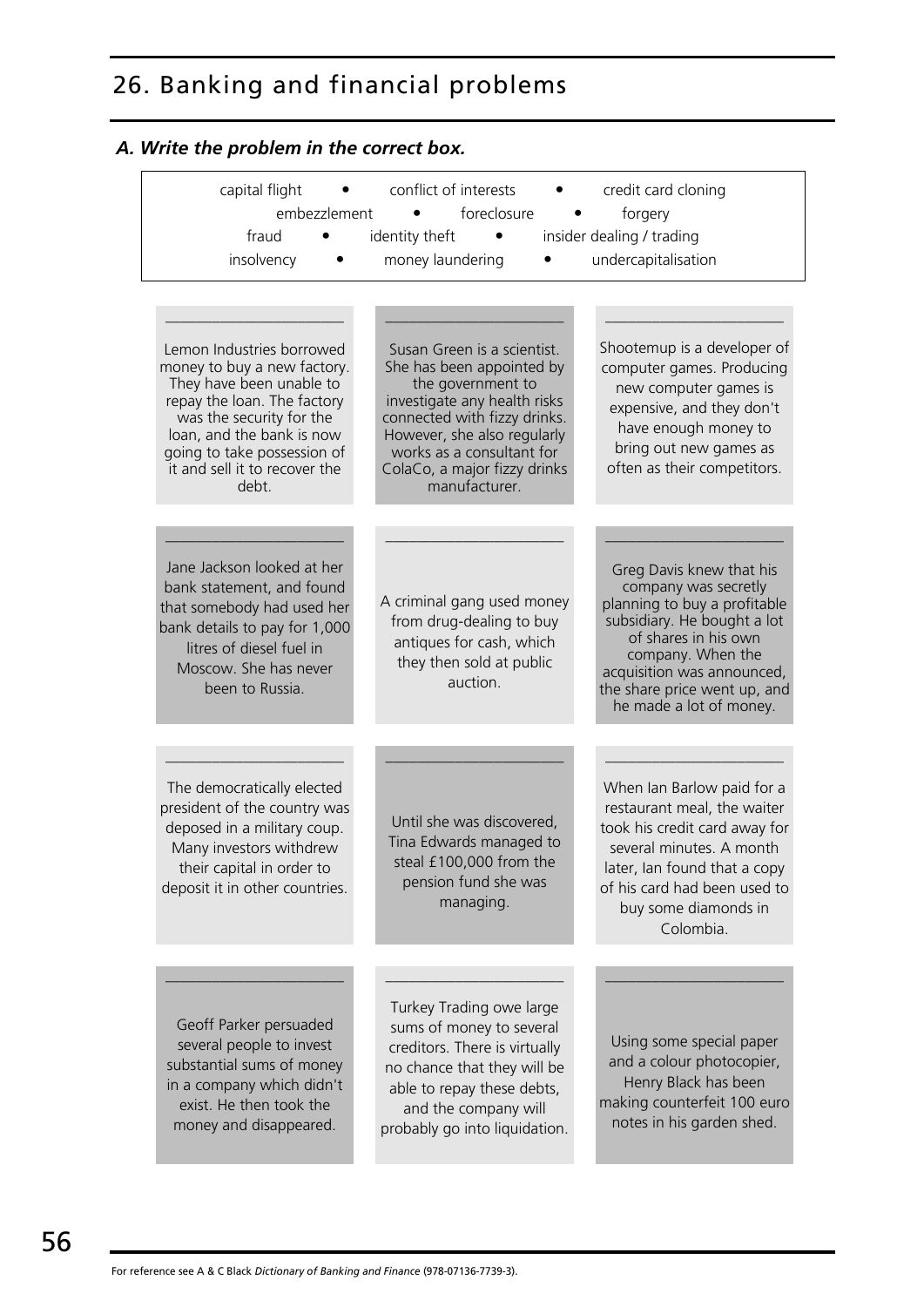# 26. Banking and financial problems

### *A. Write the problem in the correct box.*

capital flight • conflict of interests • credit card cloning
embezzlement • foreclosure • forgery
fraud • identity theft • insider dealing / trading
insolvency • money laundering • undercapitalisation

| | | |
|---|---|---|
| ____________________ Lemon Industries borrowed money to buy a new factory. They have been unable to repay the loan. The factory was the security for the loan, and the bank is now going to take possession of it and sell it to recover the debt. | ____________________ Susan Green is a scientist. She has been appointed by the government to investigate any health risks connected with fizzy drinks. However, she also regularly works as a consultant for ColaCo, a major fizzy drinks manufacturer. | ____________________ Shootemup is a developer of computer games. Producing new computer games is expensive, and they don't have enough money to bring out new games as often as their competitors. |
| ____________________ Jane Jackson looked at her bank statement, and found that somebody had used her bank details to pay for 1,000 litres of diesel fuel in Moscow. She has never been to Russia. | ____________________ A criminal gang used money from drug-dealing to buy antiques for cash, which they then sold at public auction. | ____________________ Greg Davis knew that his company was secretly planning to buy a profitable subsidiary. He bought a lot of shares in his own company. When the acquisition was announced, the share price went up, and he made a lot of money. |
| ____________________ The democratically elected president of the country was deposed in a military coup. Many investors withdrew their capital in order to deposit it in other countries. | ____________________ Until she was discovered, Tina Edwards managed to steal £100,000 from the pension fund she was managing. | ____________________ When Ian Barlow paid for a restaurant meal, the waiter took his credit card away for several minutes. A month later, Ian found that a copy of his card had been used to buy some diamonds in Colombia. |
| ____________________ Geoff Parker persuaded several people to invest substantial sums of money in a company which didn't exist. He then took the money and disappeared. | ____________________ Turkey Trading owe large sums of money to several creditors. There is virtually no chance that they will be able to repay these debts, and the company will probably go into liquidation. | ____________________ Using some special paper and a colour photocopier, Henry Black has been making counterfeit 100 euro notes in his garden shed. |

For reference see A & C Black *Dictionary of Banking and Finance* (978-07136-7739-3).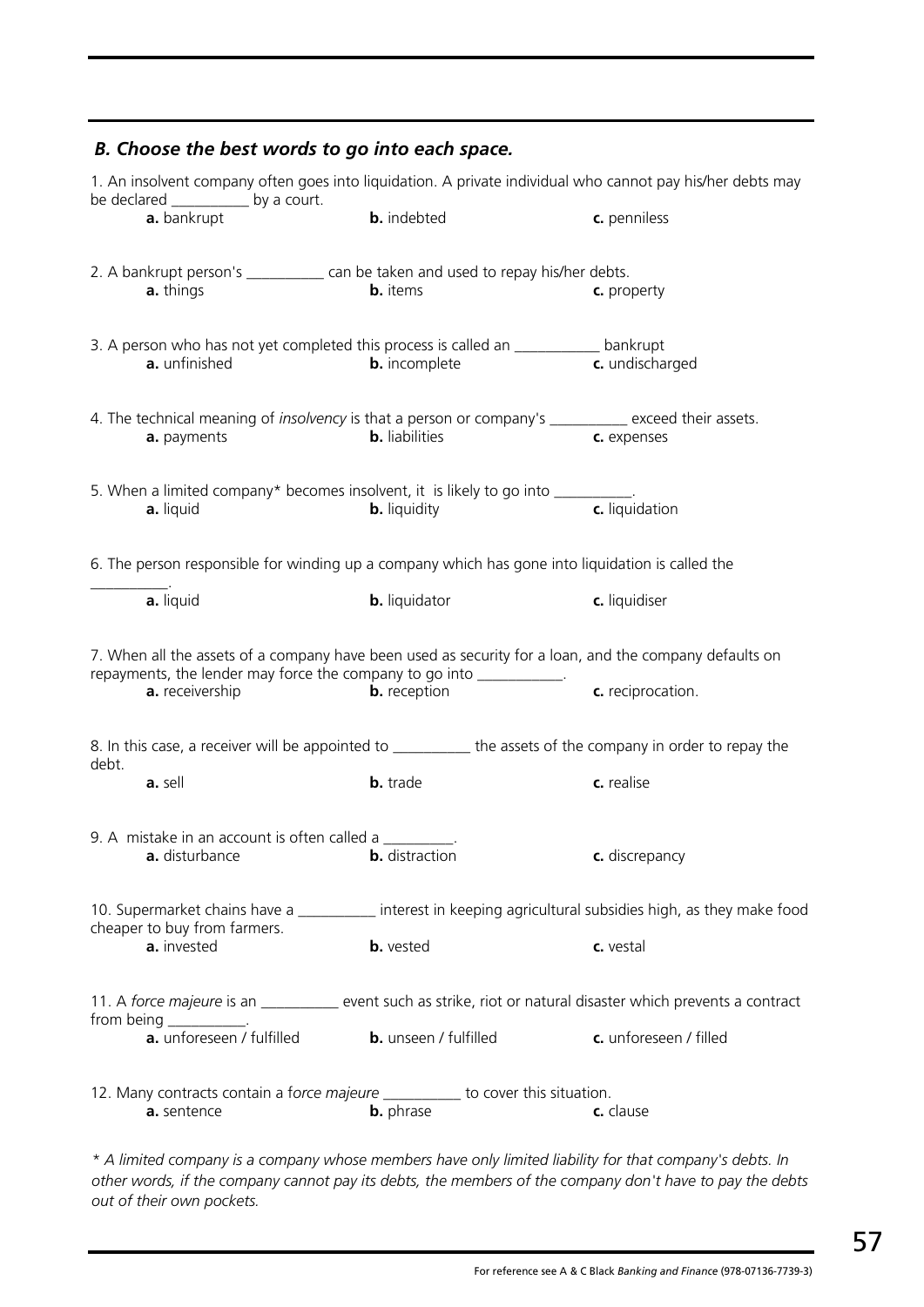## *B. Choose the best words to go into each space.*

1. An insolvent company often goes into liquidation. A private individual who cannot pay his/her debts may be declared __________ by a court.

**a.** bankrupt **b.** indebted **c.** penniless

2. A bankrupt person's __________ can be taken and used to repay his/her debts.

**a.** things **b.** items **c.** property

3. A person who has not yet completed this process is called an ___________ bankrupt

**a.** unfinished **b.** incomplete **c.** undischarged

4. The technical meaning of *insolvency* is that a person or company's __________ exceed their assets.

**a.** payments **b.** liabilities **c.** expenses

5. When a limited company* becomes insolvent, it is likely to go into __________.

**a.** liquid **b.** liquidity **c.** liquidation

6. The person responsible for winding up a company which has gone into liquidation is called the __________.

**a.** liquid **b.** liquidator **c.** liquidiser

7. When all the assets of a company have been used as security for a loan, and the company defaults on repayments, the lender may force the company to go into ___________.

**a.** receivership **b.** reception **c.** reciprocation.

8. In this case, a receiver will be appointed to __________ the assets of the company in order to repay the debt.

**a.** sell **b.** trade **c.** realise

9. A mistake in an account is often called a _________.

**a.** disturbance **b.** distraction **c.** discrepancy

10. Supermarket chains have a __________ interest in keeping agricultural subsidies high, as they make food cheaper to buy from farmers.

**a.** invested **b.** vested **c.** vestal

11. A *force majeure* is an __________ event such as strike, riot or natural disaster which prevents a contract from being __________.

**a.** unforeseen / fulfilled **b.** unseen / fulfilled **c.** unforeseen / filled

12. Many contracts contain a f*orce majeure* __________ to cover this situation.

**a.** sentence **b.** phrase **c.** clause

*\* A limited company is a company whose members have only limited liability for that company's debts. In other words, if the company cannot pay its debts, the members of the company don't have to pay the debts out of their own pockets.*

For reference see A & C Black *Banking and Finance* (978-07136-7739-3)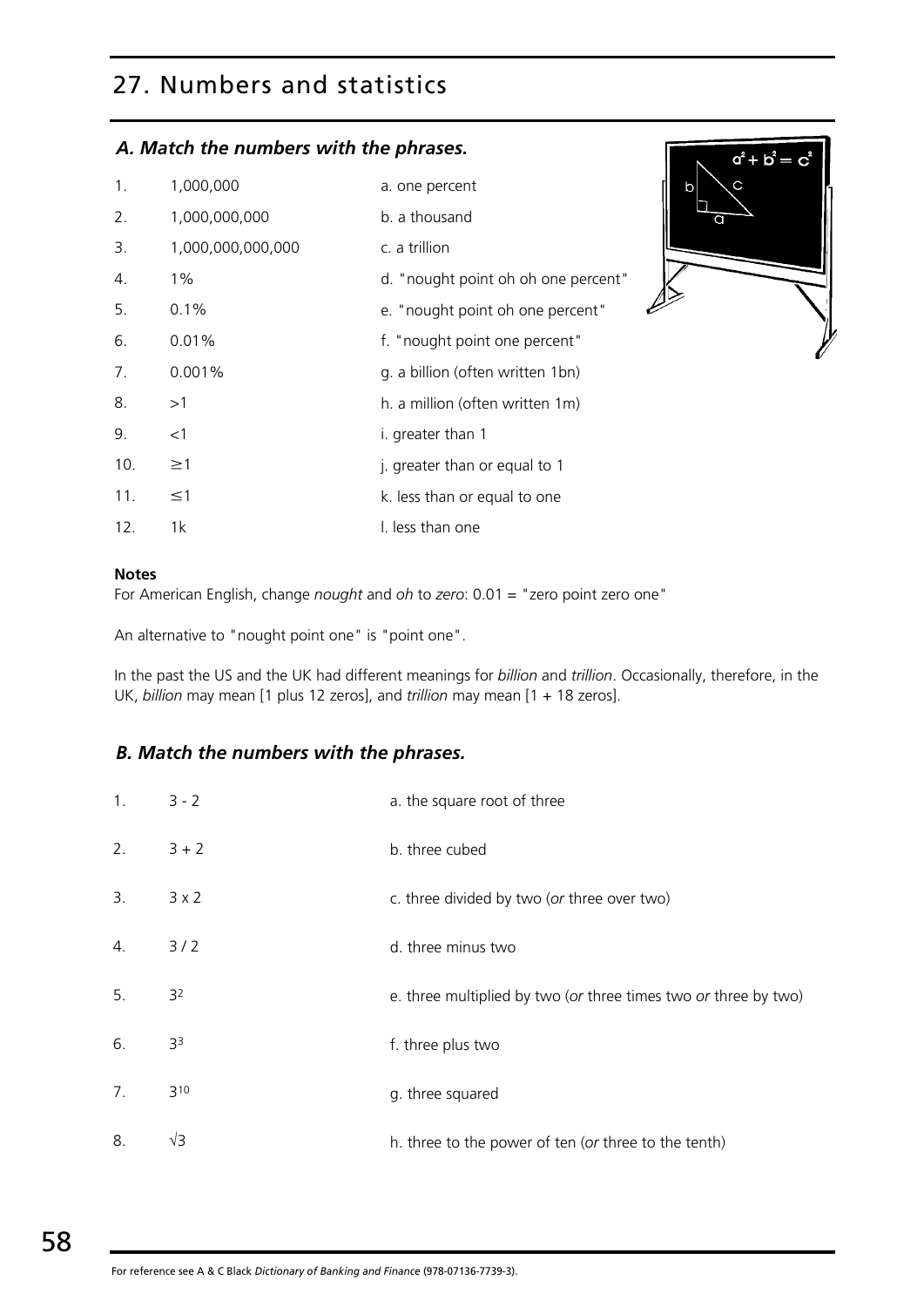# 27. Numbers and statistics

### *A. Match the numbers with the phrases.*

| | | |
|---|---|---|
| 1. | 1,000,000 | a. one percent |
| 2. | 1,000,000,000 | b. a thousand |
| 3. | 1,000,000,000,000 | c. a trillion |
| 4. | 1% | d. "nought point oh oh one percent" |
| 5. | 0.1% | e. "nought point oh one percent" |
| 6. | 0.01% | f. "nought point one percent" |
| 7. | 0.001% | g. a billion (often written 1bn) |
| 8. | >1 | h. a million (often written 1m) |
| 9. | <1 | i. greater than 1 |
| 10. | ≥1 | j. greater than or equal to 1 |
| 11. | ≤1 | k. less than or equal to one |
| 12. | 1k | l. less than one |

**Notes**

For American English, change *nought* and *oh* to *zero*: 0.01 = "zero point zero one"

An alternative to "nought point one" is "point one".

In the past the US and the UK had different meanings for *billion* and *trillion*. Occasionally, therefore, in the UK, *billion* may mean [1 plus 12 zeros], and *trillion* may mean [1 + 18 zeros].

### *B. Match the numbers with the phrases.*

| | | |
|---|---|---|
| 1. | 3 - 2 | a. the square root of three |
| 2. | 3 + 2 | b. three cubed |
| 3. | 3 x 2 | c. three divided by two (*or* three over two) |
| 4. | 3 / 2 | d. three minus two |
| 5. | $3^2$ | e. three multiplied by two (*or* three times two *or* three by two) |
| 6. | $3^3$ | f. three plus two |
| 7. | $3^{10}$ | g. three squared |
| 8. | $\sqrt{3}$ | h. three to the power of ten (*or* three to the tenth) |

For reference see A & C Black *Dictionary of Banking and Finance* (978-07136-7739-3).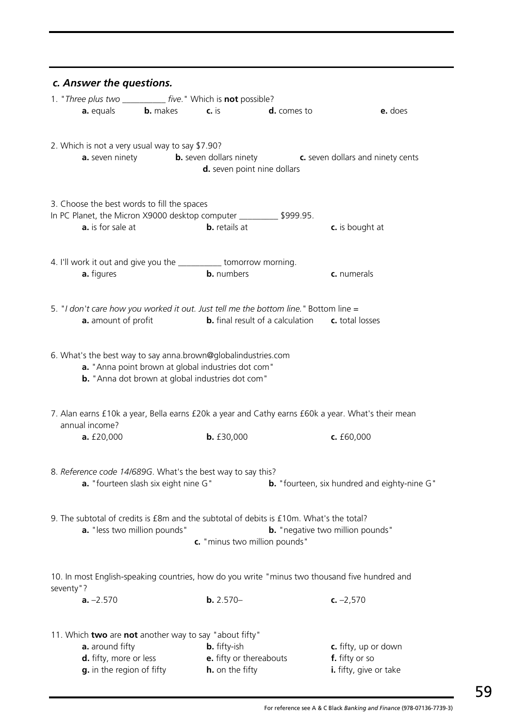### *c. Answer the questions.*

1. "*Three plus two __________ five.*" Which is **not** possible?

   **a.** equals **b.** makes **c.** is **d.** comes to **e.** does

2. Which is not a very usual way to say $7.90?

   **a.** seven ninety **b.** seven dollars ninety **c.** seven dollars and ninety cents **d.** seven point nine dollars

3. Choose the best words to fill the spaces

   In PC Planet, the Micron X9000 desktop computer _________ $999.95.

   **a.** is for sale at **b.** retails at **c.** is bought at

4. I'll work it out and give you the __________ tomorrow morning.

   **a.** figures **b.** numbers **c.** numerals

5. "*I don't care how you worked it out. Just tell me the bottom line.*" Bottom line =

   **a.** amount of profit **b.** final result of a calculation **c.** total losses

6. What's the best way to say anna.brown@globalindustries.com

   **a.** "Anna point brown at global industries dot com"
   **b.** "Anna dot brown at global industries dot com"

7. Alan earns £10k a year, Bella earns £20k a year and Cathy earns £60k a year. What's their mean annual income?

   **a.** £20,000 **b.** £30,000 **c.** £60,000

8. *Reference code 14/689G*. What's the best way to say this?

   **a.** "fourteen slash six eight nine G" **b.** "fourteen, six hundred and eighty-nine G"

9. The subtotal of credits is £8m and the subtotal of debits is £10m. What's the total?

   **a.** "less two million pounds" **b.** "negative two million pounds" **c.** "minus two million pounds"

10. In most English-speaking countries, how do you write "minus two thousand five hundred and seventy"?

    **a.** –2.570 **b.** 2.570– **c.** –2,570

11. Which **two** are **not** another way to say "about fifty"

    **a.** around fifty **b.** fifty-ish **c.** fifty, up or down
    **d.** fifty, more or less **e.** fifty or thereabouts **f.** fifty or so
    **g.** in the region of fifty **h.** on the fifty **i.** fifty, give or take

For reference see A & C Black *Banking and Finance* (978-07136-7739-3)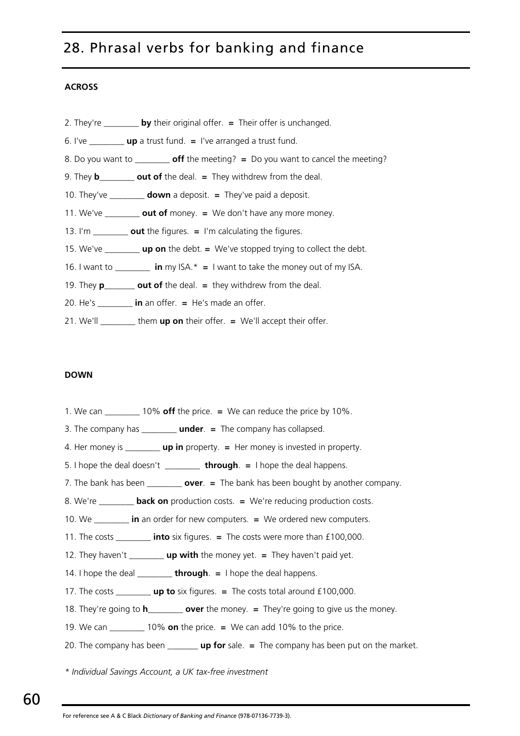# 28. Phrasal verbs for banking and finance

**ACROSS**

2. They're ________ **by** their original offer. **=** Their offer is unchanged.
6. I've ________ **up** a trust fund. **=** I've arranged a trust fund.
8. Do you want to ________ **off** the meeting? **=** Do you want to cancel the meeting?
9. They **b**________ **out of** the deal. **=** They withdrew from the deal.
10. They've ________ **down** a deposit. **=** They've paid a deposit.
11. We've ________ **out of** money. **=** We don't have any more money.
13. I'm ________ **out** the figures. **=** I'm calculating the figures.
15. We've ________ **up on** the debt. **=** We've stopped trying to collect the debt.
16. I want to ________ **in** my ISA.* **=** I want to take the money out of my ISA.
19. They **p**_______ **out of** the deal. **=** they withdrew from the deal.
20. He's ________ **in** an offer. **=** He's made an offer.
21. We'll ________ them **up on** their offer. **=** We'll accept their offer.

**DOWN**

1. We can ________ 10% **off** the price. **=** We can reduce the price by 10%.
3. The company has ________ **under**. **=** The company has collapsed.
4. Her money is ________ **up in** property. **=** Her money is invested in property.
5. I hope the deal doesn't ________ **through**. **=** I hope the deal happens.
7. The bank has been ________ **over**. **=** The bank has been bought by another company.
8. We're ________ **back on** production costs. **=** We're reducing production costs.
10. We ________ **in** an order for new computers. **=** We ordered new computers.
11. The costs ________ **into** six figures. **=** The costs were more than £100,000.
12. They haven't ________ **up with** the money yet. **=** They haven't paid yet.
14. I hope the deal ________ **through**. **=** I hope the deal happens.
17. The costs ________ **up to** six figures. **=** The costs total around £100,000.
18. They're going to **h**________ **over** the money. **=** They're going to give us the money.
19. We can ________ 10% **on** the price. **=** We can add 10% to the price.
20. The company has been _______ **up for** sale. **=** The company has been put on the market.

*\* Individual Savings Account, a UK tax-free investment*

For reference see A & C Black *Dictionary of Banking and Finance* (978-07136-7739-3).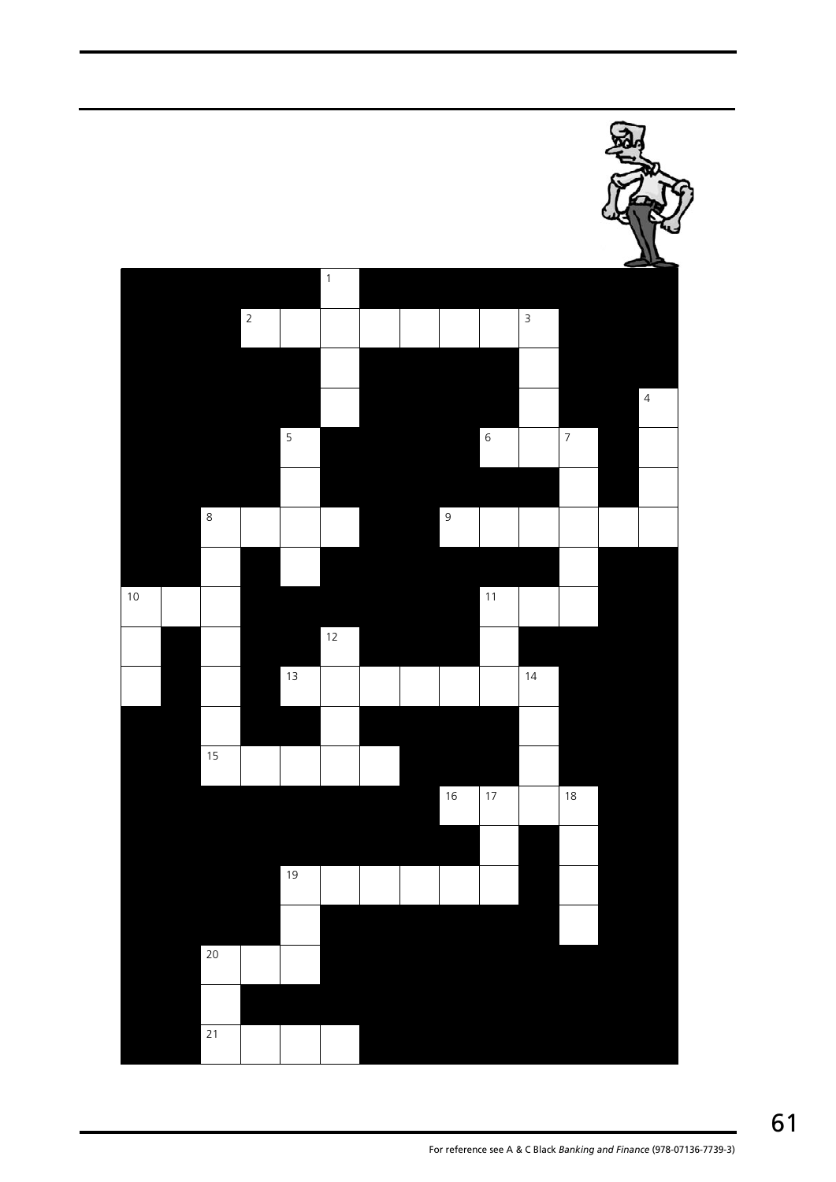For reference see A & C Black *Banking and Finance* (978-07136-7739-3)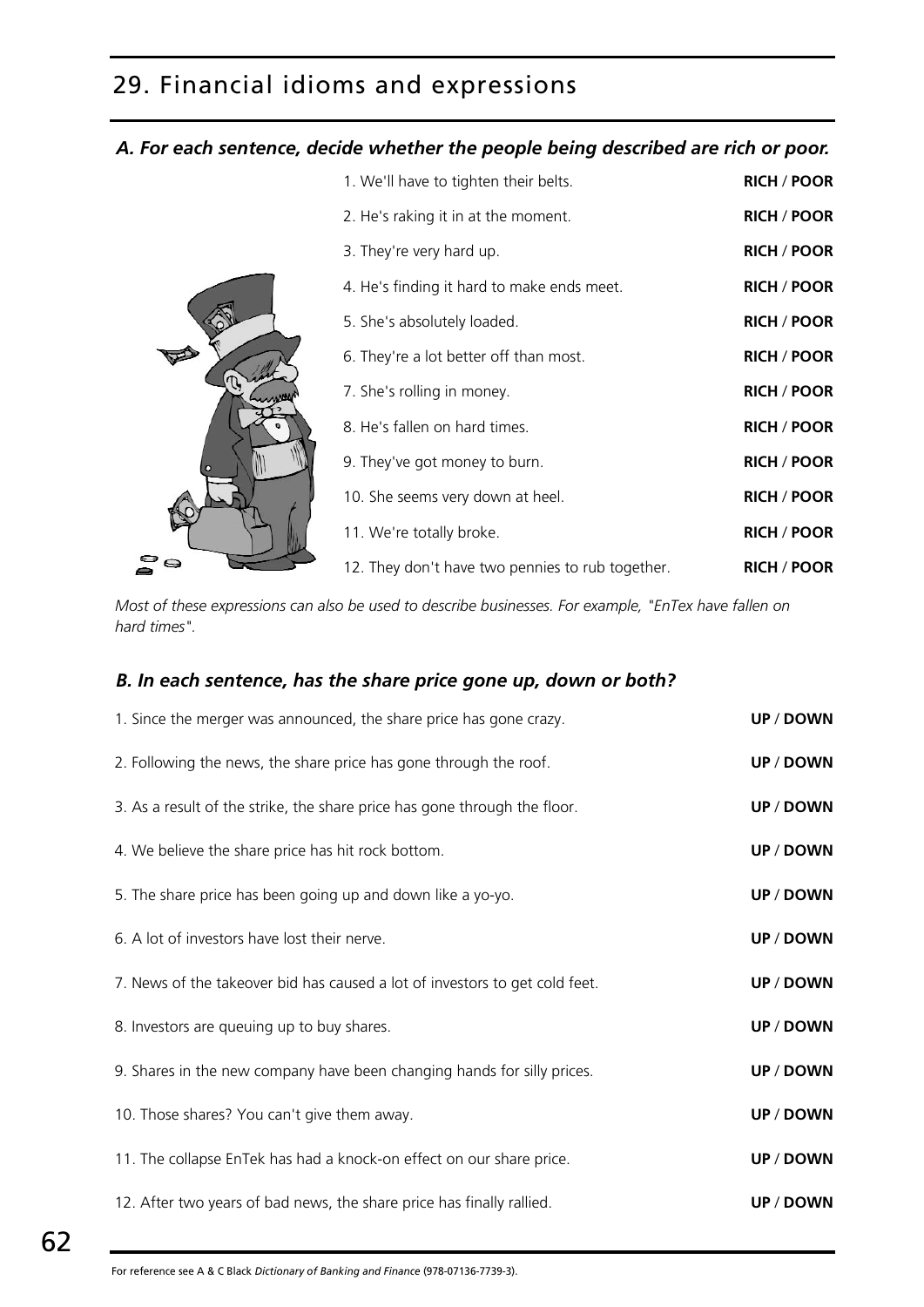# 29. Financial idioms and expressions

### *A. For each sentence, decide whether the people being described are rich or poor.*

1. We'll have to tighten their belts. **RICH / POOR**
2. He's raking it in at the moment. **RICH / POOR**
3. They're very hard up. **RICH / POOR**
4. He's finding it hard to make ends meet. **RICH / POOR**
5. She's absolutely loaded. **RICH / POOR**
6. They're a lot better off than most. **RICH / POOR**
7. She's rolling in money. **RICH / POOR**
8. He's fallen on hard times. **RICH / POOR**
9. They've got money to burn. **RICH / POOR**
10. She seems very down at heel. **RICH / POOR**
11. We're totally broke. **RICH / POOR**
12. They don't have two pennies to rub together. **RICH / POOR**

*Most of these expressions can also be used to describe businesses. For example, "EnTex have fallen on hard times".*

### *B. In each sentence, has the share price gone up, down or both?*

1. Since the merger was announced, the share price has gone crazy. **UP / DOWN**
2. Following the news, the share price has gone through the roof. **UP / DOWN**
3. As a result of the strike, the share price has gone through the floor. **UP / DOWN**
4. We believe the share price has hit rock bottom. **UP / DOWN**
5. The share price has been going up and down like a yo-yo. **UP / DOWN**
6. A lot of investors have lost their nerve. **UP / DOWN**
7. News of the takeover bid has caused a lot of investors to get cold feet. **UP / DOWN**
8. Investors are queuing up to buy shares. **UP / DOWN**
9. Shares in the new company have been changing hands for silly prices. **UP / DOWN**
10. Those shares? You can't give them away. **UP / DOWN**
11. The collapse EnTek has had a knock-on effect on our share price. **UP / DOWN**
12. After two years of bad news, the share price has finally rallied. **UP / DOWN**

For reference see A & C Black *Dictionary of Banking and Finance* (978-07136-7739-3).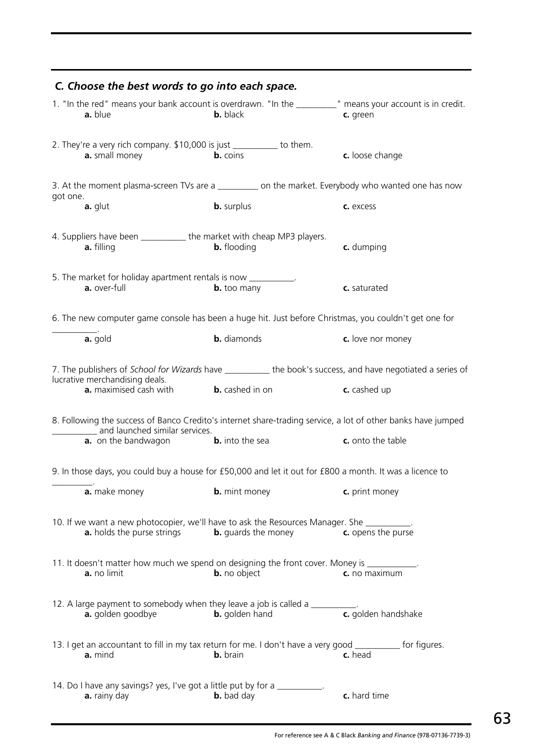### *C. Choose the best words to go into each space.*

1. "In the red" means your bank account is overdrawn. "In the _________" means your account is in credit.
   **a.** blue **b.** black **c.** green

2. They're a very rich company. $10,000 is just __________ to them.
   **a.** small money **b.** coins **c.** loose change

3. At the moment plasma-screen TVs are a _________ on the market. Everybody who wanted one has now got one.
   **a.** glut **b.** surplus **c.** excess

4. Suppliers have been __________ the market with cheap MP3 players.
   **a.** filling **b.** flooding **c.** dumping

5. The market for holiday apartment rentals is now __________.
   **a.** over-full **b.** too many **c.** saturated

6. The new computer game console has been a huge hit. Just before Christmas, you couldn't get one for __________.
   **a.** gold **b.** diamonds **c.** love nor money

7. The publishers of *School for Wizards* have __________ the book's success, and have negotiated a series of lucrative merchandising deals.
   **a.** maximised cash with **b.** cashed in on **c.** cashed up

8. Following the success of Banco Credito's internet share-trading service, a lot of other banks have jumped __________ and launched similar services.
   **a.** on the bandwagon **b.** into the sea **c.** onto the table

9. In those days, you could buy a house for £50,000 and let it out for £800 a month. It was a licence to _________.
   **a.** make money **b.** mint money **c.** print money

10. If we want a new photocopier, we'll have to ask the Resources Manager. She __________.
    **a.** holds the purse strings **b.** guards the money **c.** opens the purse

11. It doesn't matter how much we spend on designing the front cover. Money is ___________.
    **a.** no limit **b.** no object **c.** no maximum

12. A large payment to somebody when they leave a job is called a __________.
    **a.** golden goodbye **b.** golden hand **c.** golden handshake

13. I get an accountant to fill in my tax return for me. I don't have a very good __________ for figures.
    **a.** mind **b.** brain **c.** head

14. Do I have any savings? yes, I've got a little put by for a __________.
    **a.** rainy day **b.** bad day **c.** hard time

For reference see A & C Black *Banking and Finance* (978-07136-7739-3)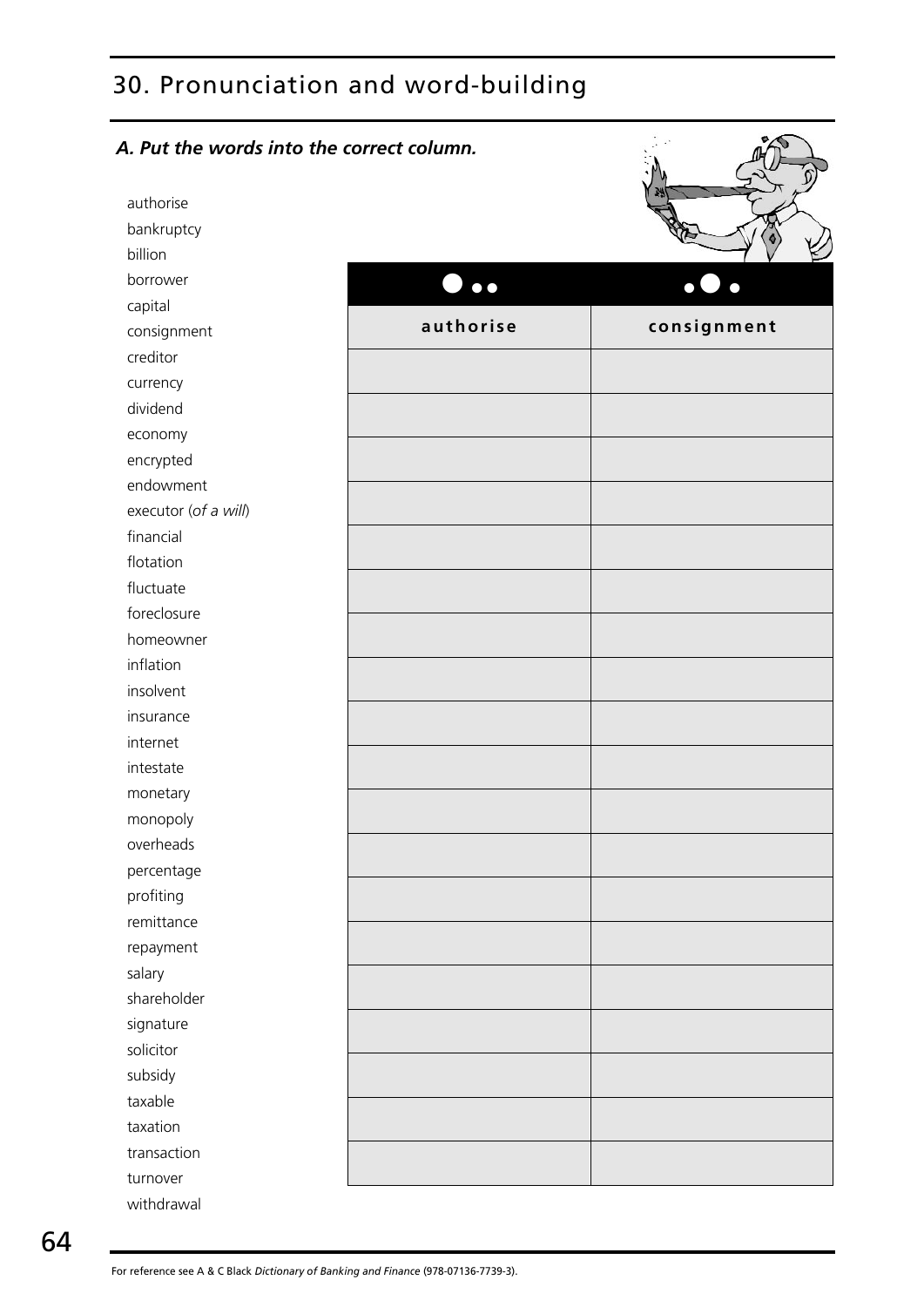# 30. Pronunciation and word-building

***A. Put the words into the correct column.***

authorise
bankruptcy
billion
borrower
capital
consignment
creditor
currency
dividend
economy
encrypted
endowment
executor (*of a will*)
financial
flotation
fluctuate
foreclosure
homeowner
inflation
insolvent
insurance
internet
intestate
monetary
monopoly
overheads
percentage
profiting
remittance
repayment
salary
shareholder
signature
solicitor
subsidy
taxable
taxation
transaction
turnover
withdrawal

| ● • • | • ● • |
|---|---|
| **authorise** | **consignment** |
| | |
| | |
| | |
| | |
| | |
| | |
| | |
| | |
| | |
| | |
| | |
| | |
| | |
| | |
| | |
| | |
| | |
| | |
| | |

For reference see A & C Black *Dictionary of Banking and Finance* (978-07136-7739-3).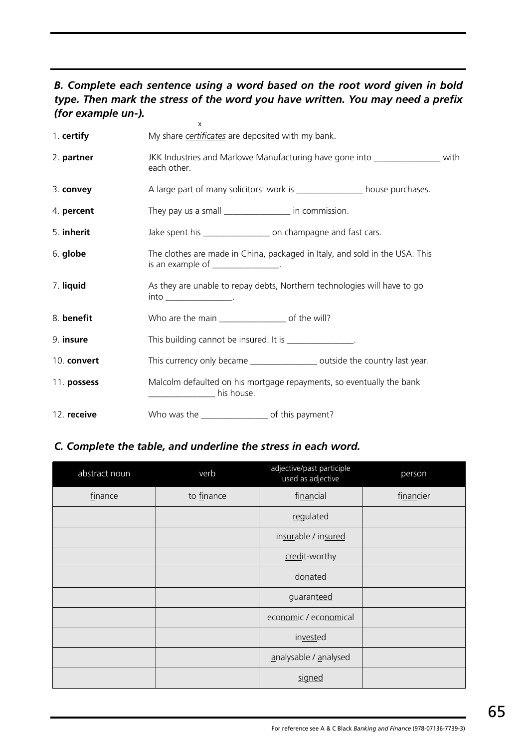### *B. Complete each sentence using a word based on the root word given in bold type. Then mark the stress of the word you have written. You may need a prefix (for example un-).*

1. **certify** — My share *certificates* are deposited with my bank. (stress mark: x over "tif")
2. **partner** — JKK Industries and Marlowe Manufacturing have gone into _______________ with each other.
3. **convey** — A large part of many solicitors' work is _______________ house purchases.
4. **percent** — They pay us a small _______________ in commission.
5. **inherit** — Jake spent his _______________ on champagne and fast cars.
6. **globe** — The clothes are made in China, packaged in Italy, and sold in the USA. This is an example of _______________.
7. **liquid** — As they are unable to repay debts, Northern technologies will have to go into _______________.
8. **benefit** — Who are the main _______________ of the will?
9. **insure** — This building cannot be insured. It is _______________.
10. **convert** — This currency only became _______________ outside the country last year.
11. **possess** — Malcolm defaulted on his mortgage repayments, so eventually the bank _______________ his house.
12. **receive** — Who was the _______________ of this payment?

### *C. Complete the table, and underline the stress in each word.*

| abstract noun | verb | adjective/past participle used as adjective | person |
|---|---|---|---|
| <u>fi</u>nance | to <u>fi</u>nance | fi<u>nan</u>cial | fi<u>nan</u>cier |
| | | <u>reg</u>ulated | |
| | | in<u>sur</u>able / in<u>sured</u> | |
| | | <u>cred</u>it-worthy | |
| | | do<u>na</u>ted | |
| | | guaran<u>teed</u> | |
| | | eco<u>nom</u>ic / eco<u>nom</u>ical | |
| | | in<u>vest</u>ed | |
| | | <u>a</u>nalysable / <u>a</u>nalysed | |
| | | <u>signed</u> | |

For reference see A & C Black *Banking and Finance* (978-07136-7739-3)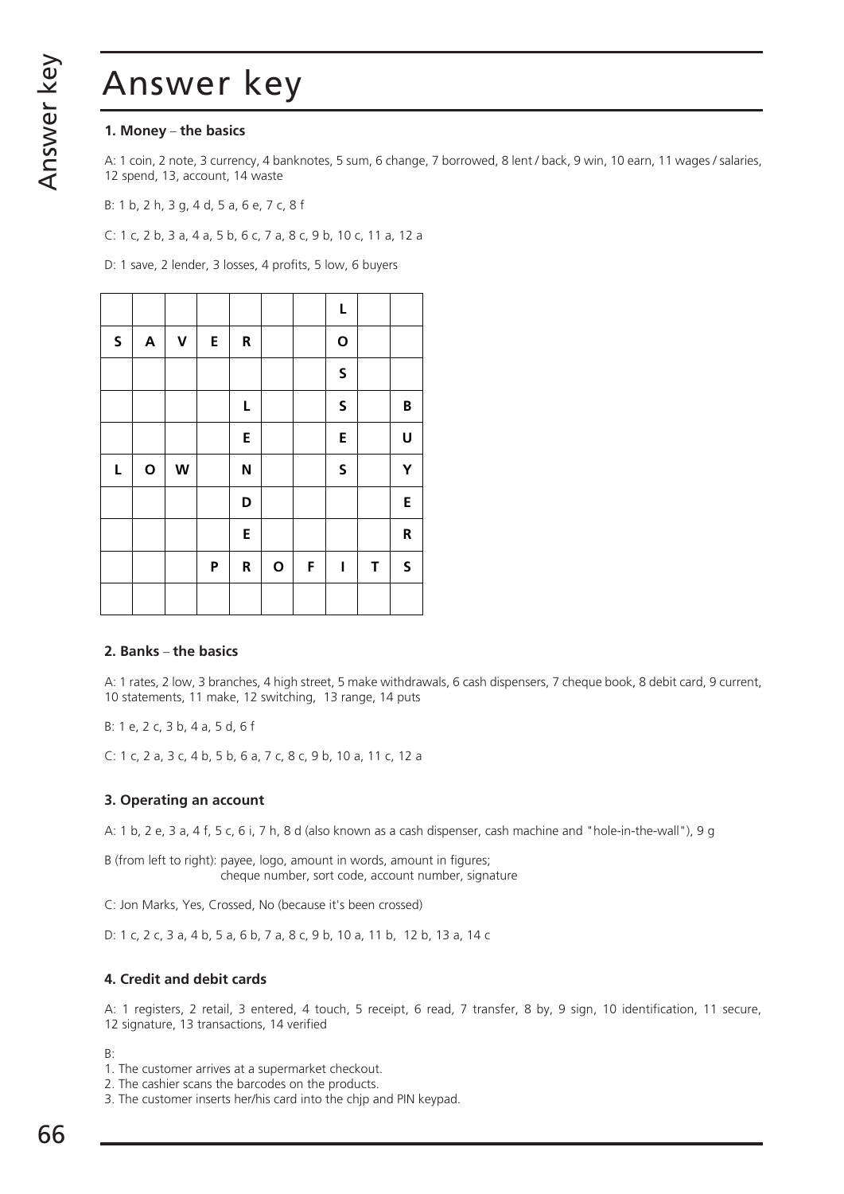# Answer key

### 1. Money – the basics

A: 1 coin, 2 note, 3 currency, 4 banknotes, 5 sum, 6 change, 7 borrowed, 8 lent / back, 9 win, 10 earn, 11 wages / salaries, 12 spend, 13, account, 14 waste

B: 1 b, 2 h, 3 g, 4 d, 5 a, 6 e, 7 c, 8 f

C: 1 c, 2 b, 3 a, 4 a, 5 b, 6 c, 7 a, 8 c, 9 b, 10 c, 11 a, 12 a

D: 1 save, 2 lender, 3 losses, 4 profits, 5 low, 6 buyers

| | | | | | | | | | |
|---|---|---|---|---|---|---|---|---|---|
| | | | | | | | L | | |
| S | A | V | E | R | | | O | | |
| | | | | | | | S | | |
| | | | | L | | | S | | B |
| | | | | E | | | E | | U |
| L | O | W | | N | | | S | | Y |
| | | | | D | | | | | E |
| | | | | E | | | | | R |
| | | | P | R | O | F | I | T | S |
| | | | | | | | | | |

### 2. Banks – the basics

A: 1 rates, 2 low, 3 branches, 4 high street, 5 make withdrawals, 6 cash dispensers, 7 cheque book, 8 debit card, 9 current, 10 statements, 11 make, 12 switching, 13 range, 14 puts

B: 1 e, 2 c, 3 b, 4 a, 5 d, 6 f

C: 1 c, 2 a, 3 c, 4 b, 5 b, 6 a, 7 c, 8 c, 9 b, 10 a, 11 c, 12 a

### 3. Operating an account

A: 1 b, 2 e, 3 a, 4 f, 5 c, 6 i, 7 h, 8 d (also known as a cash dispenser, cash machine and "hole-in-the-wall"), 9 g

B (from left to right): payee, logo, amount in words, amount in figures;
cheque number, sort code, account number, signature

C: Jon Marks, Yes, Crossed, No (because it's been crossed)

D: 1 c, 2 c, 3 a, 4 b, 5 a, 6 b, 7 a, 8 c, 9 b, 10 a, 11 b, 12 b, 13 a, 14 c

### 4. Credit and debit cards

A: 1 registers, 2 retail, 3 entered, 4 touch, 5 receipt, 6 read, 7 transfer, 8 by, 9 sign, 10 identification, 11 secure, 12 signature, 13 transactions, 14 verified

B:

1. The customer arrives at a supermarket checkout.
2. The cashier scans the barcodes on the products.
3. The customer inserts her/his card into the chjp and PIN keypad.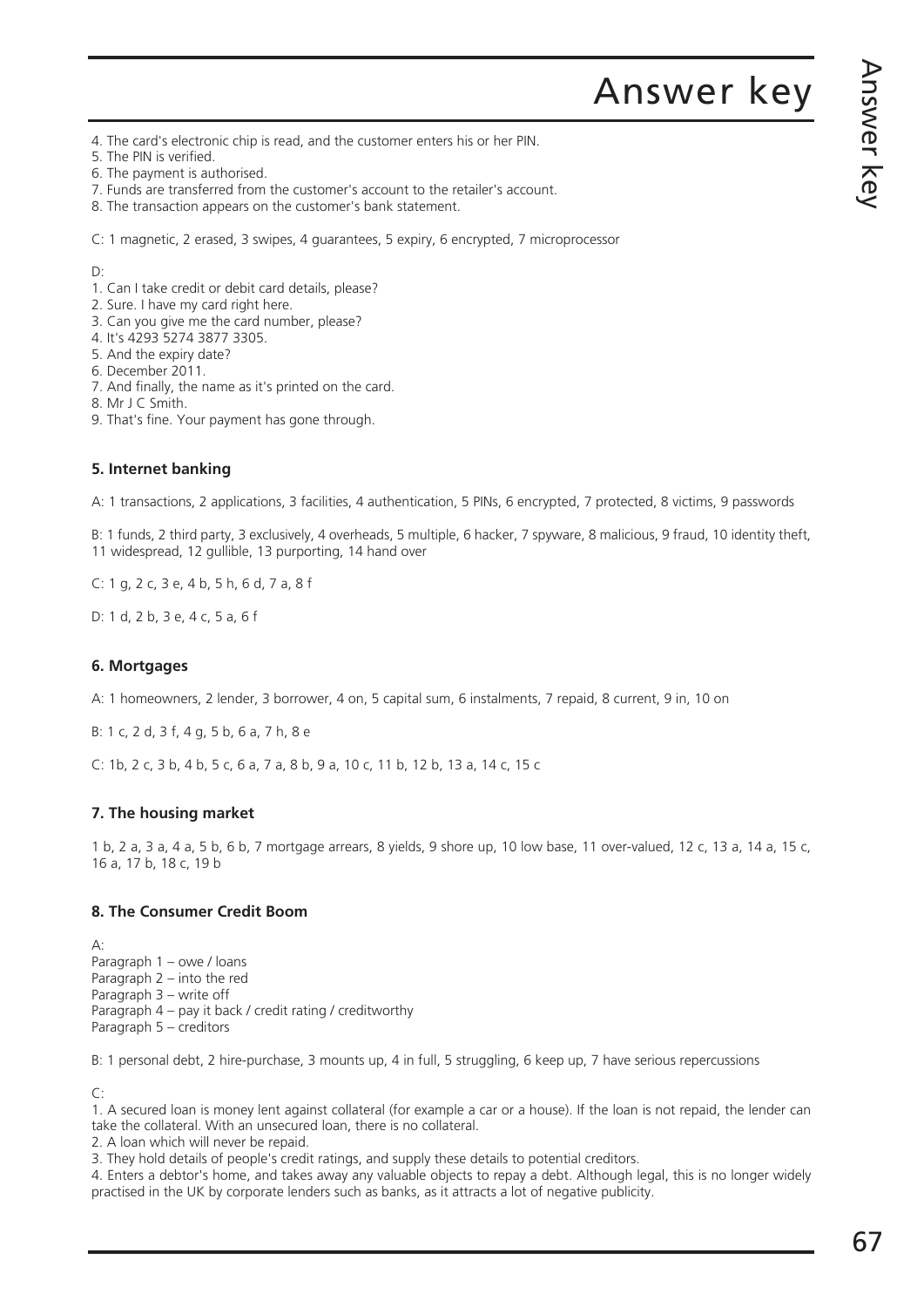# Answer key

4. The card's electronic chip is read, and the customer enters his or her PIN.
5. The PIN is verified.
6. The payment is authorised.
7. Funds are transferred from the customer's account to the retailer's account.
8. The transaction appears on the customer's bank statement.

C: 1 magnetic, 2 erased, 3 swipes, 4 guarantees, 5 expiry, 6 encrypted, 7 microprocessor

D:

1. Can I take credit or debit card details, please?
2. Sure. I have my card right here.
3. Can you give me the card number, please?
4. It's 4293 5274 3877 3305.
5. And the expiry date?
6. December 2011.
7. And finally, the name as it's printed on the card.
8. Mr J C Smith.
9. That's fine. Your payment has gone through.

### 5. Internet banking

A: 1 transactions, 2 applications, 3 facilities, 4 authentication, 5 PINs, 6 encrypted, 7 protected, 8 victims, 9 passwords

B: 1 funds, 2 third party, 3 exclusively, 4 overheads, 5 multiple, 6 hacker, 7 spyware, 8 malicious, 9 fraud, 10 identity theft, 11 widespread, 12 gullible, 13 purporting, 14 hand over

C: 1 g, 2 c, 3 e, 4 b, 5 h, 6 d, 7 a, 8 f

D: 1 d, 2 b, 3 e, 4 c, 5 a, 6 f

### 6. Mortgages

A: 1 homeowners, 2 lender, 3 borrower, 4 on, 5 capital sum, 6 instalments, 7 repaid, 8 current, 9 in, 10 on

B: 1 c, 2 d, 3 f, 4 g, 5 b, 6 a, 7 h, 8 e

C: 1b, 2 c, 3 b, 4 b, 5 c, 6 a, 7 a, 8 b, 9 a, 10 c, 11 b, 12 b, 13 a, 14 c, 15 c

### 7. The housing market

1 b, 2 a, 3 a, 4 a, 5 b, 6 b, 7 mortgage arrears, 8 yields, 9 shore up, 10 low base, 11 over-valued, 12 c, 13 a, 14 a, 15 c, 16 a, 17 b, 18 c, 19 b

### 8. The Consumer Credit Boom

A:
Paragraph 1 – owe / loans
Paragraph 2 – into the red
Paragraph 3 – write off
Paragraph 4 – pay it back / credit rating / creditworthy
Paragraph 5 – creditors

B: 1 personal debt, 2 hire-purchase, 3 mounts up, 4 in full, 5 struggling, 6 keep up, 7 have serious repercussions

C:

1. A secured loan is money lent against collateral (for example a car or a house). If the loan is not repaid, the lender can take the collateral. With an unsecured loan, there is no collateral.
2. A loan which will never be repaid.
3. They hold details of people's credit ratings, and supply these details to potential creditors.
4. Enters a debtor's home, and takes away any valuable objects to repay a debt. Although legal, this is no longer widely practised in the UK by corporate lenders such as banks, as it attracts a lot of negative publicity.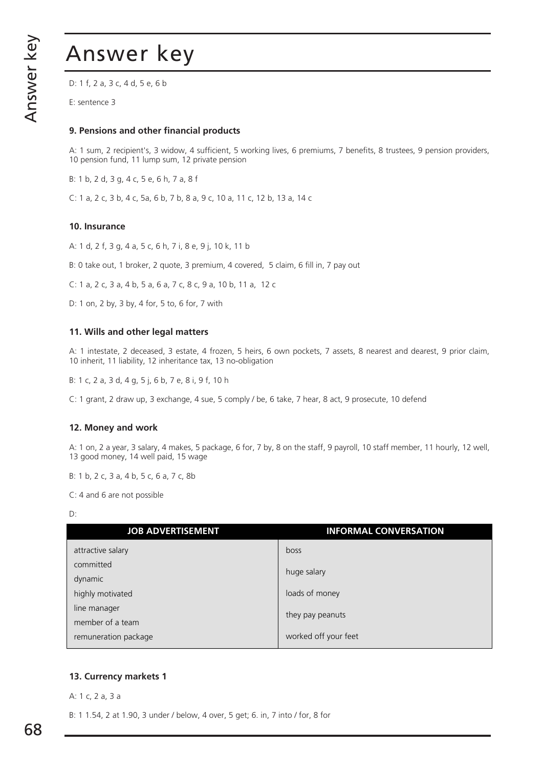# Answer key

D: 1 f, 2 a, 3 c, 4 d, 5 e, 6 b

E: sentence 3

### 9. Pensions and other financial products

A: 1 sum, 2 recipient's, 3 widow, 4 sufficient, 5 working lives, 6 premiums, 7 benefits, 8 trustees, 9 pension providers, 10 pension fund, 11 lump sum, 12 private pension

B: 1 b, 2 d, 3 g, 4 c, 5 e, 6 h, 7 a, 8 f

C: 1 a, 2 c, 3 b, 4 c, 5a, 6 b, 7 b, 8 a, 9 c, 10 a, 11 c, 12 b, 13 a, 14 c

### 10. Insurance

A: 1 d, 2 f, 3 g, 4 a, 5 c, 6 h, 7 i, 8 e, 9 j, 10 k, 11 b

B: 0 take out, 1 broker, 2 quote, 3 premium, 4 covered, 5 claim, 6 fill in, 7 pay out

C: 1 a, 2 c, 3 a, 4 b, 5 a, 6 a, 7 c, 8 c, 9 a, 10 b, 11 a, 12 c

D: 1 on, 2 by, 3 by, 4 for, 5 to, 6 for, 7 with

### 11. Wills and other legal matters

A: 1 intestate, 2 deceased, 3 estate, 4 frozen, 5 heirs, 6 own pockets, 7 assets, 8 nearest and dearest, 9 prior claim, 10 inherit, 11 liability, 12 inheritance tax, 13 no-obligation

B: 1 c, 2 a, 3 d, 4 g, 5 j, 6 b, 7 e, 8 i, 9 f, 10 h

C: 1 grant, 2 draw up, 3 exchange, 4 sue, 5 comply / be, 6 take, 7 hear, 8 act, 9 prosecute, 10 defend

### 12. Money and work

A: 1 on, 2 a year, 3 salary, 4 makes, 5 package, 6 for, 7 by, 8 on the staff, 9 payroll, 10 staff member, 11 hourly, 12 well, 13 good money, 14 well paid, 15 wage

B: 1 b, 2 c, 3 a, 4 b, 5 c, 6 a, 7 c, 8b

C: 4 and 6 are not possible

D:

| JOB ADVERTISEMENT | INFORMAL CONVERSATION |
|---|---|
| attractive salary | boss |
| committed<br>dynamic | huge salary |
| highly motivated | loads of money |
| line manager<br>member of a team | they pay peanuts |
| remuneration package | worked off your feet |

### 13. Currency markets 1

A: 1 c, 2 a, 3 a

B: 1 1.54, 2 at 1.90, 3 under / below, 4 over, 5 get; 6. in, 7 into / for, 8 for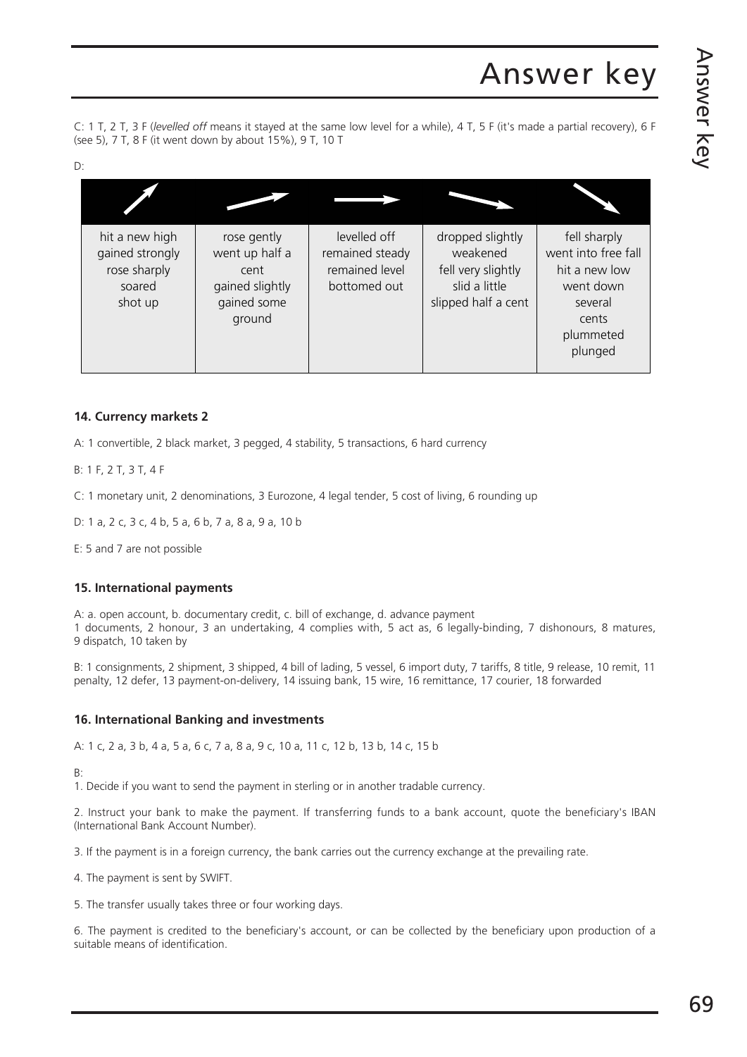# Answer key

C: 1 T, 2 T, 3 F (*levelled off* means it stayed at the same low level for a while), 4 T, 5 F (it's made a partial recovery), 6 F (see 5), 7 T, 8 F (it went down by about 15%), 9 T, 10 T

D:

| ↗ (steep rise) | ↗ (gentle rise) | → (level) | ↘ (gentle fall) | ↘ (steep fall) |
|---|---|---|---|---|
| hit a new high<br>gained strongly<br>rose sharply<br>soared<br>shot up | rose gently<br>went up half a cent<br>gained slightly<br>gained some ground | levelled off<br>remained steady<br>remained level<br>bottomed out | dropped slightly<br>weakened<br>fell very slightly<br>slid a little<br>slipped half a cent | fell sharply<br>went into free fall<br>hit a new low<br>went down several cents<br>plummeted<br>plunged |

**14. Currency markets 2**

A: 1 convertible, 2 black market, 3 pegged, 4 stability, 5 transactions, 6 hard currency

B: 1 F, 2 T, 3 T, 4 F

C: 1 monetary unit, 2 denominations, 3 Eurozone, 4 legal tender, 5 cost of living, 6 rounding up

D: 1 a, 2 c, 3 c, 4 b, 5 a, 6 b, 7 a, 8 a, 9 a, 10 b

E: 5 and 7 are not possible

**15. International payments**

A: a. open account, b. documentary credit, c. bill of exchange, d. advance payment
1 documents, 2 honour, 3 an undertaking, 4 complies with, 5 act as, 6 legally-binding, 7 dishonours, 8 matures, 9 dispatch, 10 taken by

B: 1 consignments, 2 shipment, 3 shipped, 4 bill of lading, 5 vessel, 6 import duty, 7 tariffs, 8 title, 9 release, 10 remit, 11 penalty, 12 defer, 13 payment-on-delivery, 14 issuing bank, 15 wire, 16 remittance, 17 courier, 18 forwarded

**16. International Banking and investments**

A: 1 c, 2 a, 3 b, 4 a, 5 a, 6 c, 7 a, 8 a, 9 c, 10 a, 11 c, 12 b, 13 b, 14 c, 15 b

B:

1. Decide if you want to send the payment in sterling or in another tradable currency.

2. Instruct your bank to make the payment. If transferring funds to a bank account, quote the beneficiary's IBAN (International Bank Account Number).

3. If the payment is in a foreign currency, the bank carries out the currency exchange at the prevailing rate.

4. The payment is sent by SWIFT.

5. The transfer usually takes three or four working days.

6. The payment is credited to the beneficiary's account, or can be collected by the beneficiary upon production of a suitable means of identification.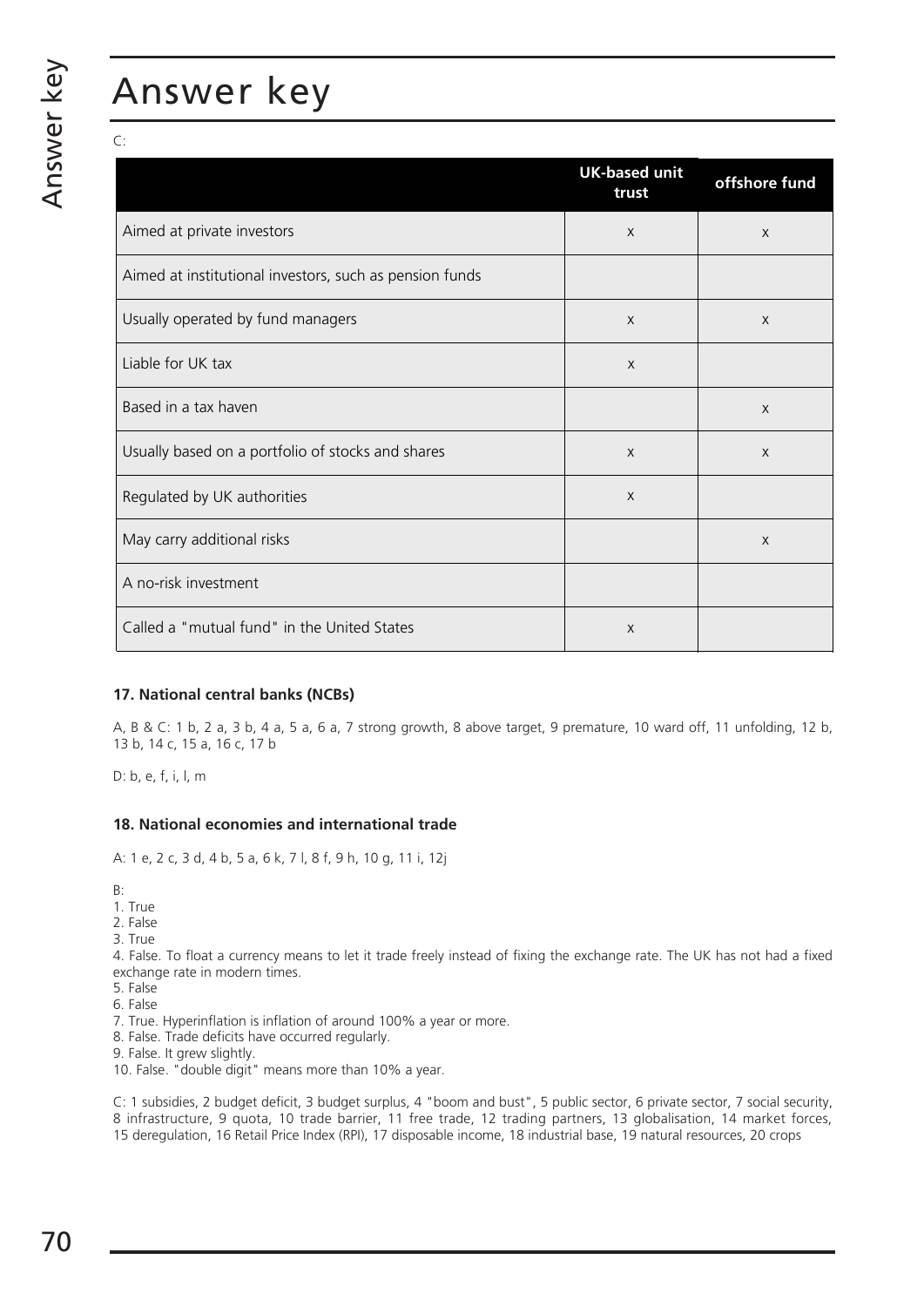# Answer key

C:

| | UK-based unit trust | offshore fund |
|---|---|---|
| Aimed at private investors | x | x |
| Aimed at institutional investors, such as pension funds | | |
| Usually operated by fund managers | x | x |
| Liable for UK tax | x | |
| Based in a tax haven | | x |
| Usually based on a portfolio of stocks and shares | x | x |
| Regulated by UK authorities | x | |
| May carry additional risks | | x |
| A no-risk investment | | |
| Called a "mutual fund" in the United States | x | |

**17. National central banks (NCBs)**

A, B & C: 1 b, 2 a, 3 b, 4 a, 5 a, 6 a, 7 strong growth, 8 above target, 9 premature, 10 ward off, 11 unfolding, 12 b, 13 b, 14 c, 15 a, 16 c, 17 b

D: b, e, f, i, l, m

**18. National economies and international trade**

A: 1 e, 2 c, 3 d, 4 b, 5 a, 6 k, 7 l, 8 f, 9 h, 10 g, 11 i, 12j

B:
1. True
2. False
3. True
4. False. To float a currency means to let it trade freely instead of fixing the exchange rate. The UK has not had a fixed exchange rate in modern times.
5. False
6. False
7. True. Hyperinflation is inflation of around 100% a year or more.
8. False. Trade deficits have occurred regularly.
9. False. It grew slightly.
10. False. "double digit" means more than 10% a year.

C: 1 subsidies, 2 budget deficit, 3 budget surplus, 4 "boom and bust", 5 public sector, 6 private sector, 7 social security, 8 infrastructure, 9 quota, 10 trade barrier, 11 free trade, 12 trading partners, 13 globalisation, 14 market forces, 15 deregulation, 16 Retail Price Index (RPI), 17 disposable income, 18 industrial base, 19 natural resources, 20 crops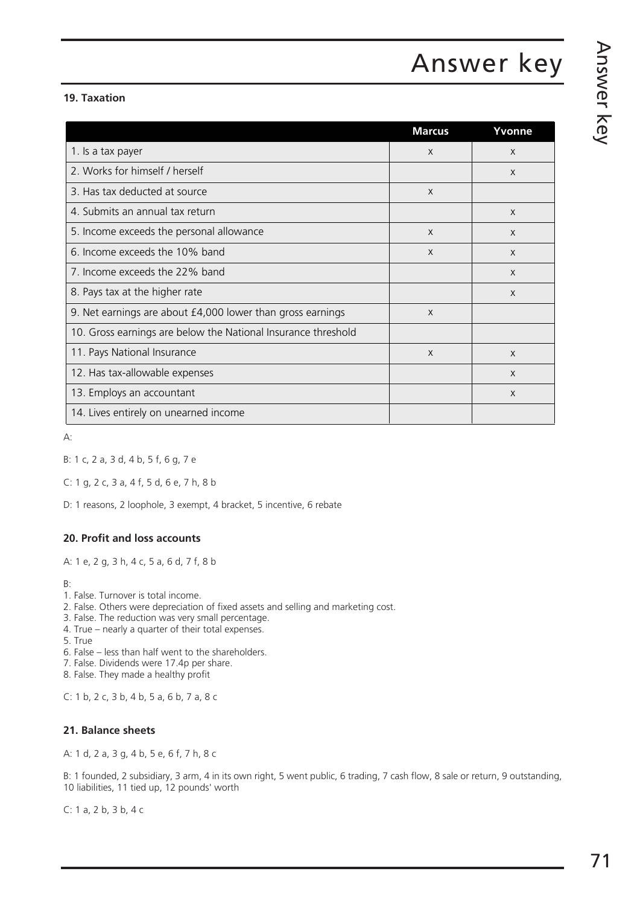# Answer key

**19. Taxation**

| | Marcus | Yvonne |
|---|---|---|
| 1. Is a tax payer | x | x |
| 2. Works for himself / herself | | x |
| 3. Has tax deducted at source | x | |
| 4. Submits an annual tax return | | x |
| 5. Income exceeds the personal allowance | x | x |
| 6. Income exceeds the 10% band | x | x |
| 7. Income exceeds the 22% band | | x |
| 8. Pays tax at the higher rate | | x |
| 9. Net earnings are about £4,000 lower than gross earnings | x | |
| 10. Gross earnings are below the National Insurance threshold | | |
| 11. Pays National Insurance | x | x |
| 12. Has tax-allowable expenses | | x |
| 13. Employs an accountant | | x |
| 14. Lives entirely on unearned income | | |

A:

B: 1 c, 2 a, 3 d, 4 b, 5 f, 6 g, 7 e

C: 1 g, 2 c, 3 a, 4 f, 5 d, 6 e, 7 h, 8 b

D: 1 reasons, 2 loophole, 3 exempt, 4 bracket, 5 incentive, 6 rebate

**20. Profit and loss accounts**

A: 1 e, 2 g, 3 h, 4 c, 5 a, 6 d, 7 f, 8 b

B:
1. False. Turnover is total income.
2. False. Others were depreciation of fixed assets and selling and marketing cost.
3. False. The reduction was very small percentage.
4. True – nearly a quarter of their total expenses.
5. True
6. False – less than half went to the shareholders.
7. False. Dividends were 17.4p per share.
8. False. They made a healthy profit

C: 1 b, 2 c, 3 b, 4 b, 5 a, 6 b, 7 a, 8 c

**21. Balance sheets**

A: 1 d, 2 a, 3 g, 4 b, 5 e, 6 f, 7 h, 8 c

B: 1 founded, 2 subsidiary, 3 arm, 4 in its own right, 5 went public, 6 trading, 7 cash flow, 8 sale or return, 9 outstanding, 10 liabilities, 11 tied up, 12 pounds' worth

C: 1 a, 2 b, 3 b, 4 c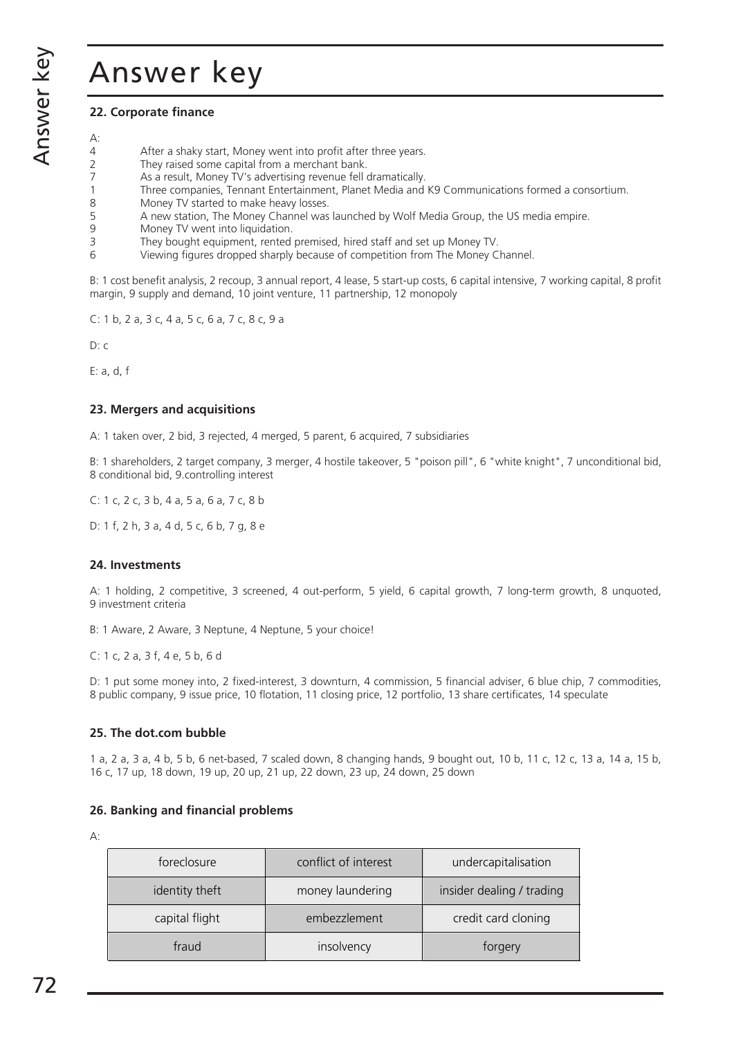# Answer key

### 22. Corporate finance

A:

4 After a shaky start, Money went into profit after three years.
2 They raised some capital from a merchant bank.
7 As a result, Money TV's advertising revenue fell dramatically.
1 Three companies, Tennant Entertainment, Planet Media and K9 Communications formed a consortium.
8 Money TV started to make heavy losses.
5 A new station, The Money Channel was launched by Wolf Media Group, the US media empire.
9 Money TV went into liquidation.
3 They bought equipment, rented premised, hired staff and set up Money TV.
6 Viewing figures dropped sharply because of competition from The Money Channel.

B: 1 cost benefit analysis, 2 recoup, 3 annual report, 4 lease, 5 start-up costs, 6 capital intensive, 7 working capital, 8 profit margin, 9 supply and demand, 10 joint venture, 11 partnership, 12 monopoly

C: 1 b, 2 a, 3 c, 4 a, 5 c, 6 a, 7 c, 8 c, 9 a

D: c

E: a, d, f

### 23. Mergers and acquisitions

A: 1 taken over, 2 bid, 3 rejected, 4 merged, 5 parent, 6 acquired, 7 subsidiaries

B: 1 shareholders, 2 target company, 3 merger, 4 hostile takeover, 5 "poison pill", 6 "white knight", 7 unconditional bid, 8 conditional bid, 9.controlling interest

C: 1 c, 2 c, 3 b, 4 a, 5 a, 6 a, 7 c, 8 b

D: 1 f, 2 h, 3 a, 4 d, 5 c, 6 b, 7 g, 8 e

### 24. Investments

A: 1 holding, 2 competitive, 3 screened, 4 out-perform, 5 yield, 6 capital growth, 7 long-term growth, 8 unquoted, 9 investment criteria

B: 1 Aware, 2 Aware, 3 Neptune, 4 Neptune, 5 your choice!

C: 1 c, 2 a, 3 f, 4 e, 5 b, 6 d

D: 1 put some money into, 2 fixed-interest, 3 downturn, 4 commission, 5 financial adviser, 6 blue chip, 7 commodities, 8 public company, 9 issue price, 10 flotation, 11 closing price, 12 portfolio, 13 share certificates, 14 speculate

### 25. The dot.com bubble

1 a, 2 a, 3 a, 4 b, 5 b, 6 net-based, 7 scaled down, 8 changing hands, 9 bought out, 10 b, 11 c, 12 c, 13 a, 14 a, 15 b, 16 c, 17 up, 18 down, 19 up, 20 up, 21 up, 22 down, 23 up, 24 down, 25 down

### 26. Banking and financial problems

A:

| foreclosure | conflict of interest | undercapitalisation |
|---|---|---|
| identity theft | money laundering | insider dealing / trading |
| capital flight | embezzlement | credit card cloning |
| fraud | insolvency | forgery |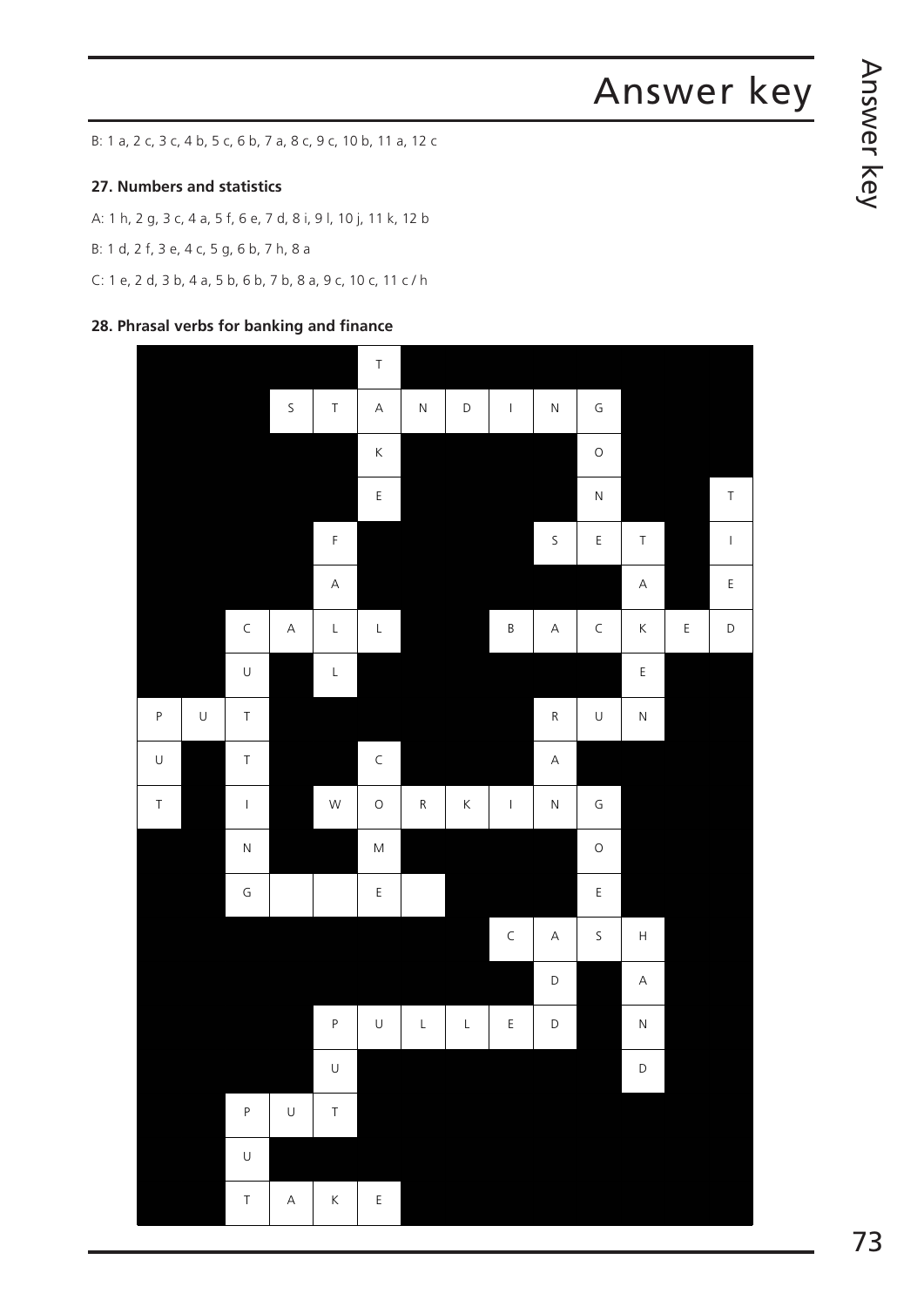# Answer key

B: 1 a, 2 c, 3 c, 4 b, 5 c, 6 b, 7 a, 8 c, 9 c, 10 b, 11 a, 12 c

### 27. Numbers and statistics

A: 1 h, 2 g, 3 c, 4 a, 5 f, 6 e, 7 d, 8 i, 9 l, 10 j, 11 k, 12 b

B: 1 d, 2 f, 3 e, 4 c, 5 g, 6 b, 7 h, 8 a

C: 1 e, 2 d, 3 b, 4 a, 5 b, 6 b, 7 b, 8 a, 9 c, 10 c, 11 c / h

### 28. Phrasal verbs for banking and finance

| | | | | | T | | | | | | | | |
|---|---|---|---|---|---|---|---|---|---|---|---|---|---|
| | | | S | T | A | N | D | I | N | G | | | |
| | | | | | K | | | | | O | | | |
| | | | | | E | | | | | N | | | T |
| | | | | F | | | | | S | E | T | | I |
| | | | | A | | | | | | | A | | E |
| | | C | A | L | L | | | B | A | C | K | E | D |
| | | U | | L | | | | | | | E | | |
| P | U | T | | | | | | | R | U | N | | |
| U | | T | | | C | | | | A | | | | |
| T | | I | | W | O | R | K | I | N | G | | | |
| | | N | | | M | | | | | O | | | |
| | | G | | | E | | | | | E | | | |
| | | | | | | | | C | A | S | H | | |
| | | | | | | | | | D | | A | | |
| | | | | P | U | L | L | E | D | | N | | |
| | | | | U | | | | | | | D | | |
| | | P | U | T | | | | | | | | | |
| | | U | | | | | | | | | | | |
| | | T | A | K | E | | | | | | | | |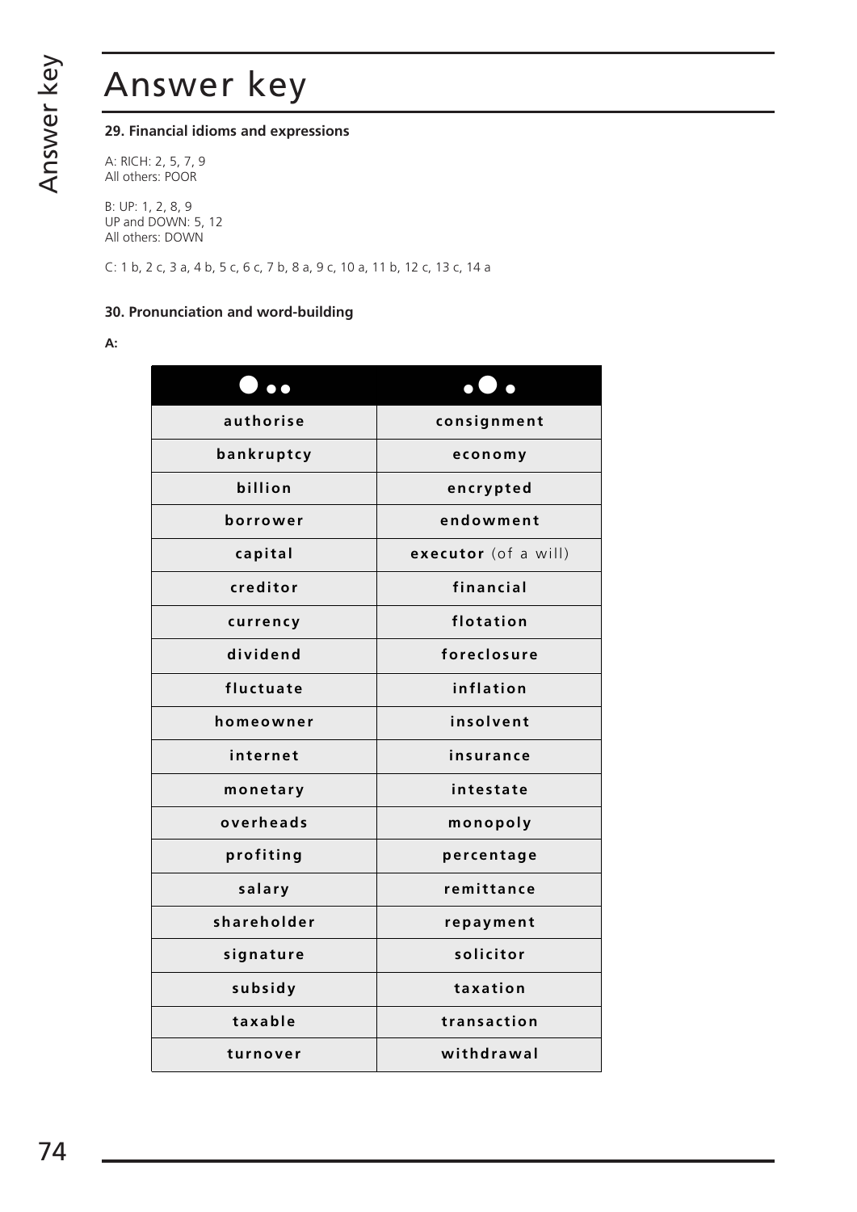# Answer key

**29. Financial idioms and expressions**

A: RICH: 2, 5, 7, 9
All others: POOR

B: UP: 1, 2, 8, 9
UP and DOWN: 5, 12
All others: DOWN

C: 1 b, 2 c, 3 a, 4 b, 5 c, 6 c, 7 b, 8 a, 9 c, 10 a, 11 b, 12 c, 13 c, 14 a

**30. Pronunciation and word-building**

**A:**

| ● • • | • ● • |
|---|---|
| **authorise** | **consignment** |
| **bankruptcy** | **economy** |
| **billion** | **encrypted** |
| **borrower** | **endowment** |
| **capital** | **executor** (of a will) |
| **creditor** | **financial** |
| **currency** | **flotation** |
| **dividend** | **foreclosure** |
| **fluctuate** | **inflation** |
| **homeowner** | **insolvent** |
| **internet** | **insurance** |
| **monetary** | **intestate** |
| **overheads** | **monopoly** |
| **profiting** | **percentage** |
| **salary** | **remittance** |
| **shareholder** | **repayment** |
| **signature** | **solicitor** |
| **subsidy** | **taxation** |
| **taxable** | **transaction** |
| **turnover** | **withdrawal** |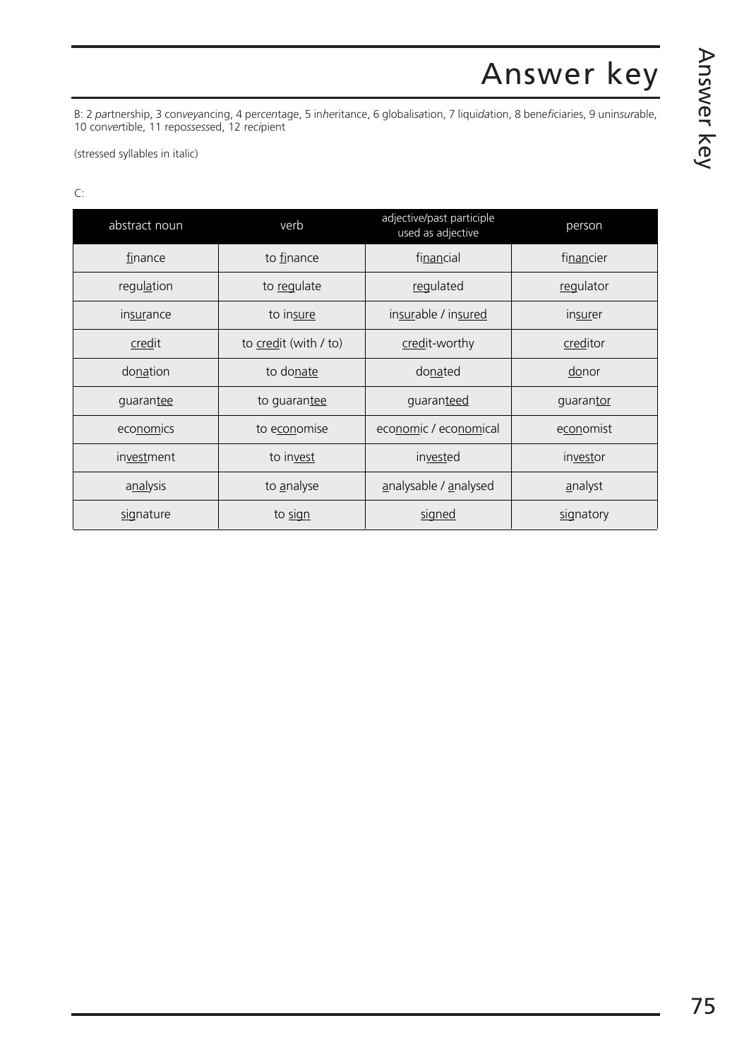# Answer key

B: 2 *par*tnership, 3 con*vey*ancing, 4 per*cen*tage, 5 in*her*itance, 6 globali*sa*tion, 7 liqui*da*tion, 8 bene*fi*ciaries, 9 unin*sur*able, 10 con*ver*tible, 11 repo*ssess*ed, 12 re*ci*pient

(stressed syllables in italic)

C:

| abstract noun | verb | adjective/past participle used as adjective | person |
| --- | --- | --- | --- |
| finance | to finance | financial | financier |
| regulation | to regulate | regulated | regulator |
| insurance | to insure | insurable / insured | insurer |
| credit | to credit (with / to) | credit-worthy | creditor |
| donation | to donate | donated | donor |
| guarantee | to guarantee | guaranteed | guarantor |
| economics | to economise | economic / economical | economist |
| investment | to invest | invested | investor |
| analysis | to analyse | analysable / analysed | analyst |
| signature | to sign | signed | signatory |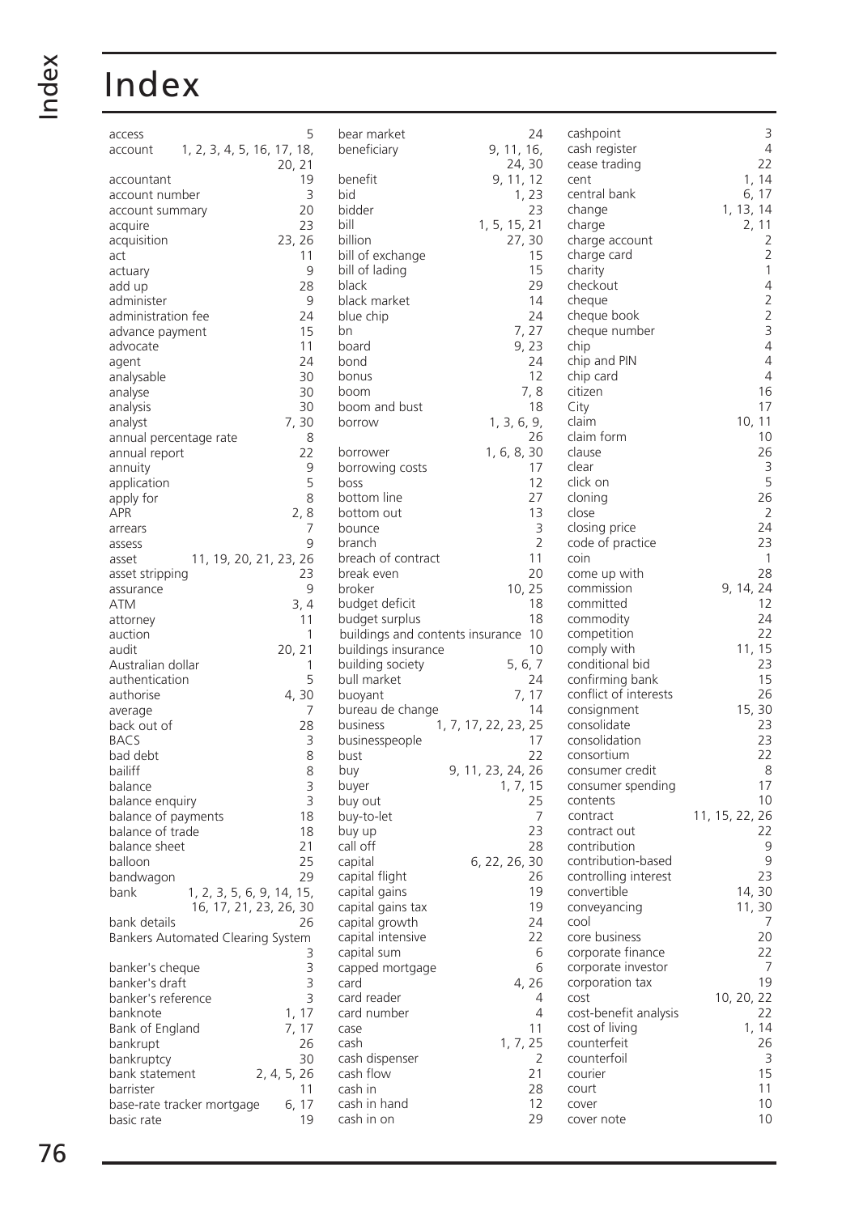# Index

access 5
account 1, 2, 3, 4, 5, 16, 17, 18, 20, 21
accountant 19
account number 3
account summary 20
acquire 23
acquisition 23, 26
act 11
actuary 9
add up 28
administer 9
administration fee 24
advance payment 15
advocate 11
agent 24
analysable 30
analyse 30
analysis 30
analyst 7, 30
annual percentage rate 8
annual report 22
annuity 9
application 5
apply for 8
APR 2, 8
arrears 7
assess 9
asset 11, 19, 20, 21, 23, 26
asset stripping 23
assurance 9
ATM 3, 4
attorney 11
auction 1
audit 20, 21
Australian dollar 1
authentication 5
authorise 4, 30
average 7
back out of 28
BACS 3
bad debt 8
bailiff 8
balance 3
balance enquiry 3
balance of payments 18
balance of trade 18
balance sheet 21
balloon 25
bandwagon 29
bank 1, 2, 3, 5, 6, 9, 14, 15, 16, 17, 21, 23, 26, 30
bank details 26
Bankers Automated Clearing System 3
banker's cheque 3
banker's draft 3
banker's reference 3
banknote 1, 17
Bank of England 7, 17
bankrupt 26
bankruptcy 30
bank statement 2, 4, 5, 26
barrister 11
base-rate tracker mortgage 6, 17
basic rate 19

bear market 24
beneficiary 9, 11, 16, 24, 30
benefit 9, 11, 12
bid 1, 23
bidder 23
bill 1, 5, 15, 21
billion 27, 30
bill of exchange 15
bill of lading 15
black 29
black market 14
blue chip 24
bn 7, 27
board 9, 23
bond 24
bonus 12
boom 7, 8
boom and bust 18
borrow 1, 3, 6, 9, 26
borrower 1, 6, 8, 30
borrowing costs 17
boss 12
bottom line 27
bottom out 13
bounce 3
branch 2
breach of contract 11
break even 20
broker 10, 25
budget deficit 18
budget surplus 18
buildings and contents insurance 10
buildings insurance 10
building society 5, 6, 7
bull market 24
buoyant 7, 17
bureau de change 14
business 1, 7, 17, 22, 23, 25
businesspeople 17
bust 22
buy 9, 11, 23, 24, 26
buyer 1, 7, 15
buy out 25
buy-to-let 7
buy up 23
call off 28
capital 6, 22, 26, 30
capital flight 26
capital gains 19
capital gains tax 19
capital growth 24
capital intensive 22
capital sum 6
capped mortgage 6
card 4, 26
card reader 4
card number 4
case 11
cash 1, 7, 25
cash dispenser 2
cash flow 21
cash in 28
cash in hand 12
cash in on 29

cashpoint 3
cash register 4
cease trading 22
cent 1, 14
central bank 6, 17
change 1, 13, 14
charge 2, 11
charge account 2
charge card 2
charity 1
checkout 4
cheque 2
cheque book 2
cheque number 3
chip 4
chip and PIN 4
chip card 4
citizen 16
City 17
claim 10, 11
claim form 10
clause 26
clear 3
click on 5
cloning 26
close 2
closing price 24
code of practice 23
coin 1
come up with 28
commission 9, 14, 24
committed 12
commodity 24
competition 22
comply with 11, 15
conditional bid 23
confirming bank 15
conflict of interests 26
consignment 15, 30
consolidate 23
consolidation 23
consortium 22
consumer credit 8
consumer spending 17
contents 10
contract 11, 15, 22, 26
contract out 22
contribution 9
contribution-based 9
controlling interest 23
convertible 14, 30
conveyancing 11, 30
cool 7
core business 20
corporate finance 22
corporate investor 7
corporation tax 19
cost 10, 20, 22
cost-benefit analysis 22
cost of living 1, 14
counterfeit 26
counterfoil 3
courier 15
court 11
cover 10
cover note 10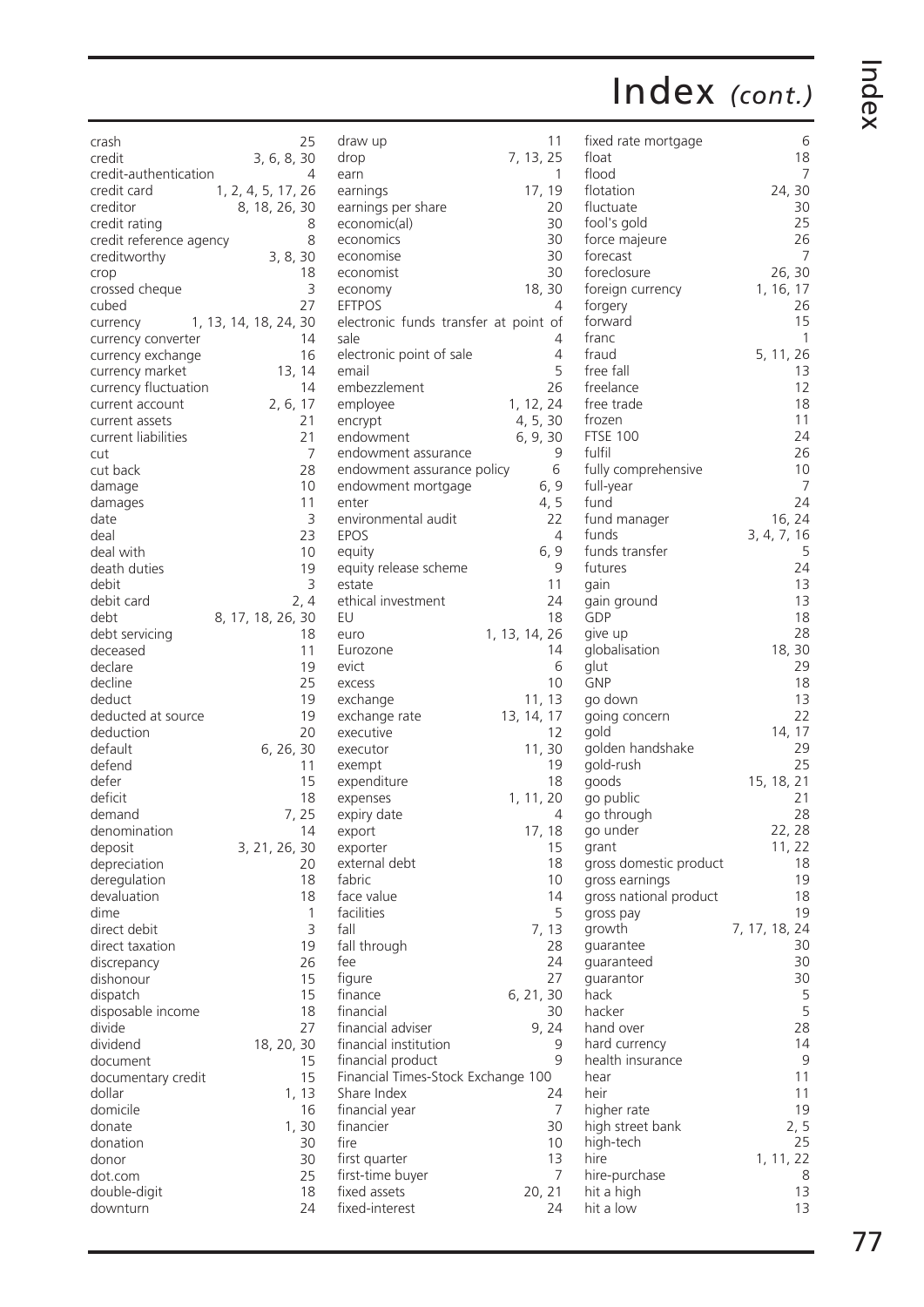# Index *(cont.)*

crash 25
credit 3, 6, 8, 30
credit-authentication 4
credit card 1, 2, 4, 5, 17, 26
creditor 8, 18, 26, 30
credit rating 8
credit reference agency 8
creditworthy 3, 8, 30
crop 18
crossed cheque 3
cubed 27
currency 1, 13, 14, 18, 24, 30
currency converter 14
currency exchange 16
currency market 13, 14
currency fluctuation 14
current account 2, 6, 17
current assets 21
current liabilities 21
cut 7
cut back 28
damage 10
damages 11
date 3
deal 23
deal with 10
death duties 19
debit 3
debit card 2, 4
debt 8, 17, 18, 26, 30
debt servicing 18
deceased 11
declare 19
decline 25
deduct 19
deducted at source 19
deduction 20
default 6, 26, 30
defend 11
defer 15
deficit 18
demand 7, 25
denomination 14
deposit 3, 21, 26, 30
depreciation 20
deregulation 18
devaluation 18
dime 1
direct debit 3
direct taxation 19
discrepancy 26
dishonour 15
dispatch 15
disposable income 18
divide 27
dividend 18, 20, 30
document 15
documentary credit 15
dollar 1, 13
domicile 16
donate 1, 30
donation 30
donor 30
dot.com 25
double-digit 18
downturn 24

draw up 11
drop 7, 13, 25
earn 1
earnings 17, 19
earnings per share 20
economic(al) 30
economics 30
economise 30
economist 30
economy 18, 30
EFTPOS 4
electronic funds transfer at point of sale 4
electronic point of sale 4
email 5
embezzlement 26
employee 1, 12, 24
encrypt 4, 5, 30
endowment 6, 9, 30
endowment assurance 9
endowment assurance policy 6
endowment mortgage 6, 9
enter 4, 5
environmental audit 22
EPOS 4
equity 6, 9
equity release scheme 9
estate 11
ethical investment 24
EU 18
euro 1, 13, 14, 26
Eurozone 14
evict 6
excess 10
exchange 11, 13
exchange rate 13, 14, 17
executive 12
executor 11, 30
exempt 19
expenditure 18
expenses 1, 11, 20
expiry date 4
export 17, 18
exporter 15
external debt 18
fabric 10
face value 14
facilities 5
fall 7, 13
fall through 28
fee 24
figure 27
finance 6, 21, 30
financial 30
financial adviser 9, 24
financial institution 9
financial product 9
Financial Times-Stock Exchange 100 Share Index 24
financial year 7
financier 30
fire 10
first quarter 13
first-time buyer 7
fixed assets 20, 21
fixed-interest 24

fixed rate mortgage 6
float 18
flood 7
flotation 24, 30
fluctuate 30
fool's gold 25
force majeure 26
forecast 7
foreclosure 26, 30
foreign currency 1, 16, 17
forgery 26
forward 15
franc 1
fraud 5, 11, 26
free fall 13
freelance 12
free trade 18
frozen 11
FTSE 100 24
fulfil 26
fully comprehensive 10
full-year 7
fund 24
fund manager 16, 24
funds 3, 4, 7, 16
funds transfer 5
futures 24
gain 13
gain ground 13
GDP 18
give up 28
globalisation 18, 30
glut 29
GNP 18
go down 13
going concern 22
gold 14, 17
golden handshake 29
gold-rush 25
goods 15, 18, 21
go public 21
go through 28
go under 22, 28
grant 11, 22
gross domestic product 18
gross earnings 19
gross national product 18
gross pay 19
growth 7, 17, 18, 24
guarantee 30
guaranteed 30
guarantor 30
hack 5
hacker 5
hand over 28
hard currency 14
health insurance 9
hear 11
heir 11
higher rate 19
high street bank 2, 5
high-tech 25
hire 1, 11, 22
hire-purchase 8
hit a high 13
hit a low 13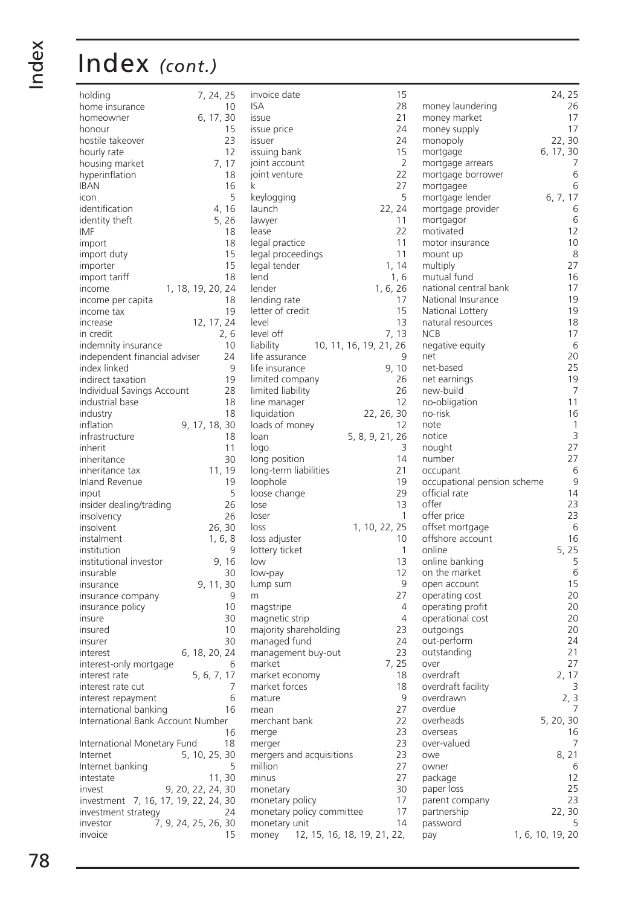# Index *(cont.)*

holding 7, 24, 25
home insurance 10
homeowner 6, 17, 30
honour 15
hostile takeover 23
hourly rate 12
housing market 7, 17
hyperinflation 18
IBAN 16
icon 5
identification 4, 16
identity theft 5, 26
IMF 18
import 18
import duty 15
importer 15
import tariff 18
income 1, 18, 19, 20, 24
income per capita 18
income tax 19
increase 12, 17, 24
in credit 2, 6
indemnity insurance 10
independent financial adviser 24
index linked 9
indirect taxation 19
Individual Savings Account 28
industrial base 18
industry 18
inflation 9, 17, 18, 30
infrastructure 18
inherit 11
inheritance 30
inheritance tax 11, 19
Inland Revenue 19
input 5
insider dealing/trading 26
insolvency 26
insolvent 26, 30
instalment 1, 6, 8
institution 9
institutional investor 9, 16
insurable 30
insurance 9, 11, 30
insurance company 9
insurance policy 10
insure 30
insured 10
insurer 30
interest 6, 18, 20, 24
interest-only mortgage 6
interest rate 5, 6, 7, 17
interest rate cut 7
interest repayment 6
international banking 16
International Bank Account Number 16
International Monetary Fund 18
Internet 5, 10, 25, 30
Internet banking 5
intestate 11, 30
invest 9, 20, 22, 24, 30
investment 7, 16, 17, 19, 22, 24, 30
investment strategy 24
investor 7, 9, 24, 25, 26, 30
invoice 15
invoice date 15
ISA 28
issue 21
issue price 24
issuer 24
issuing bank 15
joint account 2
joint venture 22
k 27
keylogging 5
launch 22, 24
lawyer 11
lease 22
legal practice 11
legal proceedings 11
legal tender 1, 14
lend 1, 6
lender 1, 6, 26
lending rate 17
letter of credit 15
level 13
level off 7, 13
liability 10, 11, 16, 19, 21, 26
life assurance 9
life insurance 9, 10
limited company 26
limited liability 26
line manager 12
liquidation 22, 26, 30
loads of money 12
loan 5, 8, 9, 21, 26
logo 3
long position 14
long-term liabilities 21
loophole 19
loose change 29
lose 13
loser 1
loss 1, 10, 22, 25
loss adjuster 10
lottery ticket 1
low 13
low-pay 12
lump sum 9
m 27
magstripe 4
magnetic strip 4
majority shareholding 23
managed fund 24
management buy-out 23
market 7, 25
market economy 18
market forces 18
mature 9
mean 27
merchant bank 22
merge 23
merger 23
mergers and acquisitions 23
million 27
minus 27
monetary 30
monetary policy 17
monetary policy committee 17
monetary unit 14
money 12, 15, 16, 18, 19, 21, 22, 24, 25
money laundering 26
money market 17
money supply 17
monopoly 22, 30
mortgage 6, 17, 30
mortgage arrears 7
mortgage borrower 6
mortgagee 6
mortgage lender 6, 7, 17
mortgage provider 6
mortgagor 6
motivated 12
motor insurance 10
mount up 8
multiply 27
mutual fund 16
national central bank 17
National Insurance 19
National Lottery 19
natural resources 18
NCB 17
negative equity 6
net 20
net-based 25
net earnings 19
new-build 7
no-obligation 11
no-risk 16
note 1
notice 3
nought 27
number 27
occupant 6
occupational pension scheme 9
official rate 14
offer 23
offer price 23
offset mortgage 6
offshore account 16
online 5, 25
online banking 5
on the market 6
open account 15
operating cost 20
operating profit 20
operational cost 20
outgoings 20
out-perform 24
outstanding 21
over 27
overdraft 2, 17
overdraft facility 3
overdrawn 2, 3
overdue 7
overheads 5, 20, 30
overseas 16
over-valued 7
owe 8, 21
owner 6
package 12
paper loss 25
parent company 23
partnership 22, 30
password 5
pay 1, 6, 10, 19, 20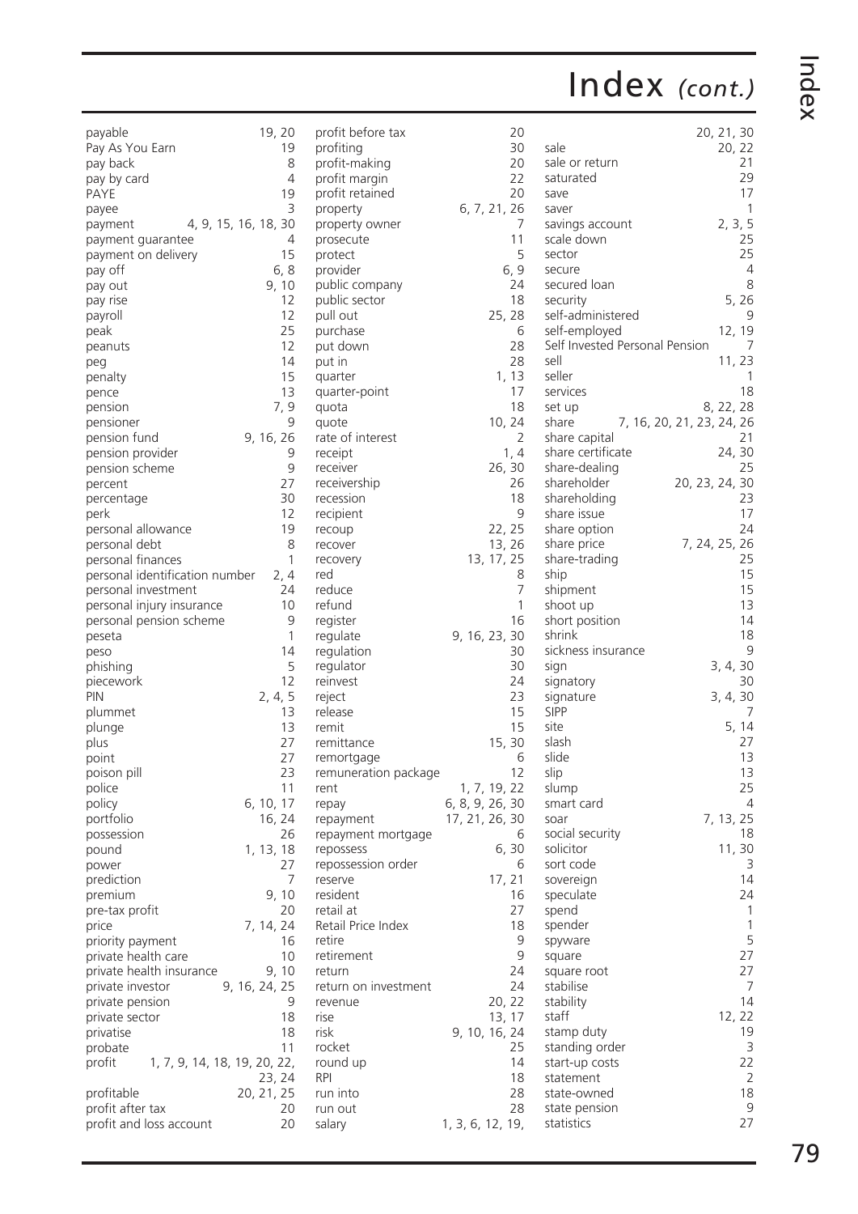# Index *(cont.)*

payable 19, 20
Pay As You Earn 19
pay back 8
pay by card 4
PAYE 19
payee 3
payment 4, 9, 15, 16, 18, 30
payment guarantee 4
payment on delivery 15
pay off 6, 8
pay out 9, 10
pay rise 12
payroll 12
peak 25
peanuts 12
peg 14
penalty 15
pence 13
pension 7, 9
pensioner 9
pension fund 9, 16, 26
pension provider 9
pension scheme 9
percent 27
percentage 30
perk 12
personal allowance 19
personal debt 8
personal finances 1
personal identification number 2, 4
personal investment 24
personal injury insurance 10
personal pension scheme 9
peseta 1
peso 14
phishing 5
piecework 12
PIN 2, 4, 5
plummet 13
plunge 13
plus 27
point 27
poison pill 23
police 11
policy 6, 10, 17
portfolio 16, 24
possession 26
pound 1, 13, 18
power 27
prediction 7
premium 9, 10
pre-tax profit 20
price 7, 14, 24
priority payment 16
private health care 10
private health insurance 9, 10
private investor 9, 16, 24, 25
private pension 9
private sector 18
privatise 18
probate 11
profit 1, 7, 9, 14, 18, 19, 20, 22, 23, 24
profitable 20, 21, 25
profit after tax 20
profit and loss account 20
profit before tax 20
profiting 30
profit-making 20
profit margin 22
profit retained 20
property 6, 7, 21, 26
property owner 7
prosecute 11
protect 5
provider 6, 9
public company 24
public sector 18
pull out 25, 28
purchase 6
put down 28
put in 28
quarter 1, 13
quarter-point 17
quota 18
quote 10, 24
rate of interest 2
receipt 1, 4
receiver 26, 30
receivership 26
recession 18
recipient 9
recoup 22, 25
recover 13, 26
recovery 13, 17, 25
red 8
reduce 7
refund 1
register 16
regulate 9, 16, 23, 30
regulation 30
regulator 30
reinvest 24
reject 23
release 15
remit 15
remittance 15, 30
remortgage 6
remuneration package 12
rent 1, 7, 19, 22
repay 6, 8, 9, 26, 30
repayment 17, 21, 26, 30
repayment mortgage 6
repossess 6, 30
repossession order 6
reserve 17, 21
resident 16
retail at 27
Retail Price Index 18
retire 9
retirement 9
return 24
return on investment 24
revenue 20, 22
rise 13, 17
risk 9, 10, 16, 24
rocket 25
round up 14
RPI 18
run into 28
run out 28
salary 1, 3, 6, 12, 19, 20, 21, 30
sale 20, 22
sale or return 21
saturated 29
save 17
saver 1
savings account 2, 3, 5
scale down 25
sector 25
secure 4
secured loan 8
security 5, 26
self-administered 9
self-employed 12, 19
Self Invested Personal Pension 7
sell 11, 23
seller 1
services 18
set up 8, 22, 28
share 7, 16, 20, 21, 23, 24, 26
share capital 21
share certificate 24, 30
share-dealing 25
shareholder 20, 23, 24, 30
shareholding 23
share issue 17
share option 24
share price 7, 24, 25, 26
share-trading 25
ship 15
shipment 15
shoot up 13
short position 14
shrink 18
sickness insurance 9
sign 3, 4, 30
signatory 30
signature 3, 4, 30
SIPP 7
site 5, 14
slash 27
slide 13
slip 13
slump 25
smart card 4
soar 7, 13, 25
social security 18
solicitor 11, 30
sort code 3
sovereign 14
speculate 24
spend 1
spender 1
spyware 5
square 27
square root 27
stabilise 7
stability 14
staff 12, 22
stamp duty 19
standing order 3
start-up costs 22
statement 2
state-owned 18
state pension 9
statistics 27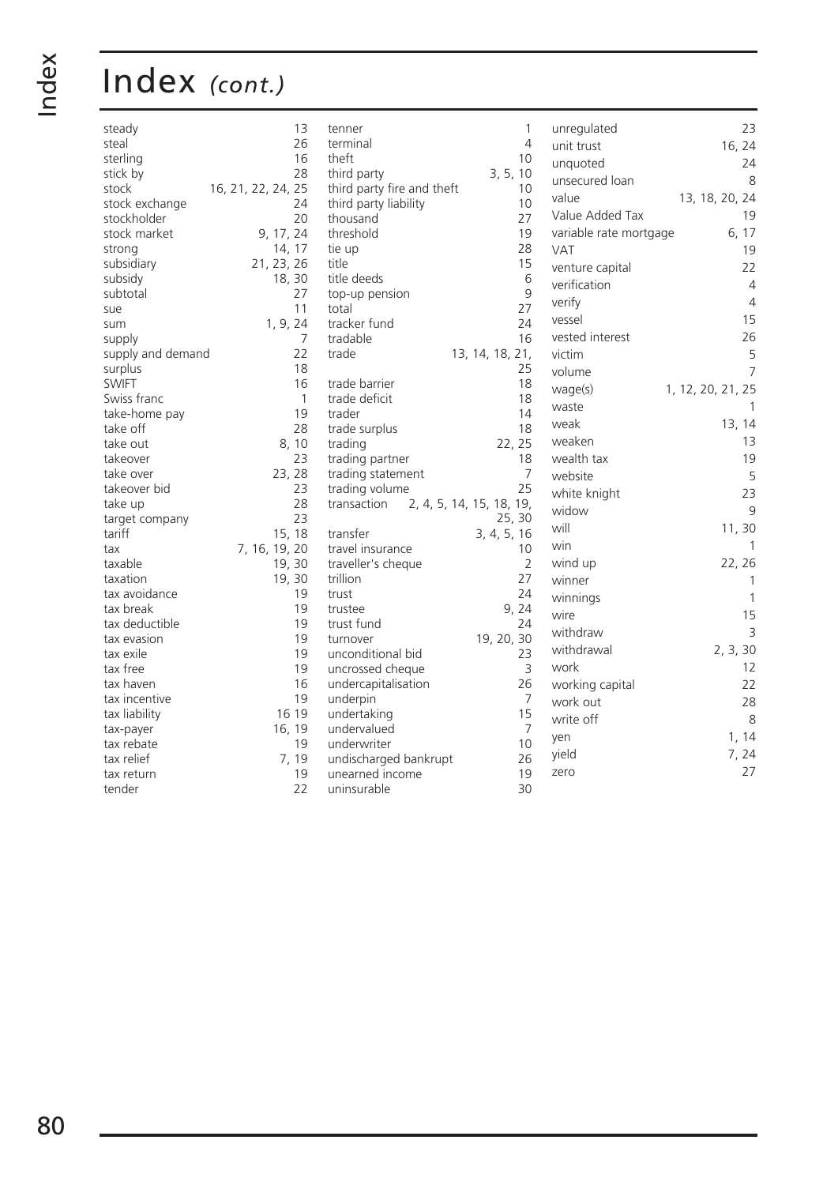# Index *(cont.)*

steady 13
steal 26
sterling 16
stick by 28
stock 16, 21, 22, 24, 25
stock exchange 24
stockholder 20
stock market 9, 17, 24
strong 14, 17
subsidiary 21, 23, 26
subsidy 18, 30
subtotal 27
sue 11
sum 1, 9, 24
supply 7
supply and demand 22
surplus 18
SWIFT 16
Swiss franc 1
take-home pay 19
take off 28
take out 8, 10
takeover 23
take over 23, 28
takeover bid 23
take up 28
target company 23
tariff 15, 18
tax 7, 16, 19, 20
taxable 19, 30
taxation 19, 30
tax avoidance 19
tax break 19
tax deductible 19
tax evasion 19
tax exile 19
tax free 19
tax haven 16
tax incentive 19
tax liability 16 19
tax-payer 16, 19
tax rebate 19
tax relief 7, 19
tax return 19
tender 22

tenner 1
terminal 4
theft 10
third party 3, 5, 10
third party fire and theft 10
third party liability 10
thousand 27
threshold 19
tie up 28
title 15
title deeds 6
top-up pension 9
total 27
tracker fund 24
tradable 16
trade 13, 14, 18, 21, 25
trade barrier 18
trade deficit 18
trader 14
trade surplus 18
trading 22, 25
trading partner 18
trading statement 7
trading volume 25
transaction 2, 4, 5, 14, 15, 18, 19, 25, 30
transfer 3, 4, 5, 16
travel insurance 10
traveller's cheque 2
trillion 27
trust 24
trustee 9, 24
trust fund 24
turnover 19, 20, 30
unconditional bid 23
uncrossed cheque 3
undercapitalisation 26
underpin 7
undertaking 15
undervalued 7
underwriter 10
undischarged bankrupt 26
unearned income 19
uninsurable 30

unregulated 23
unit trust 16, 24
unquoted 24
unsecured loan 8
value 13, 18, 20, 24
Value Added Tax 19
variable rate mortgage 6, 17
VAT 19
venture capital 22
verification 4
verify 4
vessel 15
vested interest 26
victim 5
volume 7
wage(s) 1, 12, 20, 21, 25
waste 1
weak 13, 14
weaken 13
wealth tax 19
website 5
white knight 23
widow 9
will 11, 30
win 1
wind up 22, 26
winner 1
winnings 1
wire 15
withdraw 3
withdrawal 2, 3, 30
work 12
working capital 22
work out 28
write off 8
yen 1, 14
yield 7, 24
zero 27